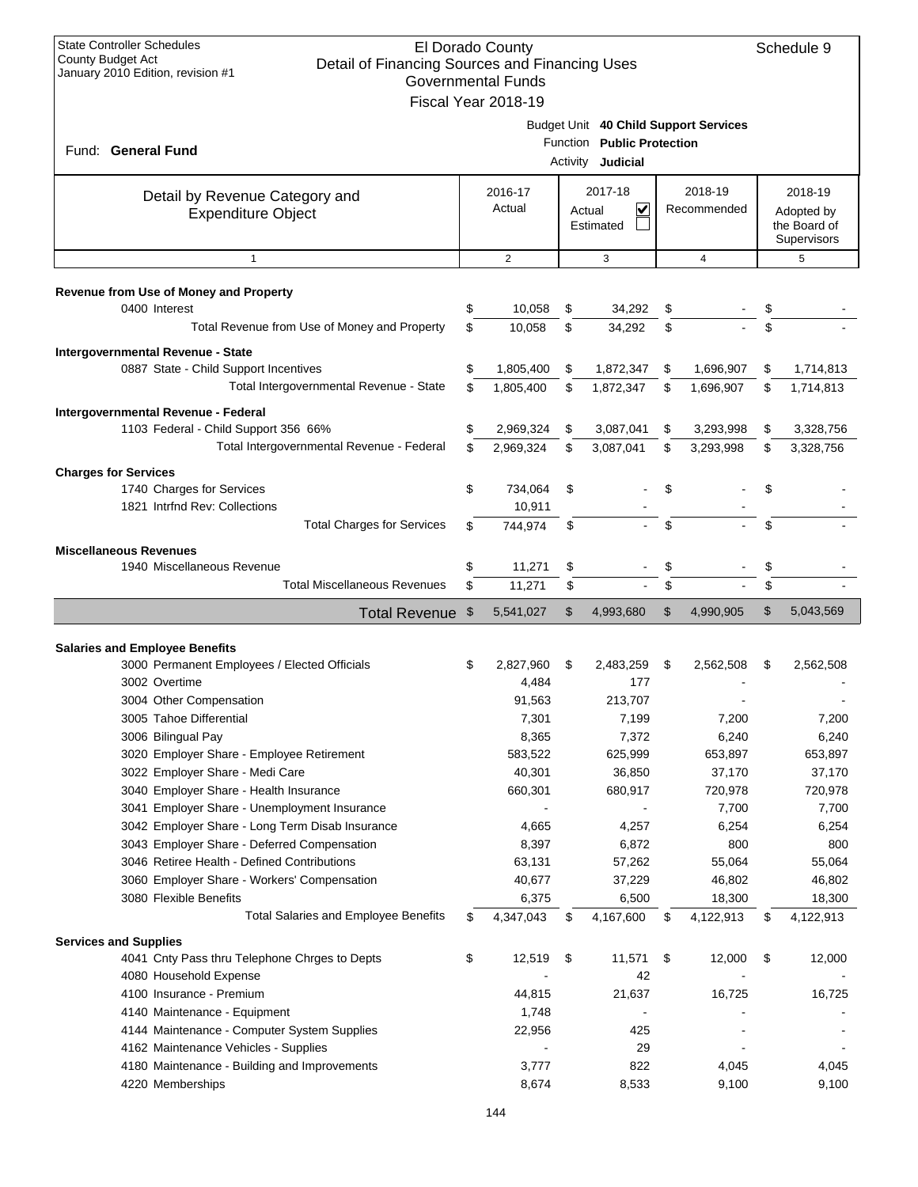State Controller Schedules
County Budget Act
January 2010 Edition, revision #1

# El Dorado County
## Detail of Financing Sources and Financing Uses
### Governmental Funds
### Fiscal Year 2018-19

Schedule 9

Fund: **General Fund**

Budget Unit **40 Child Support Services**
Function **Public Protection**
Activity **Judicial**

| Detail by Revenue Category and Expenditure Object | 2016-17 Actual | 2017-18 Actual ☑ Estimated ☐ | 2018-19 Recommended | 2018-19 Adopted by the Board of Supervisors |
|---|---|---|---|---|
| 1 | 2 | 3 | 4 | 5 |
| **Revenue from Use of Money and Property** | | | | |
| 0400 Interest | $ 10,058 | $ 34,292 | $ - | $ - |
| Total Revenue from Use of Money and Property | $ 10,058 | $ 34,292 | $ - | $ - |
| **Intergovernmental Revenue - State** | | | | |
| 0887 State - Child Support Incentives | $ 1,805,400 | $ 1,872,347 | $ 1,696,907 | $ 1,714,813 |
| Total Intergovernmental Revenue - State | $ 1,805,400 | $ 1,872,347 | $ 1,696,907 | $ 1,714,813 |
| **Intergovernmental Revenue - Federal** | | | | |
| 1103 Federal - Child Support 356 66% | $ 2,969,324 | $ 3,087,041 | $ 3,293,998 | $ 3,328,756 |
| Total Intergovernmental Revenue - Federal | $ 2,969,324 | $ 3,087,041 | $ 3,293,998 | $ 3,328,756 |
| **Charges for Services** | | | | |
| 1740 Charges for Services | $ 734,064 | $ - | $ - | $ - |
| 1821 Intrfnd Rev: Collections | 10,911 | - | - | - |
| Total Charges for Services | $ 744,974 | $ - | $ - | $ - |
| **Miscellaneous Revenues** | | | | |
| 1940 Miscellaneous Revenue | $ 11,271 | $ - | $ - | $ - |
| Total Miscellaneous Revenues | $ 11,271 | $ - | $ - | $ - |
| **Total Revenue** | $ 5,541,027 | $ 4,993,680 | $ 4,990,905 | $ 5,043,569 |
| **Salaries and Employee Benefits** | | | | |
| 3000 Permanent Employees / Elected Officials | $ 2,827,960 | $ 2,483,259 | $ 2,562,508 | $ 2,562,508 |
| 3002 Overtime | 4,484 | 177 | - | - |
| 3004 Other Compensation | 91,563 | 213,707 | - | - |
| 3005 Tahoe Differential | 7,301 | 7,199 | 7,200 | 7,200 |
| 3006 Bilingual Pay | 8,365 | 7,372 | 6,240 | 6,240 |
| 3020 Employer Share - Employee Retirement | 583,522 | 625,999 | 653,897 | 653,897 |
| 3022 Employer Share - Medi Care | 40,301 | 36,850 | 37,170 | 37,170 |
| 3040 Employer Share - Health Insurance | 660,301 | 680,917 | 720,978 | 720,978 |
| 3041 Employer Share - Unemployment Insurance | - | - | 7,700 | 7,700 |
| 3042 Employer Share - Long Term Disab Insurance | 4,665 | 4,257 | 6,254 | 6,254 |
| 3043 Employer Share - Deferred Compensation | 8,397 | 6,872 | 800 | 800 |
| 3046 Retiree Health - Defined Contributions | 63,131 | 57,262 | 55,064 | 55,064 |
| 3060 Employer Share - Workers' Compensation | 40,677 | 37,229 | 46,802 | 46,802 |
| 3080 Flexible Benefits | 6,375 | 6,500 | 18,300 | 18,300 |
| Total Salaries and Employee Benefits | $ 4,347,043 | $ 4,167,600 | $ 4,122,913 | $ 4,122,913 |
| **Services and Supplies** | | | | |
| 4041 Cnty Pass thru Telephone Chrges to Depts | $ 12,519 | $ 11,571 | $ 12,000 | $ 12,000 |
| 4080 Household Expense | - | 42 | - | - |
| 4100 Insurance - Premium | 44,815 | 21,637 | 16,725 | 16,725 |
| 4140 Maintenance - Equipment | 1,748 | - | - | - |
| 4144 Maintenance - Computer System Supplies | 22,956 | 425 | - | - |
| 4162 Maintenance Vehicles - Supplies | - | 29 | - | - |
| 4180 Maintenance - Building and Improvements | 3,777 | 822 | 4,045 | 4,045 |
| 4220 Memberships | 8,674 | 8,533 | 9,100 | 9,100 |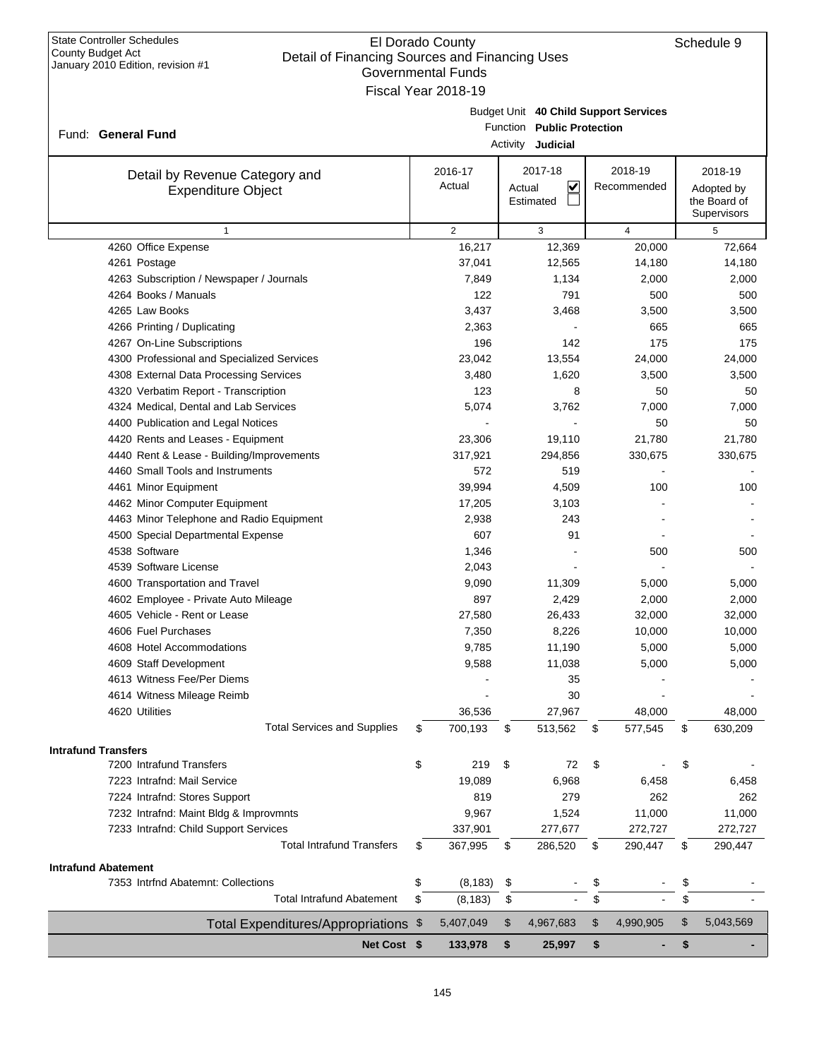State Controller Schedules
County Budget Act
January 2010 Edition, revision #1

# El Dorado County
## Detail of Financing Sources and Financing Uses
## Governmental Funds
## Fiscal Year 2018-19

Schedule 9

Fund: **General Fund**

Budget Unit **40 Child Support Services**
Function **Public Protection**
Activity **Judicial**

| Detail by Revenue Category and Expenditure Object | 2016-17 Actual | 2017-18 Actual ☑ Estimated ☐ | 2018-19 Recommended | 2018-19 Adopted by the Board of Supervisors |
|---|---|---|---|---|
| 1 | 2 | 3 | 4 | 5 |
| 4260 Office Expense | 16,217 | 12,369 | 20,000 | 72,664 |
| 4261 Postage | 37,041 | 12,565 | 14,180 | 14,180 |
| 4263 Subscription / Newspaper / Journals | 7,849 | 1,134 | 2,000 | 2,000 |
| 4264 Books / Manuals | 122 | 791 | 500 | 500 |
| 4265 Law Books | 3,437 | 3,468 | 3,500 | 3,500 |
| 4266 Printing / Duplicating | 2,363 | - | 665 | 665 |
| 4267 On-Line Subscriptions | 196 | 142 | 175 | 175 |
| 4300 Professional and Specialized Services | 23,042 | 13,554 | 24,000 | 24,000 |
| 4308 External Data Processing Services | 3,480 | 1,620 | 3,500 | 3,500 |
| 4320 Verbatim Report - Transcription | 123 | 8 | 50 | 50 |
| 4324 Medical, Dental and Lab Services | 5,074 | 3,762 | 7,000 | 7,000 |
| 4400 Publication and Legal Notices | - | - | 50 | 50 |
| 4420 Rents and Leases - Equipment | 23,306 | 19,110 | 21,780 | 21,780 |
| 4440 Rent & Lease - Building/Improvements | 317,921 | 294,856 | 330,675 | 330,675 |
| 4460 Small Tools and Instruments | 572 | 519 | - | - |
| 4461 Minor Equipment | 39,994 | 4,509 | 100 | 100 |
| 4462 Minor Computer Equipment | 17,205 | 3,103 | - | - |
| 4463 Minor Telephone and Radio Equipment | 2,938 | 243 | - | - |
| 4500 Special Departmental Expense | 607 | 91 | - | - |
| 4538 Software | 1,346 | - | 500 | 500 |
| 4539 Software License | 2,043 | - | - | - |
| 4600 Transportation and Travel | 9,090 | 11,309 | 5,000 | 5,000 |
| 4602 Employee - Private Auto Mileage | 897 | 2,429 | 2,000 | 2,000 |
| 4605 Vehicle - Rent or Lease | 27,580 | 26,433 | 32,000 | 32,000 |
| 4606 Fuel Purchases | 7,350 | 8,226 | 10,000 | 10,000 |
| 4608 Hotel Accommodations | 9,785 | 11,190 | 5,000 | 5,000 |
| 4609 Staff Development | 9,588 | 11,038 | 5,000 | 5,000 |
| 4613 Witness Fee/Per Diems | - | 35 | - | - |
| 4614 Witness Mileage Reimb | - | 30 | - | - |
| 4620 Utilities | 36,536 | 27,967 | 48,000 | 48,000 |
| Total Services and Supplies | $ 700,193 | $ 513,562 | $ 577,545 | $ 630,209 |
| **Intrafund Transfers** | | | | |
| 7200 Intrafund Transfers | $ 219 | $ 72 | $ - | $ - |
| 7223 Intrafnd: Mail Service | 19,089 | 6,968 | 6,458 | 6,458 |
| 7224 Intrafnd: Stores Support | 819 | 279 | 262 | 262 |
| 7232 Intrafnd: Maint Bldg & Improvmnts | 9,967 | 1,524 | 11,000 | 11,000 |
| 7233 Intrafnd: Child Support Services | 337,901 | 277,677 | 272,727 | 272,727 |
| Total Intrafund Transfers | $ 367,995 | $ 286,520 | $ 290,447 | $ 290,447 |
| **Intrafund Abatement** | | | | |
| 7353 Intrfnd Abatemnt: Collections | $ (8,183) | $ - | $ - | $ - |
| Total Intrafund Abatement | $ (8,183) | $ - | $ - | $ - |
| Total Expenditures/Appropriations | $ 5,407,049 | $ 4,967,683 | $ 4,990,905 | $ 5,043,569 |
| **Net Cost** | **$ 133,978** | **$ 25,997** | **$ -** | **$ -** |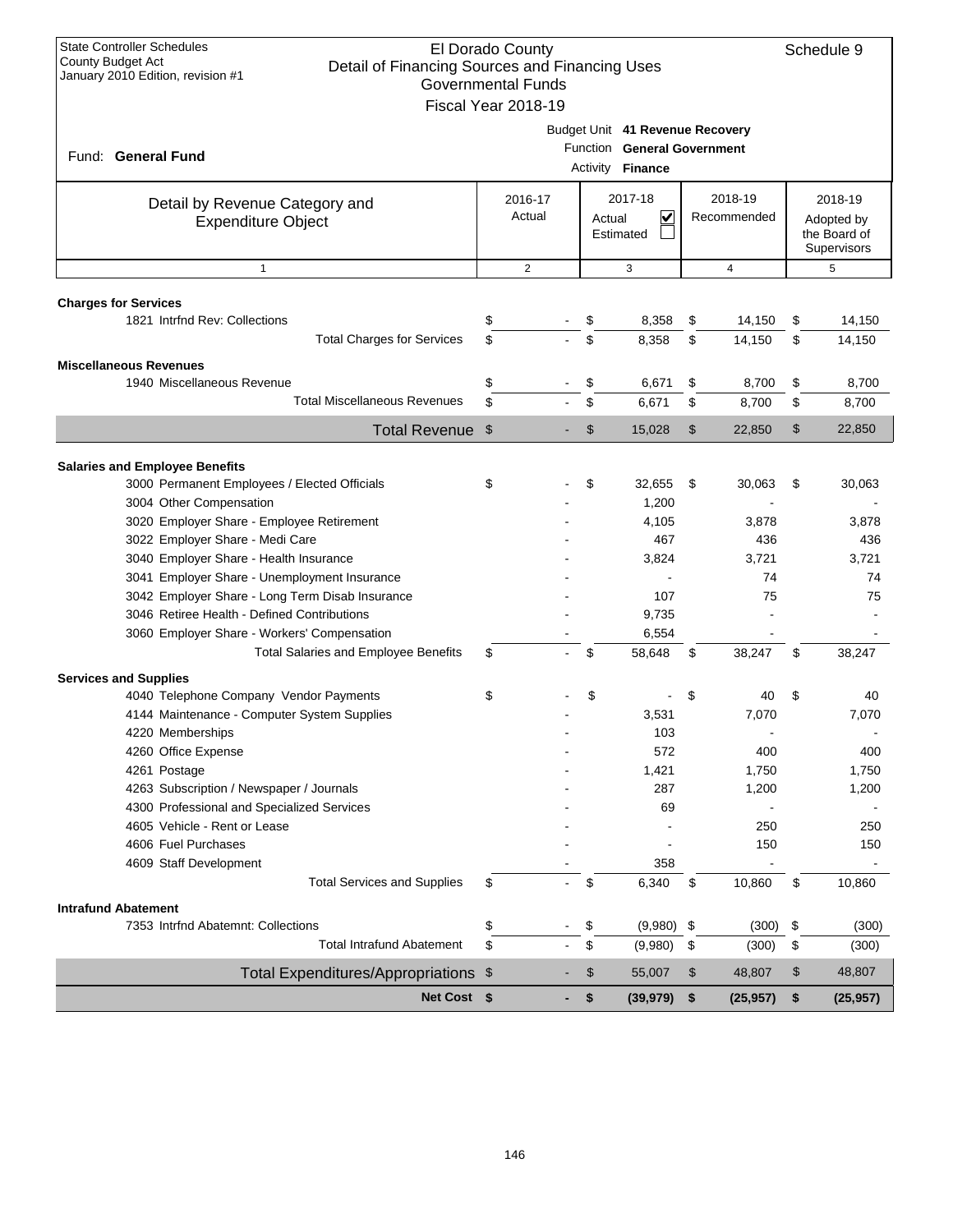State Controller Schedules
County Budget Act
January 2010 Edition, revision #1

# El Dorado County
## Detail of Financing Sources and Financing Uses
### Governmental Funds
### Fiscal Year 2018-19

Schedule 9

Fund: **General Fund**

Budget Unit **41 Revenue Recovery**
Function **General Government**
Activity **Finance**

| Detail by Revenue Category and Expenditure Object | 2016-17 Actual | 2017-18 Actual ☑ Estimated ☐ | 2018-19 Recommended | 2018-19 Adopted by the Board of Supervisors |
|---|---|---|---|---|
| 1 | 2 | 3 | 4 | 5 |
| **Charges for Services** | | | | |
| 1821 Intrfnd Rev: Collections | $ - | $ 8,358 | $ 14,150 | $ 14,150 |
| Total Charges for Services | $ - | $ 8,358 | $ 14,150 | $ 14,150 |
| **Miscellaneous Revenues** | | | | |
| 1940 Miscellaneous Revenue | $ - | $ 6,671 | $ 8,700 | $ 8,700 |
| Total Miscellaneous Revenues | $ - | $ 6,671 | $ 8,700 | $ 8,700 |
| **Total Revenue** | $ - | $ 15,028 | $ 22,850 | $ 22,850 |
| **Salaries and Employee Benefits** | | | | |
| 3000 Permanent Employees / Elected Officials | $ - | $ 32,655 | $ 30,063 | $ 30,063 |
| 3004 Other Compensation | - | 1,200 | - | - |
| 3020 Employer Share - Employee Retirement | - | 4,105 | 3,878 | 3,878 |
| 3022 Employer Share - Medi Care | - | 467 | 436 | 436 |
| 3040 Employer Share - Health Insurance | - | 3,824 | 3,721 | 3,721 |
| 3041 Employer Share - Unemployment Insurance | - | - | 74 | 74 |
| 3042 Employer Share - Long Term Disab Insurance | - | 107 | 75 | 75 |
| 3046 Retiree Health - Defined Contributions | - | 9,735 | - | - |
| 3060 Employer Share - Workers' Compensation | - | 6,554 | - | - |
| Total Salaries and Employee Benefits | $ - | $ 58,648 | $ 38,247 | $ 38,247 |
| **Services and Supplies** | | | | |
| 4040 Telephone Company Vendor Payments | $ - | $ - | $ 40 | $ 40 |
| 4144 Maintenance - Computer System Supplies | - | 3,531 | 7,070 | 7,070 |
| 4220 Memberships | - | 103 | - | - |
| 4260 Office Expense | - | 572 | 400 | 400 |
| 4261 Postage | - | 1,421 | 1,750 | 1,750 |
| 4263 Subscription / Newspaper / Journals | - | 287 | 1,200 | 1,200 |
| 4300 Professional and Specialized Services | - | 69 | - | - |
| 4605 Vehicle - Rent or Lease | - | - | 250 | 250 |
| 4606 Fuel Purchases | - | - | 150 | 150 |
| 4609 Staff Development | - | 358 | - | - |
| Total Services and Supplies | $ - | $ 6,340 | $ 10,860 | $ 10,860 |
| **Intrafund Abatement** | | | | |
| 7353 Intrfnd Abatemnt: Collections | $ - | $ (9,980) | $ (300) | $ (300) |
| Total Intrafund Abatement | $ - | $ (9,980) | $ (300) | $ (300) |
| **Total Expenditures/Appropriations** | $ - | $ 55,007 | $ 48,807 | $ 48,807 |
| **Net Cost** | **$ -** | **$ (39,979)** | **$ (25,957)** | **$ (25,957)** |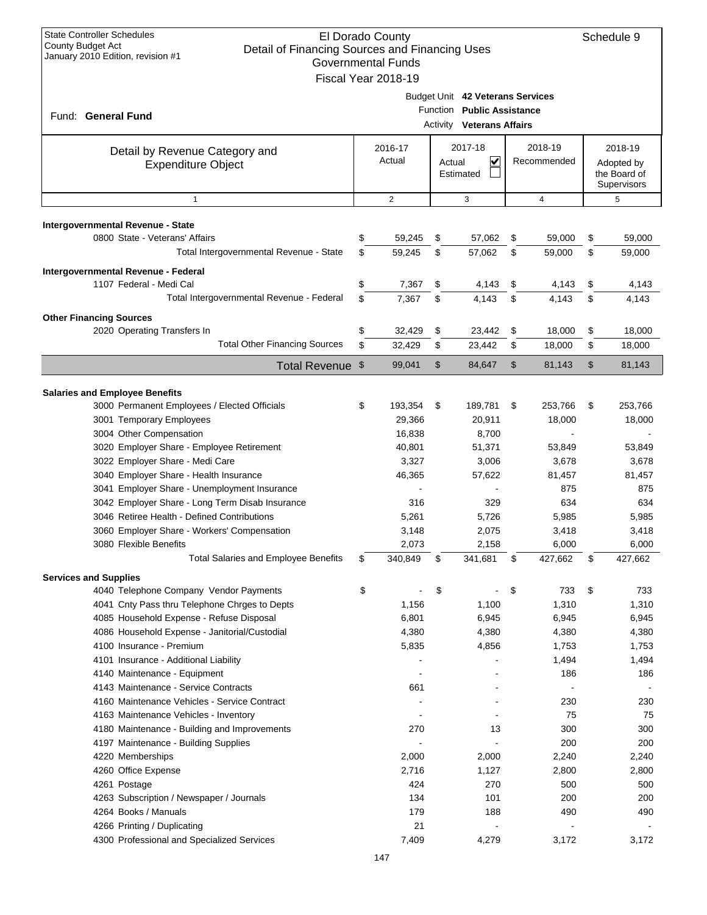State Controller Schedules
County Budget Act
January 2010 Edition, revision #1

# El Dorado County
## Detail of Financing Sources and Financing Uses
### Governmental Funds
### Fiscal Year 2018-19

Schedule 9

Fund: **General Fund**

Budget Unit **42 Veterans Services**
Function **Public Assistance**
Activity **Veterans Affairs**

| Detail by Revenue Category and Expenditure Object | 2016-17 Actual | 2017-18 Actual ☑ Estimated ☐ | 2018-19 Recommended | 2018-19 Adopted by the Board of Supervisors |
|---|---|---|---|---|
| 1 | 2 | 3 | 4 | 5 |
| **Intergovernmental Revenue - State** | | | | |
| 0800 State - Veterans' Affairs | $ 59,245 | $ 57,062 | $ 59,000 | $ 59,000 |
| Total Intergovernmental Revenue - State | $ 59,245 | $ 57,062 | $ 59,000 | $ 59,000 |
| **Intergovernmental Revenue - Federal** | | | | |
| 1107 Federal - Medi Cal | $ 7,367 | $ 4,143 | $ 4,143 | $ 4,143 |
| Total Intergovernmental Revenue - Federal | $ 7,367 | $ 4,143 | $ 4,143 | $ 4,143 |
| **Other Financing Sources** | | | | |
| 2020 Operating Transfers In | $ 32,429 | $ 23,442 | $ 18,000 | $ 18,000 |
| Total Other Financing Sources | $ 32,429 | $ 23,442 | $ 18,000 | $ 18,000 |
| **Total Revenue** | $ 99,041 | $ 84,647 | $ 81,143 | $ 81,143 |
| **Salaries and Employee Benefits** | | | | |
| 3000 Permanent Employees / Elected Officials | $ 193,354 | $ 189,781 | $ 253,766 | $ 253,766 |
| 3001 Temporary Employees | 29,366 | 20,911 | 18,000 | 18,000 |
| 3004 Other Compensation | 16,838 | 8,700 | - | - |
| 3020 Employer Share - Employee Retirement | 40,801 | 51,371 | 53,849 | 53,849 |
| 3022 Employer Share - Medi Care | 3,327 | 3,006 | 3,678 | 3,678 |
| 3040 Employer Share - Health Insurance | 46,365 | 57,622 | 81,457 | 81,457 |
| 3041 Employer Share - Unemployment Insurance | - | - | 875 | 875 |
| 3042 Employer Share - Long Term Disab Insurance | 316 | 329 | 634 | 634 |
| 3046 Retiree Health - Defined Contributions | 5,261 | 5,726 | 5,985 | 5,985 |
| 3060 Employer Share - Workers' Compensation | 3,148 | 2,075 | 3,418 | 3,418 |
| 3080 Flexible Benefits | 2,073 | 2,158 | 6,000 | 6,000 |
| Total Salaries and Employee Benefits | $ 340,849 | $ 341,681 | $ 427,662 | $ 427,662 |
| **Services and Supplies** | | | | |
| 4040 Telephone Company Vendor Payments | $ - | $ - | $ 733 | $ 733 |
| 4041 Cnty Pass thru Telephone Chrges to Depts | 1,156 | 1,100 | 1,310 | 1,310 |
| 4085 Household Expense - Refuse Disposal | 6,801 | 6,945 | 6,945 | 6,945 |
| 4086 Household Expense - Janitorial/Custodial | 4,380 | 4,380 | 4,380 | 4,380 |
| 4100 Insurance - Premium | 5,835 | 4,856 | 1,753 | 1,753 |
| 4101 Insurance - Additional Liability | - | - | 1,494 | 1,494 |
| 4140 Maintenance - Equipment | - | - | 186 | 186 |
| 4143 Maintenance - Service Contracts | 661 | - | - | - |
| 4160 Maintenance Vehicles - Service Contract | - | - | 230 | 230 |
| 4163 Maintenance Vehicles - Inventory | - | - | 75 | 75 |
| 4180 Maintenance - Building and Improvements | 270 | 13 | 300 | 300 |
| 4197 Maintenance - Building Supplies | - | - | 200 | 200 |
| 4220 Memberships | 2,000 | 2,000 | 2,240 | 2,240 |
| 4260 Office Expense | 2,716 | 1,127 | 2,800 | 2,800 |
| 4261 Postage | 424 | 270 | 500 | 500 |
| 4263 Subscription / Newspaper / Journals | 134 | 101 | 200 | 200 |
| 4264 Books / Manuals | 179 | 188 | 490 | 490 |
| 4266 Printing / Duplicating | 21 | - | - | - |
| 4300 Professional and Specialized Services | 7,409 | 4,279 | 3,172 | 3,172 |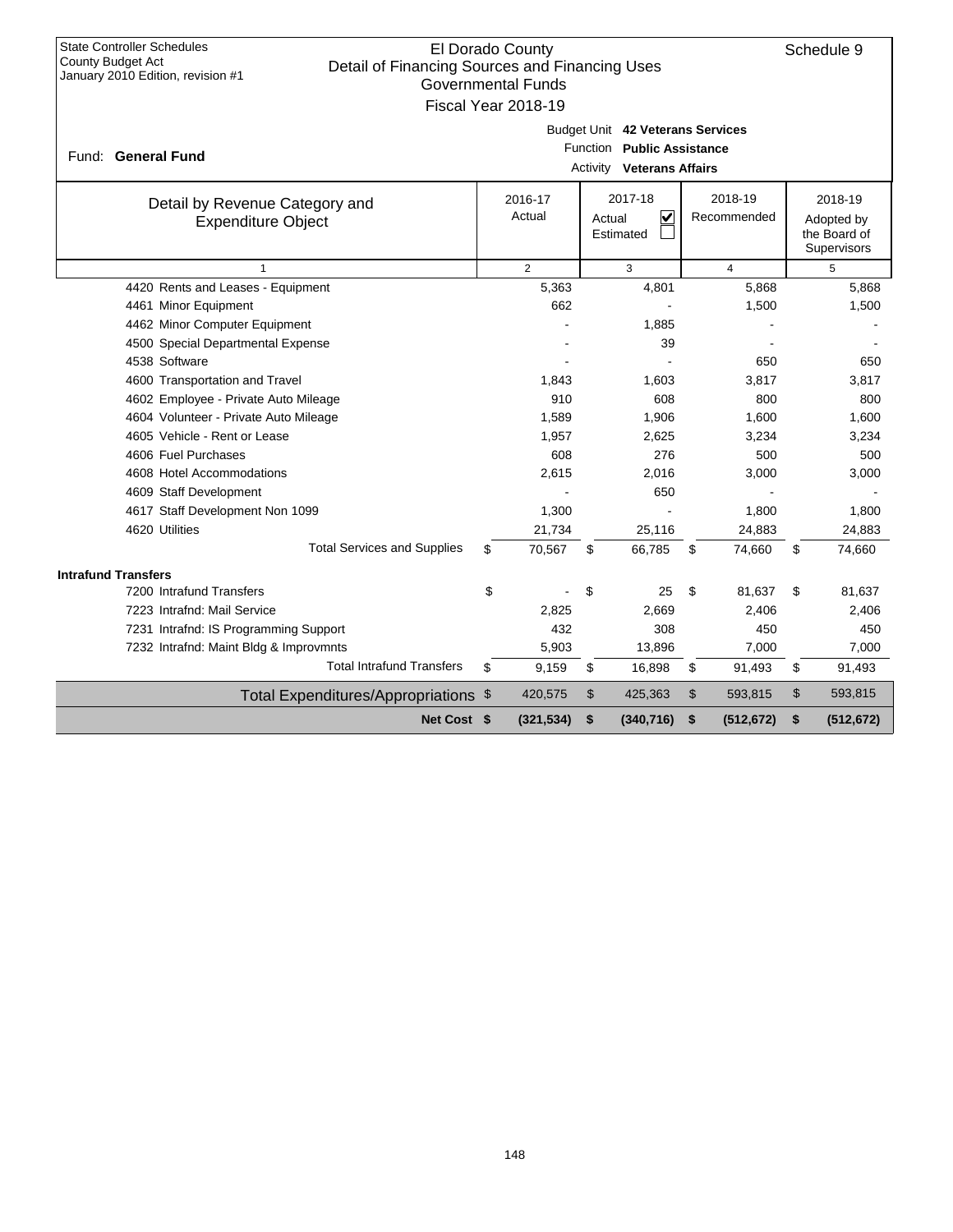State Controller Schedules
County Budget Act
January 2010 Edition, revision #1

El Dorado County
Detail of Financing Sources and Financing Uses
Governmental Funds
Fiscal Year 2018-19

Schedule 9

Fund: **General Fund**

Budget Unit **42 Veterans Services**
Function **Public Assistance**
Activity **Veterans Affairs**

| Detail by Revenue Category and Expenditure Object | 2016-17 Actual | 2017-18 Actual ☑ Estimated ☐ | 2018-19 Recommended | 2018-19 Adopted by the Board of Supervisors |
|---|---|---|---|---|
| 1 | 2 | 3 | 4 | 5 |
| 4420 Rents and Leases - Equipment | 5,363 | 4,801 | 5,868 | 5,868 |
| 4461 Minor Equipment | 662 | - | 1,500 | 1,500 |
| 4462 Minor Computer Equipment | - | 1,885 | - | - |
| 4500 Special Departmental Expense | - | 39 | - | - |
| 4538 Software | - | - | 650 | 650 |
| 4600 Transportation and Travel | 1,843 | 1,603 | 3,817 | 3,817 |
| 4602 Employee - Private Auto Mileage | 910 | 608 | 800 | 800 |
| 4604 Volunteer - Private Auto Mileage | 1,589 | 1,906 | 1,600 | 1,600 |
| 4605 Vehicle - Rent or Lease | 1,957 | 2,625 | 3,234 | 3,234 |
| 4606 Fuel Purchases | 608 | 276 | 500 | 500 |
| 4608 Hotel Accommodations | 2,615 | 2,016 | 3,000 | 3,000 |
| 4609 Staff Development | - | 650 | - | - |
| 4617 Staff Development Non 1099 | 1,300 | - | 1,800 | 1,800 |
| 4620 Utilities | 21,734 | 25,116 | 24,883 | 24,883 |
| Total Services and Supplies | $ 70,567 | $ 66,785 | $ 74,660 | $ 74,660 |
| **Intrafund Transfers** | | | | |
| 7200 Intrafund Transfers | $ - | $ 25 | $ 81,637 | $ 81,637 |
| 7223 Intrafnd: Mail Service | 2,825 | 2,669 | 2,406 | 2,406 |
| 7231 Intrafnd: IS Programming Support | 432 | 308 | 450 | 450 |
| 7232 Intrafnd: Maint Bldg & Improvmnts | 5,903 | 13,896 | 7,000 | 7,000 |
| Total Intrafund Transfers | $ 9,159 | $ 16,898 | $ 91,493 | $ 91,493 |
| Total Expenditures/Appropriations | $ 420,575 | $ 425,363 | $ 593,815 | $ 593,815 |
| **Net Cost** | **$ (321,534)** | **$ (340,716)** | **$ (512,672)** | **$ (512,672)** |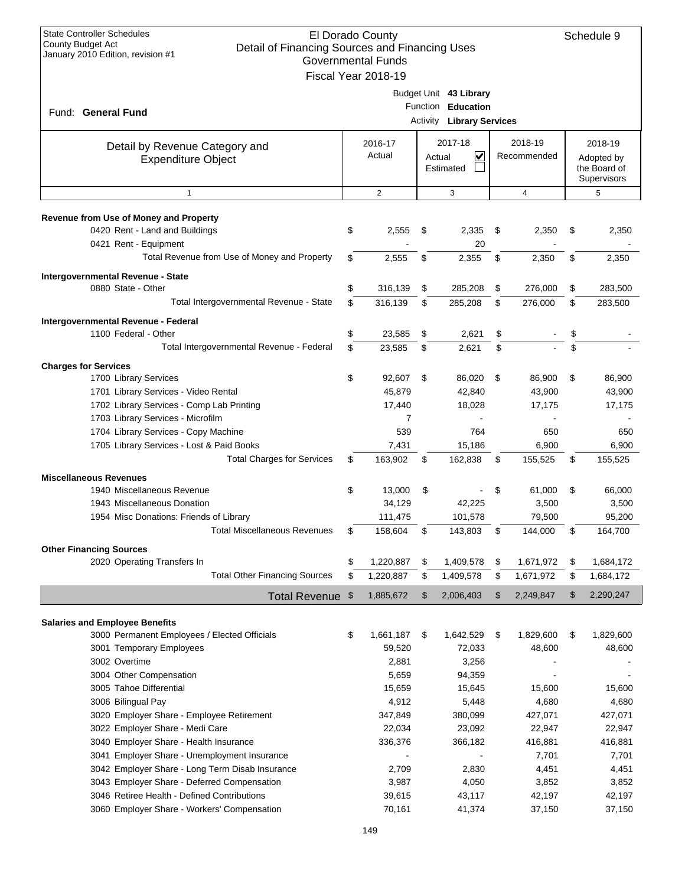State Controller Schedules
County Budget Act
January 2010 Edition, revision #1

# El Dorado County
## Detail of Financing Sources and Financing Uses
### Governmental Funds
### Fiscal Year 2018-19

Schedule 9

Fund: **General Fund**

Budget Unit **43 Library**
Function **Education**
Activity **Library Services**

| Detail by Revenue Category and Expenditure Object | 2016-17 Actual | 2017-18 Actual ☑ Estimated ☐ | 2018-19 Recommended | 2018-19 Adopted by the Board of Supervisors |
|---|---|---|---|---|
| 1 | 2 | 3 | 4 | 5 |
| **Revenue from Use of Money and Property** | | | | |
| 0420 Rent - Land and Buildings | $ 2,555 | $ 2,335 | $ 2,350 | $ 2,350 |
| 0421 Rent - Equipment | - | 20 | - | - |
| Total Revenue from Use of Money and Property | $ 2,555 | $ 2,355 | $ 2,350 | $ 2,350 |
| **Intergovernmental Revenue - State** | | | | |
| 0880 State - Other | $ 316,139 | $ 285,208 | $ 276,000 | $ 283,500 |
| Total Intergovernmental Revenue - State | $ 316,139 | $ 285,208 | $ 276,000 | $ 283,500 |
| **Intergovernmental Revenue - Federal** | | | | |
| 1100 Federal - Other | $ 23,585 | $ 2,621 | $ - | $ - |
| Total Intergovernmental Revenue - Federal | $ 23,585 | $ 2,621 | $ - | $ - |
| **Charges for Services** | | | | |
| 1700 Library Services | $ 92,607 | $ 86,020 | $ 86,900 | $ 86,900 |
| 1701 Library Services - Video Rental | 45,879 | 42,840 | 43,900 | 43,900 |
| 1702 Library Services - Comp Lab Printing | 17,440 | 18,028 | 17,175 | 17,175 |
| 1703 Library Services - Microfilm | 7 | - | - | - |
| 1704 Library Services - Copy Machine | 539 | 764 | 650 | 650 |
| 1705 Library Services - Lost & Paid Books | 7,431 | 15,186 | 6,900 | 6,900 |
| Total Charges for Services | $ 163,902 | $ 162,838 | $ 155,525 | $ 155,525 |
| **Miscellaneous Revenues** | | | | |
| 1940 Miscellaneous Revenue | $ 13,000 | $ - | $ 61,000 | $ 66,000 |
| 1943 Miscellaneous Donation | 34,129 | 42,225 | 3,500 | 3,500 |
| 1954 Misc Donations: Friends of Library | 111,475 | 101,578 | 79,500 | 95,200 |
| Total Miscellaneous Revenues | $ 158,604 | $ 143,803 | $ 144,000 | $ 164,700 |
| **Other Financing Sources** | | | | |
| 2020 Operating Transfers In | $ 1,220,887 | $ 1,409,578 | $ 1,671,972 | $ 1,684,172 |
| Total Other Financing Sources | $ 1,220,887 | $ 1,409,578 | $ 1,671,972 | $ 1,684,172 |
| **Total Revenue** | $ 1,885,672 | $ 2,006,403 | $ 2,249,847 | $ 2,290,247 |
| **Salaries and Employee Benefits** | | | | |
| 3000 Permanent Employees / Elected Officials | $ 1,661,187 | $ 1,642,529 | $ 1,829,600 | $ 1,829,600 |
| 3001 Temporary Employees | 59,520 | 72,033 | 48,600 | 48,600 |
| 3002 Overtime | 2,881 | 3,256 | - | - |
| 3004 Other Compensation | 5,659 | 94,359 | - | - |
| 3005 Tahoe Differential | 15,659 | 15,645 | 15,600 | 15,600 |
| 3006 Bilingual Pay | 4,912 | 5,448 | 4,680 | 4,680 |
| 3020 Employer Share - Employee Retirement | 347,849 | 380,099 | 427,071 | 427,071 |
| 3022 Employer Share - Medi Care | 22,034 | 23,092 | 22,947 | 22,947 |
| 3040 Employer Share - Health Insurance | 336,376 | 366,182 | 416,881 | 416,881 |
| 3041 Employer Share - Unemployment Insurance | - | - | 7,701 | 7,701 |
| 3042 Employer Share - Long Term Disab Insurance | 2,709 | 2,830 | 4,451 | 4,451 |
| 3043 Employer Share - Deferred Compensation | 3,987 | 4,050 | 3,852 | 3,852 |
| 3046 Retiree Health - Defined Contributions | 39,615 | 43,117 | 42,197 | 42,197 |
| 3060 Employer Share - Workers' Compensation | 70,161 | 41,374 | 37,150 | 37,150 |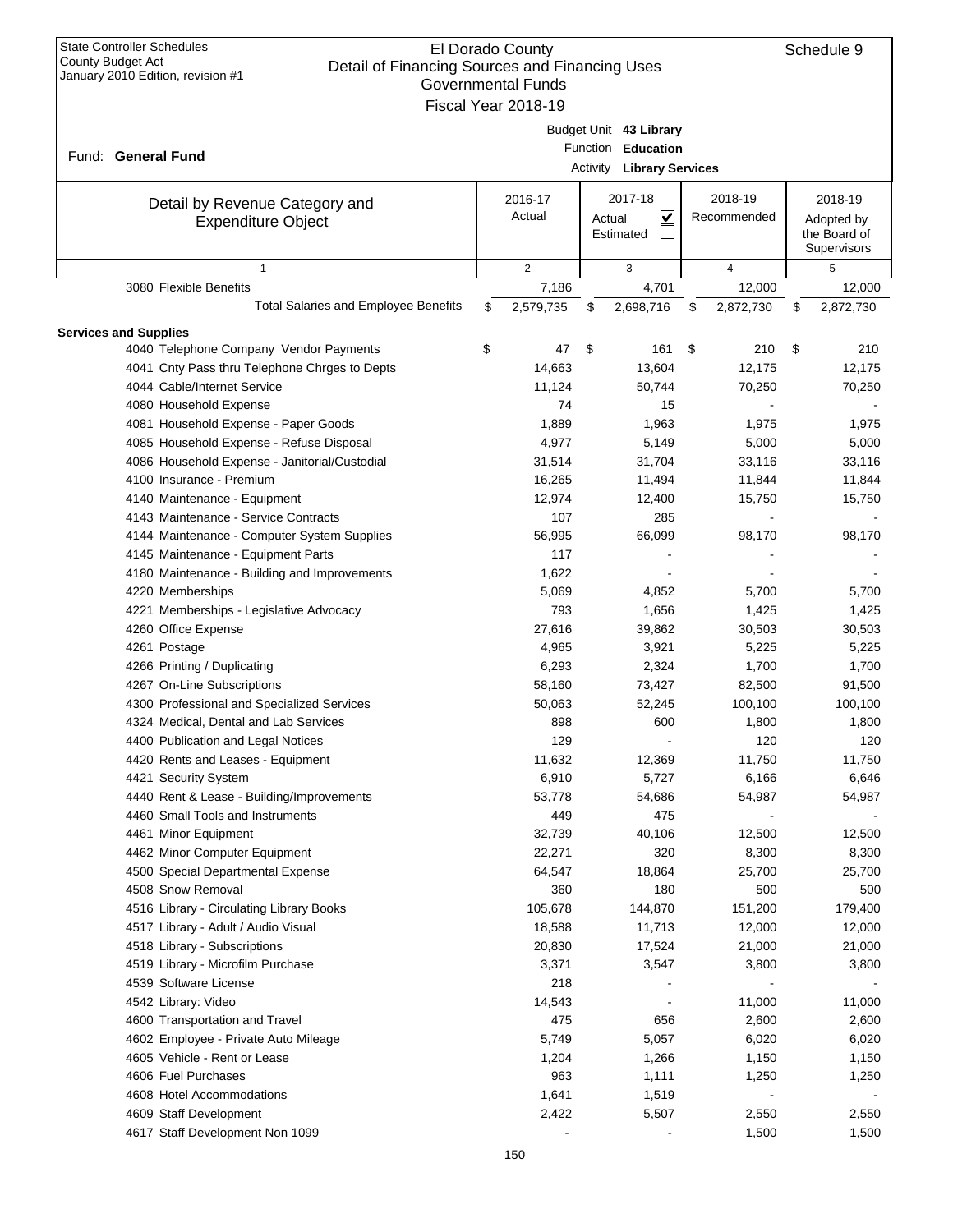State Controller Schedules
County Budget Act
January 2010 Edition, revision #1

# El Dorado County
## Detail of Financing Sources and Financing Uses
### Governmental Funds
### Fiscal Year 2018-19

Schedule 9

Fund: **General Fund**

Budget Unit **43 Library**
Function **Education**
Activity **Library Services**

| Detail by Revenue Category and Expenditure Object | 2016-17 Actual | 2017-18 Actual ☑ Estimated ☐ | 2018-19 Recommended | 2018-19 Adopted by the Board of Supervisors |
|---|---|---|---|---|
| 1 | 2 | 3 | 4 | 5 |
| 3080 Flexible Benefits | 7,186 | 4,701 | 12,000 | 12,000 |
| Total Salaries and Employee Benefits | $ 2,579,735 | $ 2,698,716 | $ 2,872,730 | $ 2,872,730 |
| **Services and Supplies** | | | | |
| 4040 Telephone Company Vendor Payments | $ 47 | $ 161 | $ 210 | $ 210 |
| 4041 Cnty Pass thru Telephone Chrges to Depts | 14,663 | 13,604 | 12,175 | 12,175 |
| 4044 Cable/Internet Service | 11,124 | 50,744 | 70,250 | 70,250 |
| 4080 Household Expense | 74 | 15 | - | - |
| 4081 Household Expense - Paper Goods | 1,889 | 1,963 | 1,975 | 1,975 |
| 4085 Household Expense - Refuse Disposal | 4,977 | 5,149 | 5,000 | 5,000 |
| 4086 Household Expense - Janitorial/Custodial | 31,514 | 31,704 | 33,116 | 33,116 |
| 4100 Insurance - Premium | 16,265 | 11,494 | 11,844 | 11,844 |
| 4140 Maintenance - Equipment | 12,974 | 12,400 | 15,750 | 15,750 |
| 4143 Maintenance - Service Contracts | 107 | 285 | - | - |
| 4144 Maintenance - Computer System Supplies | 56,995 | 66,099 | 98,170 | 98,170 |
| 4145 Maintenance - Equipment Parts | 117 | - | - | - |
| 4180 Maintenance - Building and Improvements | 1,622 | - | - | - |
| 4220 Memberships | 5,069 | 4,852 | 5,700 | 5,700 |
| 4221 Memberships - Legislative Advocacy | 793 | 1,656 | 1,425 | 1,425 |
| 4260 Office Expense | 27,616 | 39,862 | 30,503 | 30,503 |
| 4261 Postage | 4,965 | 3,921 | 5,225 | 5,225 |
| 4266 Printing / Duplicating | 6,293 | 2,324 | 1,700 | 1,700 |
| 4267 On-Line Subscriptions | 58,160 | 73,427 | 82,500 | 91,500 |
| 4300 Professional and Specialized Services | 50,063 | 52,245 | 100,100 | 100,100 |
| 4324 Medical, Dental and Lab Services | 898 | 600 | 1,800 | 1,800 |
| 4400 Publication and Legal Notices | 129 | - | 120 | 120 |
| 4420 Rents and Leases - Equipment | 11,632 | 12,369 | 11,750 | 11,750 |
| 4421 Security System | 6,910 | 5,727 | 6,166 | 6,646 |
| 4440 Rent & Lease - Building/Improvements | 53,778 | 54,686 | 54,987 | 54,987 |
| 4460 Small Tools and Instruments | 449 | 475 | - | - |
| 4461 Minor Equipment | 32,739 | 40,106 | 12,500 | 12,500 |
| 4462 Minor Computer Equipment | 22,271 | 320 | 8,300 | 8,300 |
| 4500 Special Departmental Expense | 64,547 | 18,864 | 25,700 | 25,700 |
| 4508 Snow Removal | 360 | 180 | 500 | 500 |
| 4516 Library - Circulating Library Books | 105,678 | 144,870 | 151,200 | 179,400 |
| 4517 Library - Adult / Audio Visual | 18,588 | 11,713 | 12,000 | 12,000 |
| 4518 Library - Subscriptions | 20,830 | 17,524 | 21,000 | 21,000 |
| 4519 Library - Microfilm Purchase | 3,371 | 3,547 | 3,800 | 3,800 |
| 4539 Software License | 218 | - | - | - |
| 4542 Library: Video | 14,543 | - | 11,000 | 11,000 |
| 4600 Transportation and Travel | 475 | 656 | 2,600 | 2,600 |
| 4602 Employee - Private Auto Mileage | 5,749 | 5,057 | 6,020 | 6,020 |
| 4605 Vehicle - Rent or Lease | 1,204 | 1,266 | 1,150 | 1,150 |
| 4606 Fuel Purchases | 963 | 1,111 | 1,250 | 1,250 |
| 4608 Hotel Accommodations | 1,641 | 1,519 | - | - |
| 4609 Staff Development | 2,422 | 5,507 | 2,550 | 2,550 |
| 4617 Staff Development Non 1099 | - | - | 1,500 | 1,500 |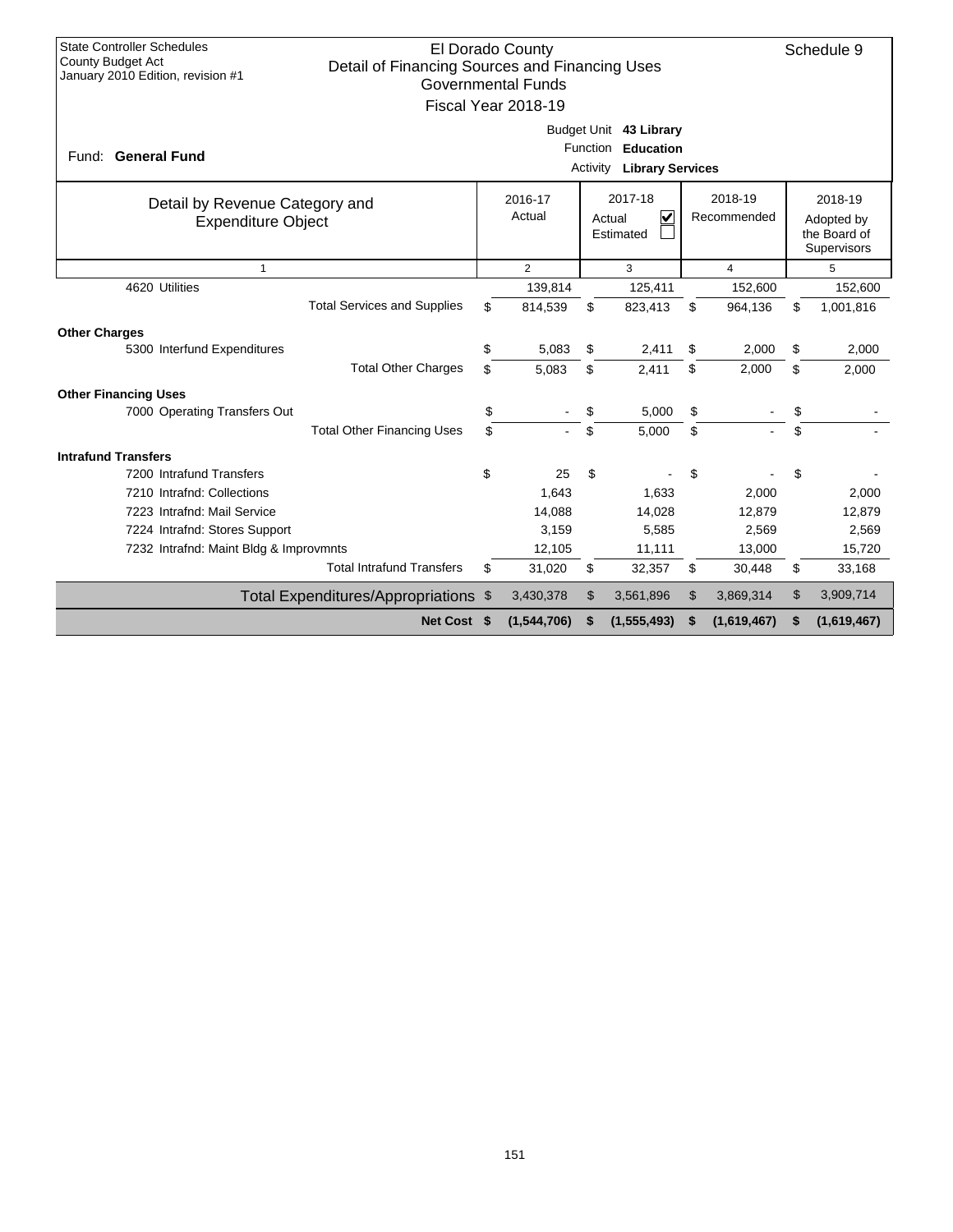State Controller Schedules
County Budget Act
January 2010 Edition, revision #1

# El Dorado County
## Detail of Financing Sources and Financing Uses
### Governmental Funds
### Fiscal Year 2018-19

Schedule 9

Fund: **General Fund**

Budget Unit **43 Library**
Function **Education**
Activity **Library Services**

| Detail by Revenue Category and Expenditure Object | 2016-17 Actual | 2017-18 Actual ☑ Estimated ☐ | 2018-19 Recommended | 2018-19 Adopted by the Board of Supervisors |
|---|---|---|---|---|
| 1 | 2 | 3 | 4 | 5 |
| 4620 Utilities | 139,814 | 125,411 | 152,600 | 152,600 |
| Total Services and Supplies | $ 814,539 | $ 823,413 | $ 964,136 | $ 1,001,816 |
| **Other Charges** | | | | |
| 5300 Interfund Expenditures | $ 5,083 | $ 2,411 | $ 2,000 | $ 2,000 |
| Total Other Charges | $ 5,083 | $ 2,411 | $ 2,000 | $ 2,000 |
| **Other Financing Uses** | | | | |
| 7000 Operating Transfers Out | $ - | $ 5,000 | $ - | $ - |
| Total Other Financing Uses | $ - | $ 5,000 | $ - | $ - |
| **Intrafund Transfers** | | | | |
| 7200 Intrafund Transfers | $ 25 | $ - | $ - | $ - |
| 7210 Intrafnd: Collections | 1,643 | 1,633 | 2,000 | 2,000 |
| 7223 Intrafnd: Mail Service | 14,088 | 14,028 | 12,879 | 12,879 |
| 7224 Intrafnd: Stores Support | 3,159 | 5,585 | 2,569 | 2,569 |
| 7232 Intrafnd: Maint Bldg & Improvmnts | 12,105 | 11,111 | 13,000 | 15,720 |
| Total Intrafund Transfers | $ 31,020 | $ 32,357 | $ 30,448 | $ 33,168 |
| Total Expenditures/Appropriations | $ 3,430,378 | $ 3,561,896 | $ 3,869,314 | $ 3,909,714 |
| **Net Cost** | **$ (1,544,706)** | **$ (1,555,493)** | **$ (1,619,467)** | **$ (1,619,467)** |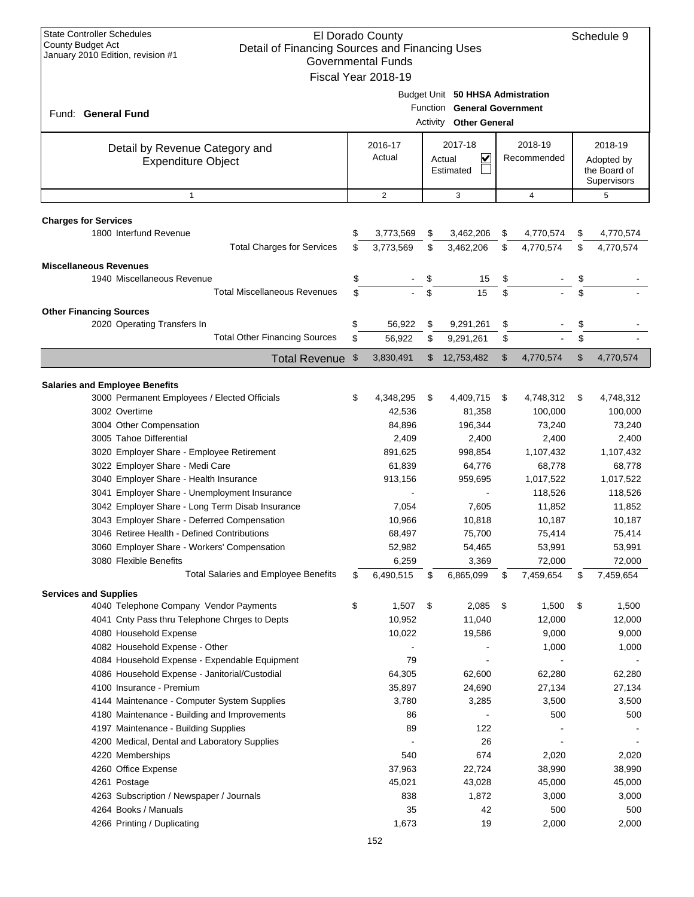State Controller Schedules
County Budget Act
January 2010 Edition, revision #1

# El Dorado County
## Detail of Financing Sources and Financing Uses
### Governmental Funds
### Fiscal Year 2018-19

Schedule 9

Fund: **General Fund**

Budget Unit **50 HHSA Admistration**
Function **General Government**
Activity **Other General**

| Detail by Revenue Category and Expenditure Object | 2016-17 Actual | 2017-18 Actual ☑ Estimated ☐ | 2018-19 Recommended | 2018-19 Adopted by the Board of Supervisors |
|---|---|---|---|---|
| 1 | 2 | 3 | 4 | 5 |
| **Charges for Services** | | | | |
| 1800 Interfund Revenue | $ 3,773,569 | $ 3,462,206 | $ 4,770,574 | $ 4,770,574 |
| Total Charges for Services | $ 3,773,569 | $ 3,462,206 | $ 4,770,574 | $ 4,770,574 |
| **Miscellaneous Revenues** | | | | |
| 1940 Miscellaneous Revenue | $ - | $ 15 | $ - | $ - |
| Total Miscellaneous Revenues | $ - | $ 15 | $ - | $ - |
| **Other Financing Sources** | | | | |
| 2020 Operating Transfers In | $ 56,922 | $ 9,291,261 | $ - | $ - |
| Total Other Financing Sources | $ 56,922 | $ 9,291,261 | $ - | $ - |
| **Total Revenue** | $ 3,830,491 | $ 12,753,482 | $ 4,770,574 | $ 4,770,574 |
| **Salaries and Employee Benefits** | | | | |
| 3000 Permanent Employees / Elected Officials | $ 4,348,295 | $ 4,409,715 | $ 4,748,312 | $ 4,748,312 |
| 3002 Overtime | 42,536 | 81,358 | 100,000 | 100,000 |
| 3004 Other Compensation | 84,896 | 196,344 | 73,240 | 73,240 |
| 3005 Tahoe Differential | 2,409 | 2,400 | 2,400 | 2,400 |
| 3020 Employer Share - Employee Retirement | 891,625 | 998,854 | 1,107,432 | 1,107,432 |
| 3022 Employer Share - Medi Care | 61,839 | 64,776 | 68,778 | 68,778 |
| 3040 Employer Share - Health Insurance | 913,156 | 959,695 | 1,017,522 | 1,017,522 |
| 3041 Employer Share - Unemployment Insurance | - | - | 118,526 | 118,526 |
| 3042 Employer Share - Long Term Disab Insurance | 7,054 | 7,605 | 11,852 | 11,852 |
| 3043 Employer Share - Deferred Compensation | 10,966 | 10,818 | 10,187 | 10,187 |
| 3046 Retiree Health - Defined Contributions | 68,497 | 75,700 | 75,414 | 75,414 |
| 3060 Employer Share - Workers' Compensation | 52,982 | 54,465 | 53,991 | 53,991 |
| 3080 Flexible Benefits | 6,259 | 3,369 | 72,000 | 72,000 |
| Total Salaries and Employee Benefits | $ 6,490,515 | $ 6,865,099 | $ 7,459,654 | $ 7,459,654 |
| **Services and Supplies** | | | | |
| 4040 Telephone Company Vendor Payments | $ 1,507 | $ 2,085 | $ 1,500 | $ 1,500 |
| 4041 Cnty Pass thru Telephone Chrges to Depts | 10,952 | 11,040 | 12,000 | 12,000 |
| 4080 Household Expense | 10,022 | 19,586 | 9,000 | 9,000 |
| 4082 Household Expense - Other | - | - | 1,000 | 1,000 |
| 4084 Household Expense - Expendable Equipment | 79 | - | - | - |
| 4086 Household Expense - Janitorial/Custodial | 64,305 | 62,600 | 62,280 | 62,280 |
| 4100 Insurance - Premium | 35,897 | 24,690 | 27,134 | 27,134 |
| 4144 Maintenance - Computer System Supplies | 3,780 | 3,285 | 3,500 | 3,500 |
| 4180 Maintenance - Building and Improvements | 86 | - | 500 | 500 |
| 4197 Maintenance - Building Supplies | 89 | 122 | - | - |
| 4200 Medical, Dental and Laboratory Supplies | - | 26 | - | - |
| 4220 Memberships | 540 | 674 | 2,020 | 2,020 |
| 4260 Office Expense | 37,963 | 22,724 | 38,990 | 38,990 |
| 4261 Postage | 45,021 | 43,028 | 45,000 | 45,000 |
| 4263 Subscription / Newspaper / Journals | 838 | 1,872 | 3,000 | 3,000 |
| 4264 Books / Manuals | 35 | 42 | 500 | 500 |
| 4266 Printing / Duplicating | 1,673 | 19 | 2,000 | 2,000 |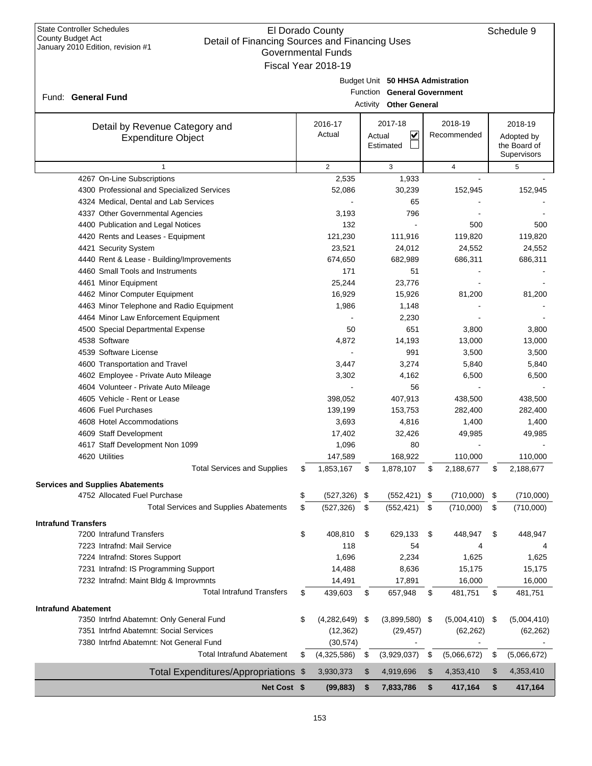State Controller Schedules
County Budget Act
January 2010 Edition, revision #1

# El Dorado County
## Detail of Financing Sources and Financing Uses
### Governmental Funds
### Fiscal Year 2018-19

Schedule 9

Fund: **General Fund**

Budget Unit **50 HHSA Admistration**
Function **General Government**
Activity **Other General**

| Detail by Revenue Category and Expenditure Object | 2016-17 Actual | 2017-18 Actual ☑ Estimated ☐ | 2018-19 Recommended | 2018-19 Adopted by the Board of Supervisors |
|---|---|---|---|---|
| 1 | 2 | 3 | 4 | 5 |
| 4267 On-Line Subscriptions | 2,535 | 1,933 | - | - |
| 4300 Professional and Specialized Services | 52,086 | 30,239 | 152,945 | 152,945 |
| 4324 Medical, Dental and Lab Services | - | 65 | - | - |
| 4337 Other Governmental Agencies | 3,193 | 796 | - | - |
| 4400 Publication and Legal Notices | 132 | - | 500 | 500 |
| 4420 Rents and Leases - Equipment | 121,230 | 111,916 | 119,820 | 119,820 |
| 4421 Security System | 23,521 | 24,012 | 24,552 | 24,552 |
| 4440 Rent & Lease - Building/Improvements | 674,650 | 682,989 | 686,311 | 686,311 |
| 4460 Small Tools and Instruments | 171 | 51 | - | - |
| 4461 Minor Equipment | 25,244 | 23,776 | - | - |
| 4462 Minor Computer Equipment | 16,929 | 15,926 | 81,200 | 81,200 |
| 4463 Minor Telephone and Radio Equipment | 1,986 | 1,148 | - | - |
| 4464 Minor Law Enforcement Equipment | - | 2,230 | - | - |
| 4500 Special Departmental Expense | 50 | 651 | 3,800 | 3,800 |
| 4538 Software | 4,872 | 14,193 | 13,000 | 13,000 |
| 4539 Software License | - | 991 | 3,500 | 3,500 |
| 4600 Transportation and Travel | 3,447 | 3,274 | 5,840 | 5,840 |
| 4602 Employee - Private Auto Mileage | 3,302 | 4,162 | 6,500 | 6,500 |
| 4604 Volunteer - Private Auto Mileage | - | 56 | - | - |
| 4605 Vehicle - Rent or Lease | 398,052 | 407,913 | 438,500 | 438,500 |
| 4606 Fuel Purchases | 139,199 | 153,753 | 282,400 | 282,400 |
| 4608 Hotel Accommodations | 3,693 | 4,816 | 1,400 | 1,400 |
| 4609 Staff Development | 17,402 | 32,426 | 49,985 | 49,985 |
| 4617 Staff Development Non 1099 | 1,096 | 80 | - | - |
| 4620 Utilities | 147,589 | 168,922 | 110,000 | 110,000 |
| Total Services and Supplies | $ 1,853,167 | $ 1,878,107 | $ 2,188,677 | $ 2,188,677 |
| **Services and Supplies Abatements** | | | | |
| 4752 Allocated Fuel Purchase | $ (527,326) | $ (552,421) | $ (710,000) | $ (710,000) |
| Total Services and Supplies Abatements | $ (527,326) | $ (552,421) | $ (710,000) | $ (710,000) |
| **Intrafund Transfers** | | | | |
| 7200 Intrafund Transfers | $ 408,810 | $ 629,133 | $ 448,947 | $ 448,947 |
| 7223 Intrafnd: Mail Service | 118 | 54 | 4 | 4 |
| 7224 Intrafnd: Stores Support | 1,696 | 2,234 | 1,625 | 1,625 |
| 7231 Intrafnd: IS Programming Support | 14,488 | 8,636 | 15,175 | 15,175 |
| 7232 Intrafnd: Maint Bldg & Improvmnts | 14,491 | 17,891 | 16,000 | 16,000 |
| Total Intrafund Transfers | $ 439,603 | $ 657,948 | $ 481,751 | $ 481,751 |
| **Intrafund Abatement** | | | | |
| 7350 Intrfnd Abatemnt: Only General Fund | $ (4,282,649) | $ (3,899,580) | $ (5,004,410) | $ (5,004,410) |
| 7351 Intrfnd Abatemnt: Social Services | (12,362) | (29,457) | (62,262) | (62,262) |
| 7380 Intrfnd Abatemnt: Not General Fund | (30,574) | - | - | - |
| Total Intrafund Abatement | $ (4,325,586) | $ (3,929,037) | $ (5,066,672) | $ (5,066,672) |
| Total Expenditures/Appropriations | $ 3,930,373 | $ 4,919,696 | $ 4,353,410 | $ 4,353,410 |
| **Net Cost** | **$ (99,883)** | **$ 7,833,786** | **$ 417,164** | **$ 417,164** |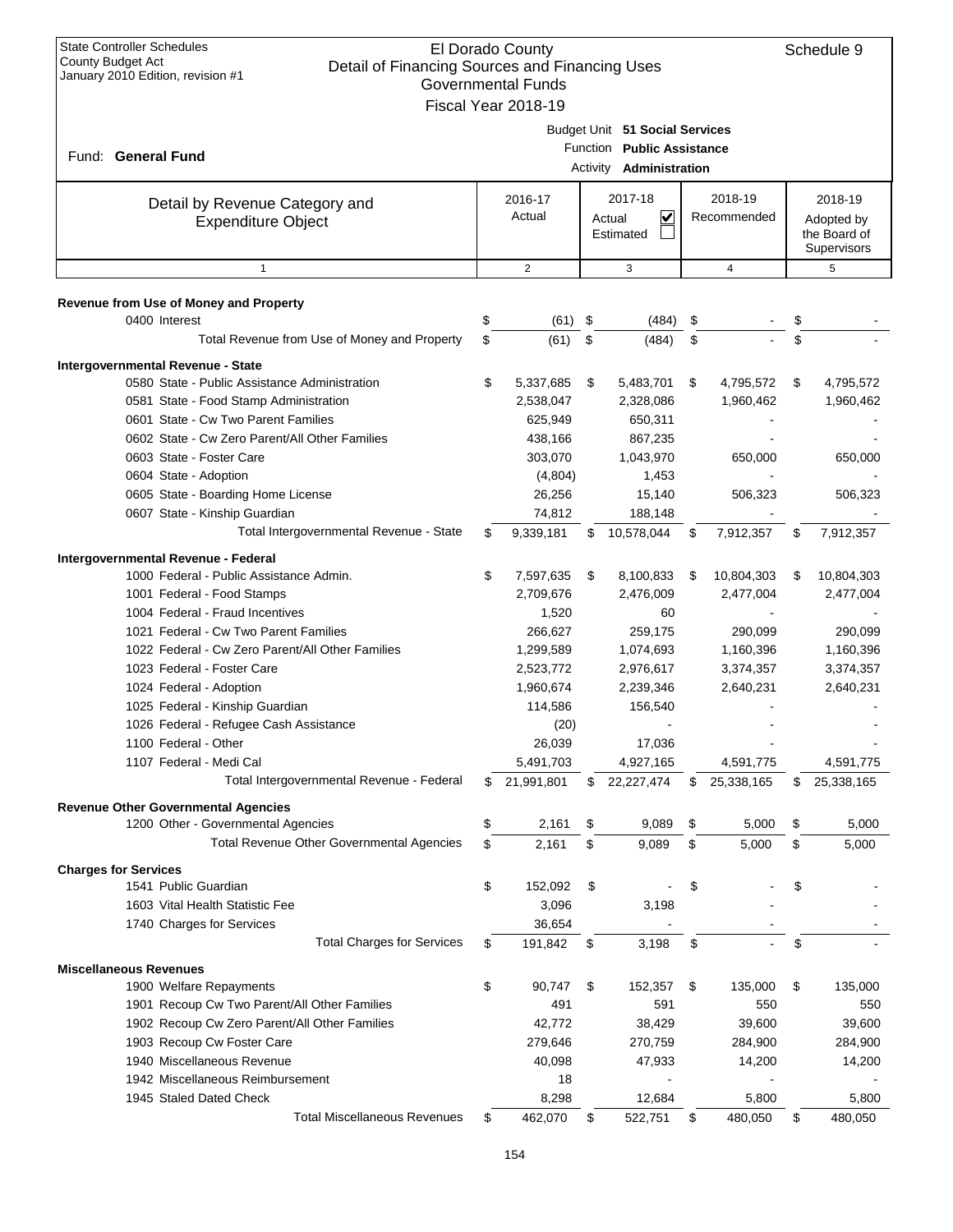State Controller Schedules
County Budget Act
January 2010 Edition, revision #1

# El Dorado County
## Detail of Financing Sources and Financing Uses
### Governmental Funds
### Fiscal Year 2018-19

Schedule 9

Fund: **General Fund**

Budget Unit **51 Social Services**
Function **Public Assistance**
Activity **Administration**

| Detail by Revenue Category and Expenditure Object | 2016-17 Actual | 2017-18 Actual ☑ Estimated ☐ | 2018-19 Recommended | 2018-19 Adopted by the Board of Supervisors |
|---|---|---|---|---|
| 1 | 2 | 3 | 4 | 5 |
| **Revenue from Use of Money and Property** | | | | |
| 0400 Interest | $ (61) | $ (484) | $ - | $ - |
| Total Revenue from Use of Money and Property | $ (61) | $ (484) | $ - | $ - |
| **Intergovernmental Revenue - State** | | | | |
| 0580 State - Public Assistance Administration | $ 5,337,685 | $ 5,483,701 | $ 4,795,572 | $ 4,795,572 |
| 0581 State - Food Stamp Administration | 2,538,047 | 2,328,086 | 1,960,462 | 1,960,462 |
| 0601 State - Cw Two Parent Families | 625,949 | 650,311 | - | - |
| 0602 State - Cw Zero Parent/All Other Families | 438,166 | 867,235 | - | - |
| 0603 State - Foster Care | 303,070 | 1,043,970 | 650,000 | 650,000 |
| 0604 State - Adoption | (4,804) | 1,453 | - | - |
| 0605 State - Boarding Home License | 26,256 | 15,140 | 506,323 | 506,323 |
| 0607 State - Kinship Guardian | 74,812 | 188,148 | - | - |
| Total Intergovernmental Revenue - State | $ 9,339,181 | $ 10,578,044 | $ 7,912,357 | $ 7,912,357 |
| **Intergovernmental Revenue - Federal** | | | | |
| 1000 Federal - Public Assistance Admin. | $ 7,597,635 | $ 8,100,833 | $ 10,804,303 | $ 10,804,303 |
| 1001 Federal - Food Stamps | 2,709,676 | 2,476,009 | 2,477,004 | 2,477,004 |
| 1004 Federal - Fraud Incentives | 1,520 | 60 | - | - |
| 1021 Federal - Cw Two Parent Families | 266,627 | 259,175 | 290,099 | 290,099 |
| 1022 Federal - Cw Zero Parent/All Other Families | 1,299,589 | 1,074,693 | 1,160,396 | 1,160,396 |
| 1023 Federal - Foster Care | 2,523,772 | 2,976,617 | 3,374,357 | 3,374,357 |
| 1024 Federal - Adoption | 1,960,674 | 2,239,346 | 2,640,231 | 2,640,231 |
| 1025 Federal - Kinship Guardian | 114,586 | 156,540 | - | - |
| 1026 Federal - Refugee Cash Assistance | (20) | - | - | - |
| 1100 Federal - Other | 26,039 | 17,036 | - | - |
| 1107 Federal - Medi Cal | 5,491,703 | 4,927,165 | 4,591,775 | 4,591,775 |
| Total Intergovernmental Revenue - Federal | $ 21,991,801 | $ 22,227,474 | $ 25,338,165 | $ 25,338,165 |
| **Revenue Other Governmental Agencies** | | | | |
| 1200 Other - Governmental Agencies | $ 2,161 | $ 9,089 | $ 5,000 | $ 5,000 |
| Total Revenue Other Governmental Agencies | $ 2,161 | $ 9,089 | $ 5,000 | $ 5,000 |
| **Charges for Services** | | | | |
| 1541 Public Guardian | $ 152,092 | $ - | $ - | $ - |
| 1603 Vital Health Statistic Fee | 3,096 | 3,198 | - | - |
| 1740 Charges for Services | 36,654 | - | - | - |
| Total Charges for Services | $ 191,842 | $ 3,198 | $ - | $ - |
| **Miscellaneous Revenues** | | | | |
| 1900 Welfare Repayments | $ 90,747 | $ 152,357 | $ 135,000 | $ 135,000 |
| 1901 Recoup Cw Two Parent/All Other Families | 491 | 591 | 550 | 550 |
| 1902 Recoup Cw Zero Parent/All Other Families | 42,772 | 38,429 | 39,600 | 39,600 |
| 1903 Recoup Cw Foster Care | 279,646 | 270,759 | 284,900 | 284,900 |
| 1940 Miscellaneous Revenue | 40,098 | 47,933 | 14,200 | 14,200 |
| 1942 Miscellaneous Reimbursement | 18 | - | - | - |
| 1945 Staled Dated Check | 8,298 | 12,684 | 5,800 | 5,800 |
| Total Miscellaneous Revenues | $ 462,070 | $ 522,751 | $ 480,050 | $ 480,050 |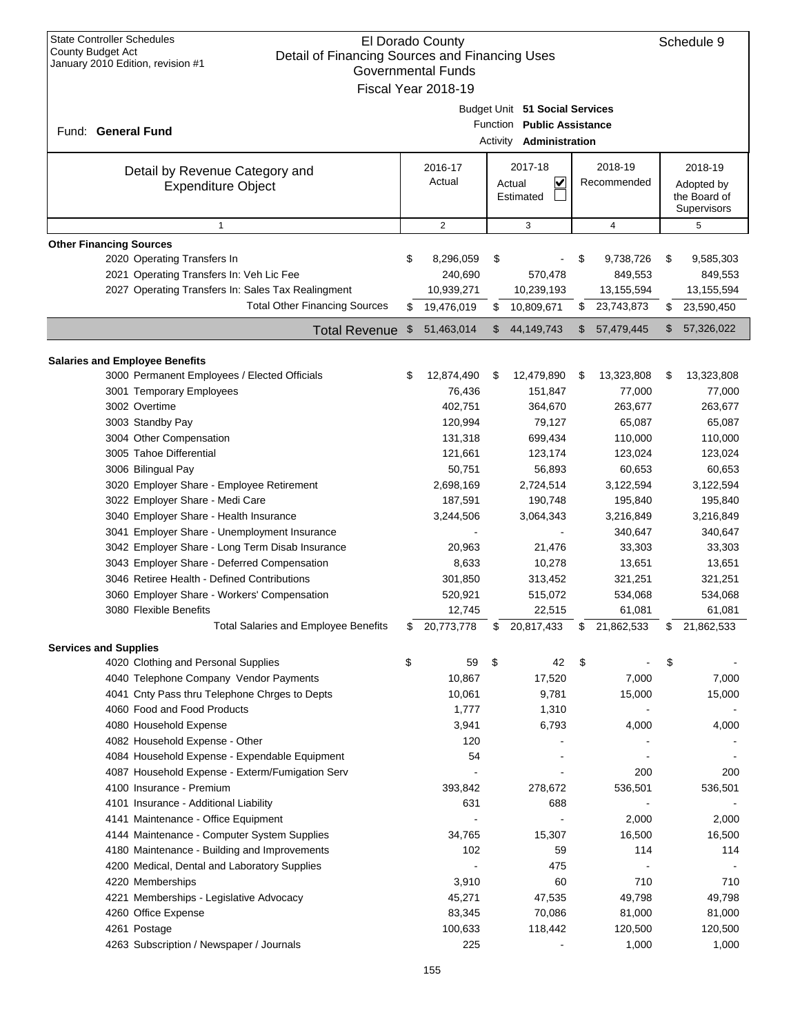State Controller Schedules
County Budget Act
January 2010 Edition, revision #1

# El Dorado County
## Detail of Financing Sources and Financing Uses
### Governmental Funds
### Fiscal Year 2018-19

Schedule 9

Fund: **General Fund**

Budget Unit **51 Social Services**
Function **Public Assistance**
Activity **Administration**

| Detail by Revenue Category and Expenditure Object | 2016-17 Actual | 2017-18 Actual ☑ Estimated ☐ | 2018-19 Recommended | 2018-19 Adopted by the Board of Supervisors |
|---|---|---|---|---|
| 1 | 2 | 3 | 4 | 5 |
| **Other Financing Sources** | | | | |
| 2020 Operating Transfers In | $ 8,296,059 | $ - | $ 9,738,726 | $ 9,585,303 |
| 2021 Operating Transfers In: Veh Lic Fee | 240,690 | 570,478 | 849,553 | 849,553 |
| 2027 Operating Transfers In: Sales Tax Realingment | 10,939,271 | 10,239,193 | 13,155,594 | 13,155,594 |
| Total Other Financing Sources | $ 19,476,019 | $ 10,809,671 | $ 23,743,873 | $ 23,590,450 |
| **Total Revenue** | $ 51,463,014 | $ 44,149,743 | $ 57,479,445 | $ 57,326,022 |
| **Salaries and Employee Benefits** | | | | |
| 3000 Permanent Employees / Elected Officials | $ 12,874,490 | $ 12,479,890 | $ 13,323,808 | $ 13,323,808 |
| 3001 Temporary Employees | 76,436 | 151,847 | 77,000 | 77,000 |
| 3002 Overtime | 402,751 | 364,670 | 263,677 | 263,677 |
| 3003 Standby Pay | 120,994 | 79,127 | 65,087 | 65,087 |
| 3004 Other Compensation | 131,318 | 699,434 | 110,000 | 110,000 |
| 3005 Tahoe Differential | 121,661 | 123,174 | 123,024 | 123,024 |
| 3006 Bilingual Pay | 50,751 | 56,893 | 60,653 | 60,653 |
| 3020 Employer Share - Employee Retirement | 2,698,169 | 2,724,514 | 3,122,594 | 3,122,594 |
| 3022 Employer Share - Medi Care | 187,591 | 190,748 | 195,840 | 195,840 |
| 3040 Employer Share - Health Insurance | 3,244,506 | 3,064,343 | 3,216,849 | 3,216,849 |
| 3041 Employer Share - Unemployment Insurance | - | - | 340,647 | 340,647 |
| 3042 Employer Share - Long Term Disab Insurance | 20,963 | 21,476 | 33,303 | 33,303 |
| 3043 Employer Share - Deferred Compensation | 8,633 | 10,278 | 13,651 | 13,651 |
| 3046 Retiree Health - Defined Contributions | 301,850 | 313,452 | 321,251 | 321,251 |
| 3060 Employer Share - Workers' Compensation | 520,921 | 515,072 | 534,068 | 534,068 |
| 3080 Flexible Benefits | 12,745 | 22,515 | 61,081 | 61,081 |
| Total Salaries and Employee Benefits | $ 20,773,778 | $ 20,817,433 | $ 21,862,533 | $ 21,862,533 |
| **Services and Supplies** | | | | |
| 4020 Clothing and Personal Supplies | $ 59 | $ 42 | $ - | $ - |
| 4040 Telephone Company Vendor Payments | 10,867 | 17,520 | 7,000 | 7,000 |
| 4041 Cnty Pass thru Telephone Chrges to Depts | 10,061 | 9,781 | 15,000 | 15,000 |
| 4060 Food and Food Products | 1,777 | 1,310 | - | - |
| 4080 Household Expense | 3,941 | 6,793 | 4,000 | 4,000 |
| 4082 Household Expense - Other | 120 | - | - | - |
| 4084 Household Expense - Expendable Equipment | 54 | - | - | - |
| 4087 Household Expense - Exterm/Fumigation Serv | - | - | 200 | 200 |
| 4100 Insurance - Premium | 393,842 | 278,672 | 536,501 | 536,501 |
| 4101 Insurance - Additional Liability | 631 | 688 | - | - |
| 4141 Maintenance - Office Equipment | - | - | 2,000 | 2,000 |
| 4144 Maintenance - Computer System Supplies | 34,765 | 15,307 | 16,500 | 16,500 |
| 4180 Maintenance - Building and Improvements | 102 | 59 | 114 | 114 |
| 4200 Medical, Dental and Laboratory Supplies | - | 475 | - | - |
| 4220 Memberships | 3,910 | 60 | 710 | 710 |
| 4221 Memberships - Legislative Advocacy | 45,271 | 47,535 | 49,798 | 49,798 |
| 4260 Office Expense | 83,345 | 70,086 | 81,000 | 81,000 |
| 4261 Postage | 100,633 | 118,442 | 120,500 | 120,500 |
| 4263 Subscription / Newspaper / Journals | 225 | - | 1,000 | 1,000 |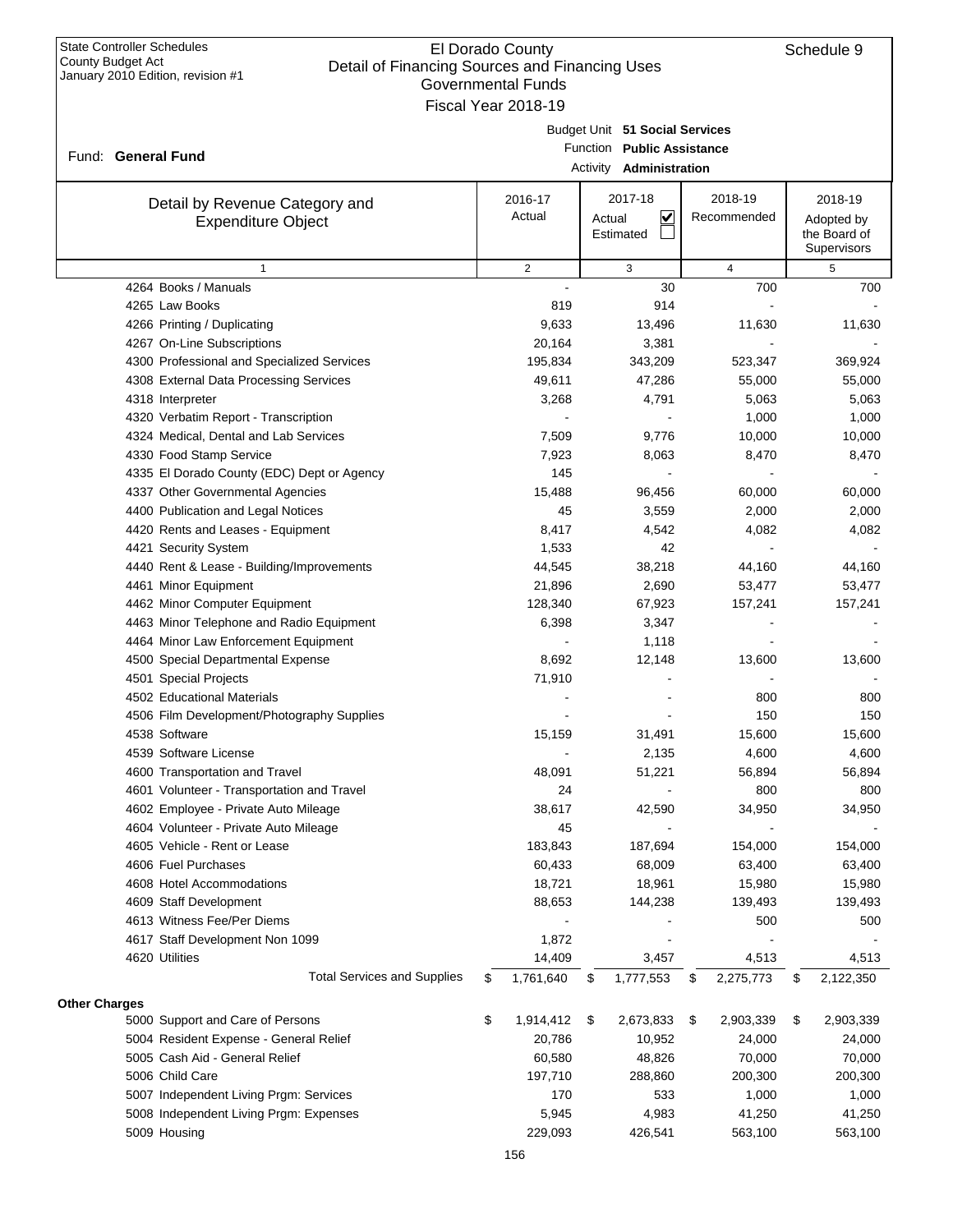State Controller Schedules
County Budget Act
January 2010 Edition, revision #1

# El Dorado County
## Detail of Financing Sources and Financing Uses
### Governmental Funds
### Fiscal Year 2018-19

Schedule 9

Fund: **General Fund**

Budget Unit **51 Social Services**
Function **Public Assistance**
Activity **Administration**

| Detail by Revenue Category and Expenditure Object | 2016-17 Actual | 2017-18 Actual ☑ Estimated ☐ | 2018-19 Recommended | 2018-19 Adopted by the Board of Supervisors |
|---|---|---|---|---|
| 1 | 2 | 3 | 4 | 5 |
| 4264 Books / Manuals | - | 30 | 700 | 700 |
| 4265 Law Books | 819 | 914 | - | - |
| 4266 Printing / Duplicating | 9,633 | 13,496 | 11,630 | 11,630 |
| 4267 On-Line Subscriptions | 20,164 | 3,381 | - | - |
| 4300 Professional and Specialized Services | 195,834 | 343,209 | 523,347 | 369,924 |
| 4308 External Data Processing Services | 49,611 | 47,286 | 55,000 | 55,000 |
| 4318 Interpreter | 3,268 | 4,791 | 5,063 | 5,063 |
| 4320 Verbatim Report - Transcription | - | - | 1,000 | 1,000 |
| 4324 Medical, Dental and Lab Services | 7,509 | 9,776 | 10,000 | 10,000 |
| 4330 Food Stamp Service | 7,923 | 8,063 | 8,470 | 8,470 |
| 4335 El Dorado County (EDC) Dept or Agency | 145 | - | - | - |
| 4337 Other Governmental Agencies | 15,488 | 96,456 | 60,000 | 60,000 |
| 4400 Publication and Legal Notices | 45 | 3,559 | 2,000 | 2,000 |
| 4420 Rents and Leases - Equipment | 8,417 | 4,542 | 4,082 | 4,082 |
| 4421 Security System | 1,533 | 42 | - | - |
| 4440 Rent & Lease - Building/Improvements | 44,545 | 38,218 | 44,160 | 44,160 |
| 4461 Minor Equipment | 21,896 | 2,690 | 53,477 | 53,477 |
| 4462 Minor Computer Equipment | 128,340 | 67,923 | 157,241 | 157,241 |
| 4463 Minor Telephone and Radio Equipment | 6,398 | 3,347 | - | - |
| 4464 Minor Law Enforcement Equipment | - | 1,118 | - | - |
| 4500 Special Departmental Expense | 8,692 | 12,148 | 13,600 | 13,600 |
| 4501 Special Projects | 71,910 | - | - | - |
| 4502 Educational Materials | - | - | 800 | 800 |
| 4506 Film Development/Photography Supplies | - | - | 150 | 150 |
| 4538 Software | 15,159 | 31,491 | 15,600 | 15,600 |
| 4539 Software License | - | 2,135 | 4,600 | 4,600 |
| 4600 Transportation and Travel | 48,091 | 51,221 | 56,894 | 56,894 |
| 4601 Volunteer - Transportation and Travel | 24 | - | 800 | 800 |
| 4602 Employee - Private Auto Mileage | 38,617 | 42,590 | 34,950 | 34,950 |
| 4604 Volunteer - Private Auto Mileage | 45 | - | - | - |
| 4605 Vehicle - Rent or Lease | 183,843 | 187,694 | 154,000 | 154,000 |
| 4606 Fuel Purchases | 60,433 | 68,009 | 63,400 | 63,400 |
| 4608 Hotel Accommodations | 18,721 | 18,961 | 15,980 | 15,980 |
| 4609 Staff Development | 88,653 | 144,238 | 139,493 | 139,493 |
| 4613 Witness Fee/Per Diems | - | - | 500 | 500 |
| 4617 Staff Development Non 1099 | 1,872 | - | - | - |
| 4620 Utilities | 14,409 | 3,457 | 4,513 | 4,513 |
| Total Services and Supplies | $ 1,761,640 | $ 1,777,553 | $ 2,275,773 | $ 2,122,350 |
| **Other Charges** | | | | |
| 5000 Support and Care of Persons | $ 1,914,412 | $ 2,673,833 | $ 2,903,339 | $ 2,903,339 |
| 5004 Resident Expense - General Relief | 20,786 | 10,952 | 24,000 | 24,000 |
| 5005 Cash Aid - General Relief | 60,580 | 48,826 | 70,000 | 70,000 |
| 5006 Child Care | 197,710 | 288,860 | 200,300 | 200,300 |
| 5007 Independent Living Prgm: Services | 170 | 533 | 1,000 | 1,000 |
| 5008 Independent Living Prgm: Expenses | 5,945 | 4,983 | 41,250 | 41,250 |
| 5009 Housing | 229,093 | 426,541 | 563,100 | 563,100 |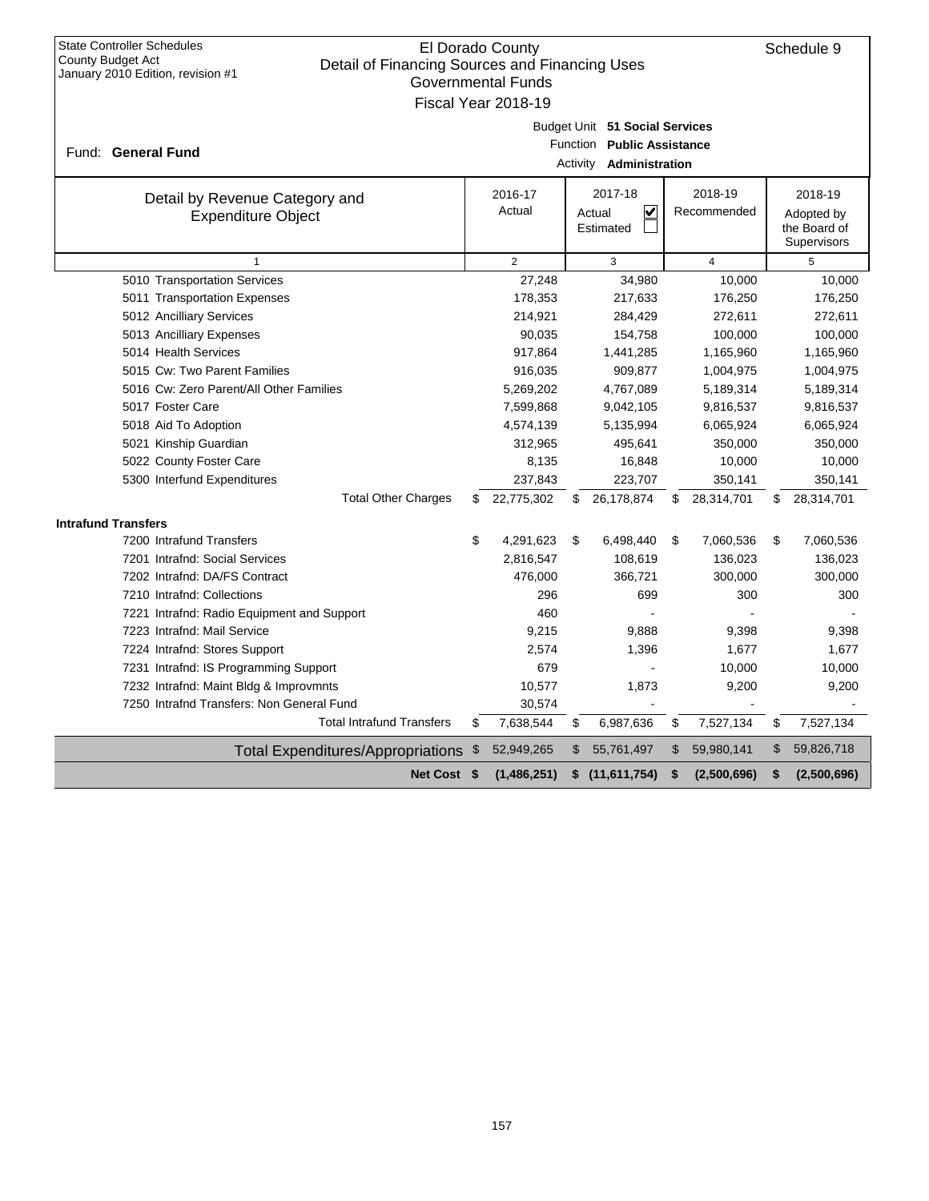State Controller Schedules
County Budget Act
January 2010 Edition, revision #1

# El Dorado County
## Detail of Financing Sources and Financing Uses
### Governmental Funds
### Fiscal Year 2018-19

Schedule 9

Fund: **General Fund**

Budget Unit **51 Social Services**
Function **Public Assistance**
Activity **Administration**

| Detail by Revenue Category and Expenditure Object | 2016-17 Actual | 2017-18 Actual ☑ Estimated ☐ | 2018-19 Recommended | 2018-19 Adopted by the Board of Supervisors |
|---|---|---|---|---|
| 1 | 2 | 3 | 4 | 5 |
| 5010 Transportation Services | 27,248 | 34,980 | 10,000 | 10,000 |
| 5011 Transportation Expenses | 178,353 | 217,633 | 176,250 | 176,250 |
| 5012 Ancilliary Services | 214,921 | 284,429 | 272,611 | 272,611 |
| 5013 Ancilliary Expenses | 90,035 | 154,758 | 100,000 | 100,000 |
| 5014 Health Services | 917,864 | 1,441,285 | 1,165,960 | 1,165,960 |
| 5015 Cw: Two Parent Families | 916,035 | 909,877 | 1,004,975 | 1,004,975 |
| 5016 Cw: Zero Parent/All Other Families | 5,269,202 | 4,767,089 | 5,189,314 | 5,189,314 |
| 5017 Foster Care | 7,599,868 | 9,042,105 | 9,816,537 | 9,816,537 |
| 5018 Aid To Adoption | 4,574,139 | 5,135,994 | 6,065,924 | 6,065,924 |
| 5021 Kinship Guardian | 312,965 | 495,641 | 350,000 | 350,000 |
| 5022 County Foster Care | 8,135 | 16,848 | 10,000 | 10,000 |
| 5300 Interfund Expenditures | 237,843 | 223,707 | 350,141 | 350,141 |
| Total Other Charges | $ 22,775,302 | $ 26,178,874 | $ 28,314,701 | $ 28,314,701 |
| **Intrafund Transfers** | | | | |
| 7200 Intrafund Transfers | $ 4,291,623 | $ 6,498,440 | $ 7,060,536 | $ 7,060,536 |
| 7201 Intrafnd: Social Services | 2,816,547 | 108,619 | 136,023 | 136,023 |
| 7202 Intrafnd: DA/FS Contract | 476,000 | 366,721 | 300,000 | 300,000 |
| 7210 Intrafnd: Collections | 296 | 699 | 300 | 300 |
| 7221 Intrafnd: Radio Equipment and Support | 460 | - | - | - |
| 7223 Intrafnd: Mail Service | 9,215 | 9,888 | 9,398 | 9,398 |
| 7224 Intrafnd: Stores Support | 2,574 | 1,396 | 1,677 | 1,677 |
| 7231 Intrafnd: IS Programming Support | 679 | - | 10,000 | 10,000 |
| 7232 Intrafnd: Maint Bldg & Improvmnts | 10,577 | 1,873 | 9,200 | 9,200 |
| 7250 Intrafnd Transfers: Non General Fund | 30,574 | - | - | - |
| Total Intrafund Transfers | $ 7,638,544 | $ 6,987,636 | $ 7,527,134 | $ 7,527,134 |
| Total Expenditures/Appropriations | $ 52,949,265 | $ 55,761,497 | $ 59,980,141 | $ 59,826,718 |
| **Net Cost** | **$ (1,486,251)** | **$ (11,611,754)** | **$ (2,500,696)** | **$ (2,500,696)** |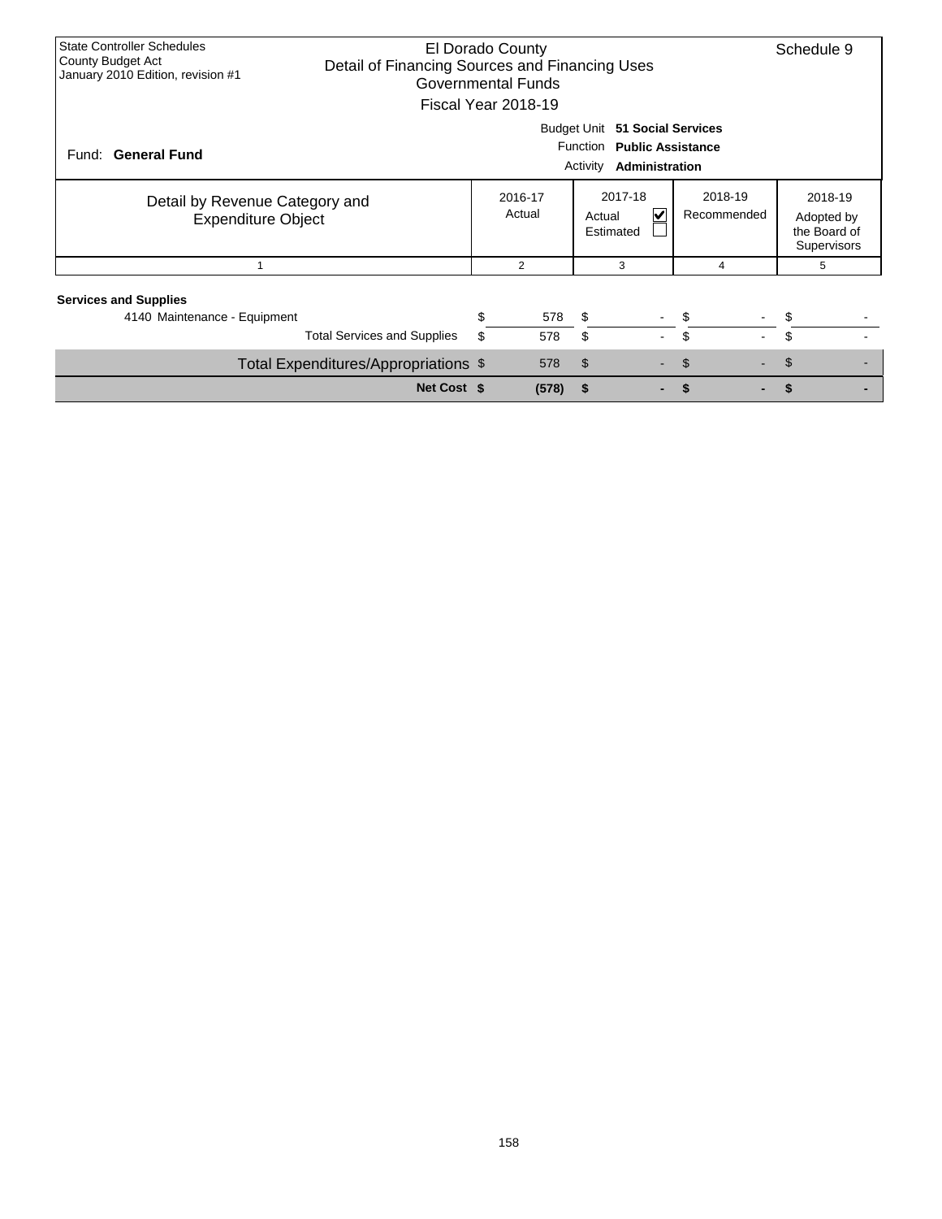State Controller Schedules
County Budget Act
January 2010 Edition, revision #1

# El Dorado County
## Detail of Financing Sources and Financing Uses
### Governmental Funds
### Fiscal Year 2018-19

Schedule 9

Fund: **General Fund**

Budget Unit **51 Social Services**
Function **Public Assistance**
Activity **Administration**

| Detail by Revenue Category and Expenditure Object | 2016-17 Actual | 2017-18 Actual ☑ Estimated ☐ | 2018-19 Recommended | 2018-19 Adopted by the Board of Supervisors |
|---|---|---|---|---|
| 1 | 2 | 3 | 4 | 5 |
| **Services and Supplies** | | | | |
| 4140 Maintenance - Equipment | $ 578 | $ - | $ - | $ - |
| Total Services and Supplies | $ 578 | $ - | $ - | $ - |
| Total Expenditures/Appropriations | $ 578 | $ - | $ - | $ - |
| **Net Cost** | **$ (578)** | **$ -** | **$ -** | **$ -** |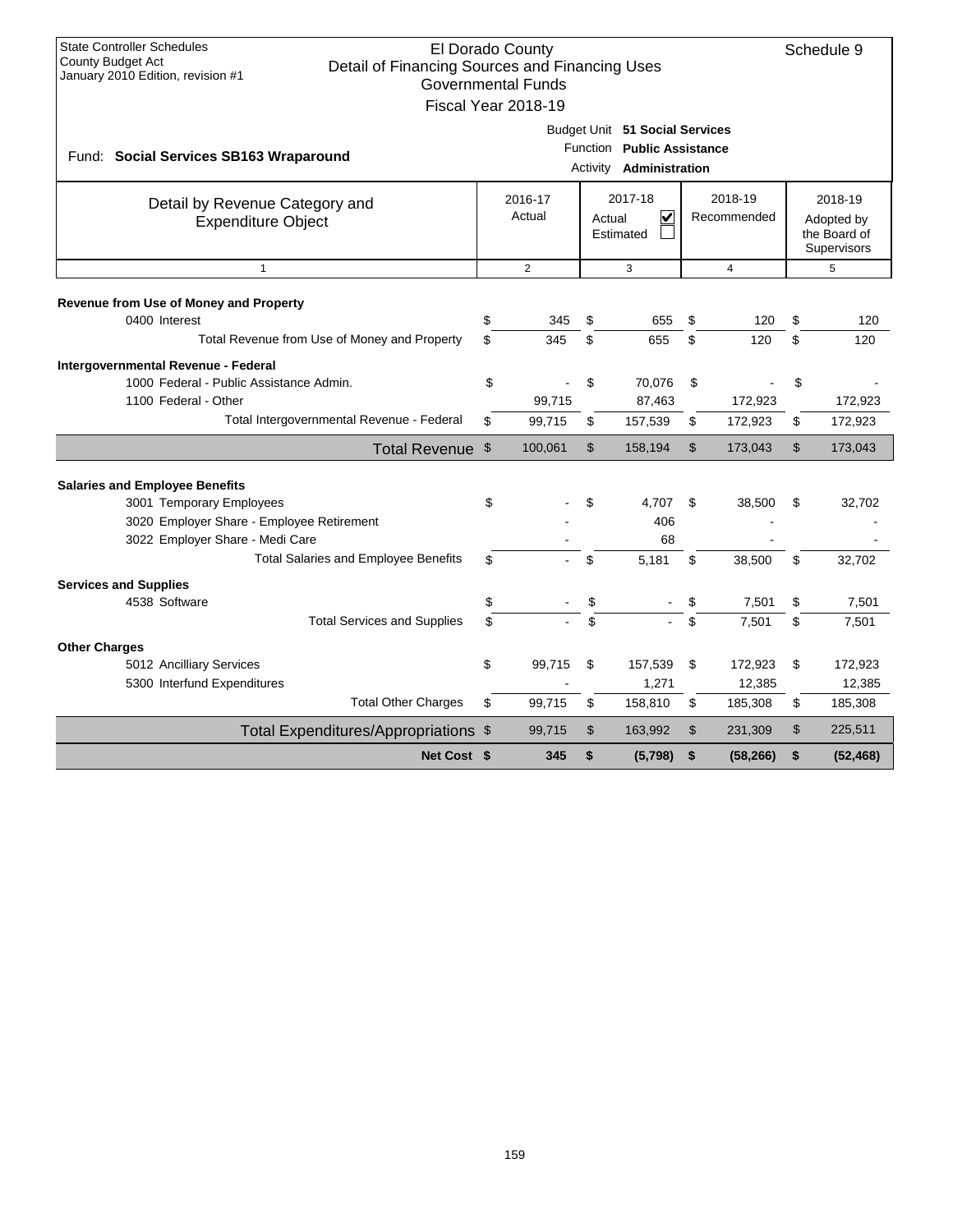State Controller Schedules
County Budget Act
January 2010 Edition, revision #1

# El Dorado County
## Detail of Financing Sources and Financing Uses
### Governmental Funds
### Fiscal Year 2018-19

Schedule 9

Fund: **Social Services SB163 Wraparound**

Budget Unit **51 Social Services**
Function **Public Assistance**
Activity **Administration**

| Detail by Revenue Category and Expenditure Object | 2016-17 Actual | 2017-18 Actual ☑ Estimated ☐ | 2018-19 Recommended | 2018-19 Adopted by the Board of Supervisors |
|---|---|---|---|---|
| 1 | 2 | 3 | 4 | 5 |
| **Revenue from Use of Money and Property** | | | | |
| 0400 Interest | $ 345 | $ 655 | $ 120 | $ 120 |
| Total Revenue from Use of Money and Property | $ 345 | $ 655 | $ 120 | $ 120 |
| **Intergovernmental Revenue - Federal** | | | | |
| 1000 Federal - Public Assistance Admin. | $ - | $ 70,076 | $ - | $ - |
| 1100 Federal - Other | 99,715 | 87,463 | 172,923 | 172,923 |
| Total Intergovernmental Revenue - Federal | $ 99,715 | $ 157,539 | $ 172,923 | $ 172,923 |
| **Total Revenue** | $ 100,061 | $ 158,194 | $ 173,043 | $ 173,043 |
| **Salaries and Employee Benefits** | | | | |
| 3001 Temporary Employees | $ - | $ 4,707 | $ 38,500 | $ 32,702 |
| 3020 Employer Share - Employee Retirement | - | 406 | - | - |
| 3022 Employer Share - Medi Care | - | 68 | - | - |
| Total Salaries and Employee Benefits | $ - | $ 5,181 | $ 38,500 | $ 32,702 |
| **Services and Supplies** | | | | |
| 4538 Software | $ - | $ - | $ 7,501 | $ 7,501 |
| Total Services and Supplies | $ - | $ - | $ 7,501 | $ 7,501 |
| **Other Charges** | | | | |
| 5012 Ancilliary Services | $ 99,715 | $ 157,539 | $ 172,923 | $ 172,923 |
| 5300 Interfund Expenditures | - | 1,271 | 12,385 | 12,385 |
| Total Other Charges | $ 99,715 | $ 158,810 | $ 185,308 | $ 185,308 |
| **Total Expenditures/Appropriations** | $ 99,715 | $ 163,992 | $ 231,309 | $ 225,511 |
| **Net Cost** | **$ 345** | **$ (5,798)** | **$ (58,266)** | **$ (52,468)** |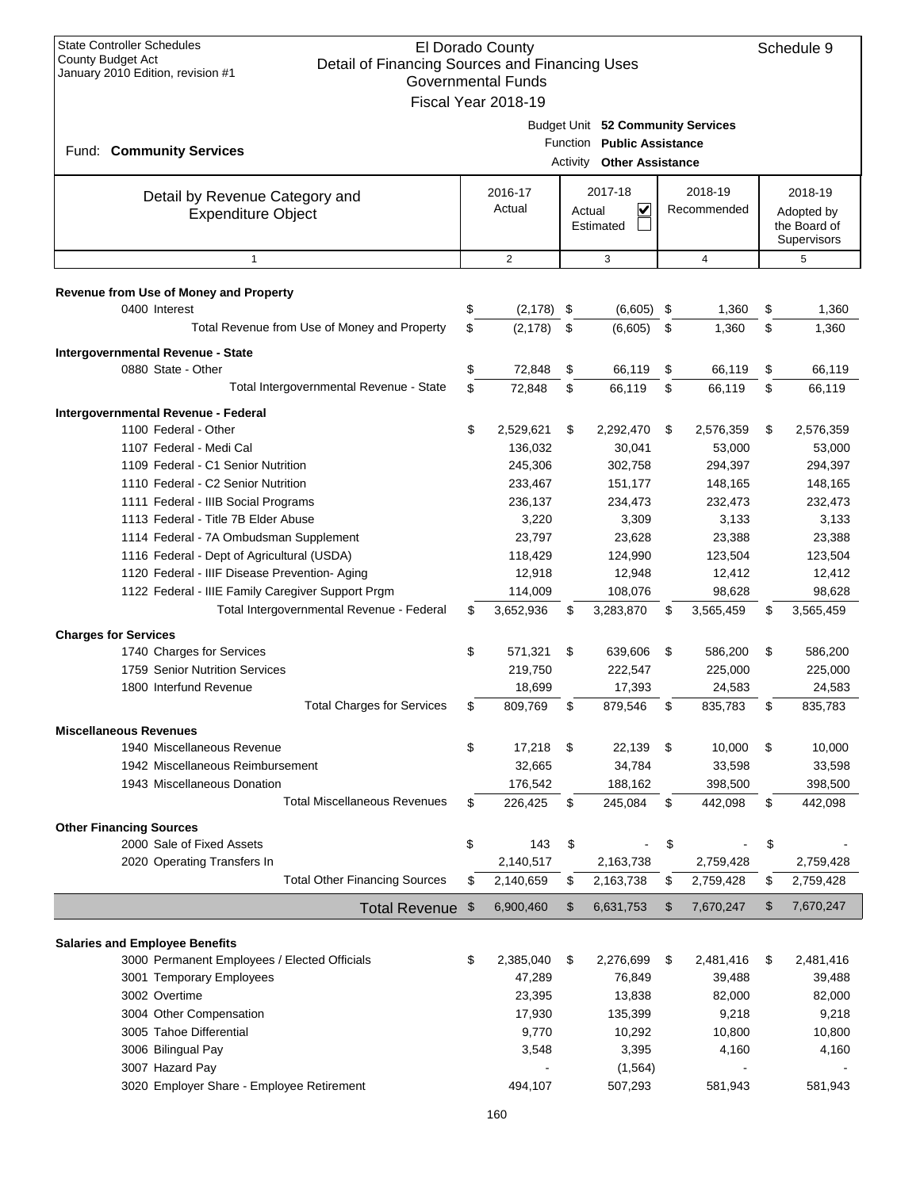State Controller Schedules
County Budget Act
January 2010 Edition, revision #1

# El Dorado County
## Detail of Financing Sources and Financing Uses
### Governmental Funds
### Fiscal Year 2018-19

Schedule 9

Fund: **Community Services**

Budget Unit **52 Community Services**
Function **Public Assistance**
Activity **Other Assistance**

| Detail by Revenue Category and Expenditure Object | 2016-17 Actual | 2017-18 Actual ☑ Estimated ☐ | 2018-19 Recommended | 2018-19 Adopted by the Board of Supervisors |
|---|---|---|---|---|
| 1 | 2 | 3 | 4 | 5 |
| **Revenue from Use of Money and Property** | | | | |
| 0400 Interest | $ (2,178) | $ (6,605) | $ 1,360 | $ 1,360 |
| Total Revenue from Use of Money and Property | $ (2,178) | $ (6,605) | $ 1,360 | $ 1,360 |
| **Intergovernmental Revenue - State** | | | | |
| 0880 State - Other | $ 72,848 | $ 66,119 | $ 66,119 | $ 66,119 |
| Total Intergovernmental Revenue - State | $ 72,848 | $ 66,119 | $ 66,119 | $ 66,119 |
| **Intergovernmental Revenue - Federal** | | | | |
| 1100 Federal - Other | $ 2,529,621 | $ 2,292,470 | $ 2,576,359 | $ 2,576,359 |
| 1107 Federal - Medi Cal | 136,032 | 30,041 | 53,000 | 53,000 |
| 1109 Federal - C1 Senior Nutrition | 245,306 | 302,758 | 294,397 | 294,397 |
| 1110 Federal - C2 Senior Nutrition | 233,467 | 151,177 | 148,165 | 148,165 |
| 1111 Federal - IIIB Social Programs | 236,137 | 234,473 | 232,473 | 232,473 |
| 1113 Federal - Title 7B Elder Abuse | 3,220 | 3,309 | 3,133 | 3,133 |
| 1114 Federal - 7A Ombudsman Supplement | 23,797 | 23,628 | 23,388 | 23,388 |
| 1116 Federal - Dept of Agricultural (USDA) | 118,429 | 124,990 | 123,504 | 123,504 |
| 1120 Federal - IIIF Disease Prevention- Aging | 12,918 | 12,948 | 12,412 | 12,412 |
| 1122 Federal - IIIE Family Caregiver Support Prgm | 114,009 | 108,076 | 98,628 | 98,628 |
| Total Intergovernmental Revenue - Federal | $ 3,652,936 | $ 3,283,870 | $ 3,565,459 | $ 3,565,459 |
| **Charges for Services** | | | | |
| 1740 Charges for Services | $ 571,321 | $ 639,606 | $ 586,200 | $ 586,200 |
| 1759 Senior Nutrition Services | 219,750 | 222,547 | 225,000 | 225,000 |
| 1800 Interfund Revenue | 18,699 | 17,393 | 24,583 | 24,583 |
| Total Charges for Services | $ 809,769 | $ 879,546 | $ 835,783 | $ 835,783 |
| **Miscellaneous Revenues** | | | | |
| 1940 Miscellaneous Revenue | $ 17,218 | $ 22,139 | $ 10,000 | $ 10,000 |
| 1942 Miscellaneous Reimbursement | 32,665 | 34,784 | 33,598 | 33,598 |
| 1943 Miscellaneous Donation | 176,542 | 188,162 | 398,500 | 398,500 |
| Total Miscellaneous Revenues | $ 226,425 | $ 245,084 | $ 442,098 | $ 442,098 |
| **Other Financing Sources** | | | | |
| 2000 Sale of Fixed Assets | $ 143 | $ - | $ - | $ - |
| 2020 Operating Transfers In | 2,140,517 | 2,163,738 | 2,759,428 | 2,759,428 |
| Total Other Financing Sources | $ 2,140,659 | $ 2,163,738 | $ 2,759,428 | $ 2,759,428 |
| **Total Revenue** | $ 6,900,460 | $ 6,631,753 | $ 7,670,247 | $ 7,670,247 |
| **Salaries and Employee Benefits** | | | | |
| 3000 Permanent Employees / Elected Officials | $ 2,385,040 | $ 2,276,699 | $ 2,481,416 | $ 2,481,416 |
| 3001 Temporary Employees | 47,289 | 76,849 | 39,488 | 39,488 |
| 3002 Overtime | 23,395 | 13,838 | 82,000 | 82,000 |
| 3004 Other Compensation | 17,930 | 135,399 | 9,218 | 9,218 |
| 3005 Tahoe Differential | 9,770 | 10,292 | 10,800 | 10,800 |
| 3006 Bilingual Pay | 3,548 | 3,395 | 4,160 | 4,160 |
| 3007 Hazard Pay | - | (1,564) | - | - |
| 3020 Employer Share - Employee Retirement | 494,107 | 507,293 | 581,943 | 581,943 |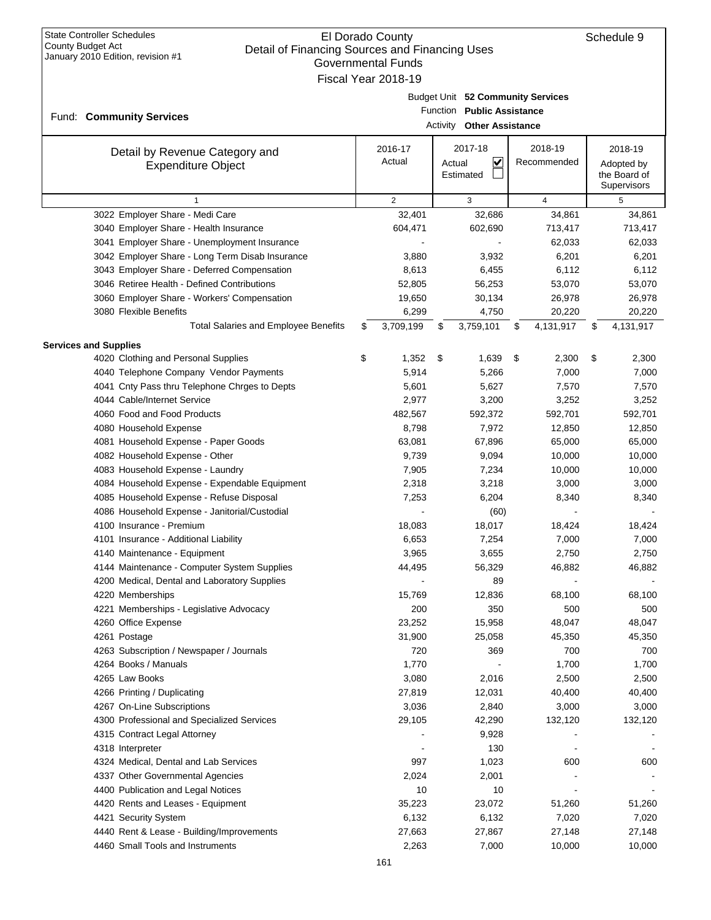State Controller Schedules
County Budget Act
January 2010 Edition, revision #1

# El Dorado County
## Detail of Financing Sources and Financing Uses
### Governmental Funds
### Fiscal Year 2018-19

Schedule 9

Fund: **Community Services**

Budget Unit **52 Community Services**
Function **Public Assistance**
Activity **Other Assistance**

| Detail by Revenue Category and Expenditure Object | 2016-17 Actual | 2017-18 Actual ☑ Estimated ☐ | 2018-19 Recommended | 2018-19 Adopted by the Board of Supervisors |
|---|---|---|---|---|
| 1 | 2 | 3 | 4 | 5 |
| 3022 Employer Share - Medi Care | 32,401 | 32,686 | 34,861 | 34,861 |
| 3040 Employer Share - Health Insurance | 604,471 | 602,690 | 713,417 | 713,417 |
| 3041 Employer Share - Unemployment Insurance | - | - | 62,033 | 62,033 |
| 3042 Employer Share - Long Term Disab Insurance | 3,880 | 3,932 | 6,201 | 6,201 |
| 3043 Employer Share - Deferred Compensation | 8,613 | 6,455 | 6,112 | 6,112 |
| 3046 Retiree Health - Defined Contributions | 52,805 | 56,253 | 53,070 | 53,070 |
| 3060 Employer Share - Workers' Compensation | 19,650 | 30,134 | 26,978 | 26,978 |
| 3080 Flexible Benefits | 6,299 | 4,750 | 20,220 | 20,220 |
| Total Salaries and Employee Benefits | $ 3,709,199 | $ 3,759,101 | $ 4,131,917 | $ 4,131,917 |
| **Services and Supplies** | | | | |
| 4020 Clothing and Personal Supplies | $ 1,352 | $ 1,639 | $ 2,300 | $ 2,300 |
| 4040 Telephone Company Vendor Payments | 5,914 | 5,266 | 7,000 | 7,000 |
| 4041 Cnty Pass thru Telephone Chrges to Depts | 5,601 | 5,627 | 7,570 | 7,570 |
| 4044 Cable/Internet Service | 2,977 | 3,200 | 3,252 | 3,252 |
| 4060 Food and Food Products | 482,567 | 592,372 | 592,701 | 592,701 |
| 4080 Household Expense | 8,798 | 7,972 | 12,850 | 12,850 |
| 4081 Household Expense - Paper Goods | 63,081 | 67,896 | 65,000 | 65,000 |
| 4082 Household Expense - Other | 9,739 | 9,094 | 10,000 | 10,000 |
| 4083 Household Expense - Laundry | 7,905 | 7,234 | 10,000 | 10,000 |
| 4084 Household Expense - Expendable Equipment | 2,318 | 3,218 | 3,000 | 3,000 |
| 4085 Household Expense - Refuse Disposal | 7,253 | 6,204 | 8,340 | 8,340 |
| 4086 Household Expense - Janitorial/Custodial | - | (60) | - | - |
| 4100 Insurance - Premium | 18,083 | 18,017 | 18,424 | 18,424 |
| 4101 Insurance - Additional Liability | 6,653 | 7,254 | 7,000 | 7,000 |
| 4140 Maintenance - Equipment | 3,965 | 3,655 | 2,750 | 2,750 |
| 4144 Maintenance - Computer System Supplies | 44,495 | 56,329 | 46,882 | 46,882 |
| 4200 Medical, Dental and Laboratory Supplies | - | 89 | - | - |
| 4220 Memberships | 15,769 | 12,836 | 68,100 | 68,100 |
| 4221 Memberships - Legislative Advocacy | 200 | 350 | 500 | 500 |
| 4260 Office Expense | 23,252 | 15,958 | 48,047 | 48,047 |
| 4261 Postage | 31,900 | 25,058 | 45,350 | 45,350 |
| 4263 Subscription / Newspaper / Journals | 720 | 369 | 700 | 700 |
| 4264 Books / Manuals | 1,770 | - | 1,700 | 1,700 |
| 4265 Law Books | 3,080 | 2,016 | 2,500 | 2,500 |
| 4266 Printing / Duplicating | 27,819 | 12,031 | 40,400 | 40,400 |
| 4267 On-Line Subscriptions | 3,036 | 2,840 | 3,000 | 3,000 |
| 4300 Professional and Specialized Services | 29,105 | 42,290 | 132,120 | 132,120 |
| 4315 Contract Legal Attorney | - | 9,928 | - | - |
| 4318 Interpreter | - | 130 | - | - |
| 4324 Medical, Dental and Lab Services | 997 | 1,023 | 600 | 600 |
| 4337 Other Governmental Agencies | 2,024 | 2,001 | - | - |
| 4400 Publication and Legal Notices | 10 | 10 | - | - |
| 4420 Rents and Leases - Equipment | 35,223 | 23,072 | 51,260 | 51,260 |
| 4421 Security System | 6,132 | 6,132 | 7,020 | 7,020 |
| 4440 Rent & Lease - Building/Improvements | 27,663 | 27,867 | 27,148 | 27,148 |
| 4460 Small Tools and Instruments | 2,263 | 7,000 | 10,000 | 10,000 |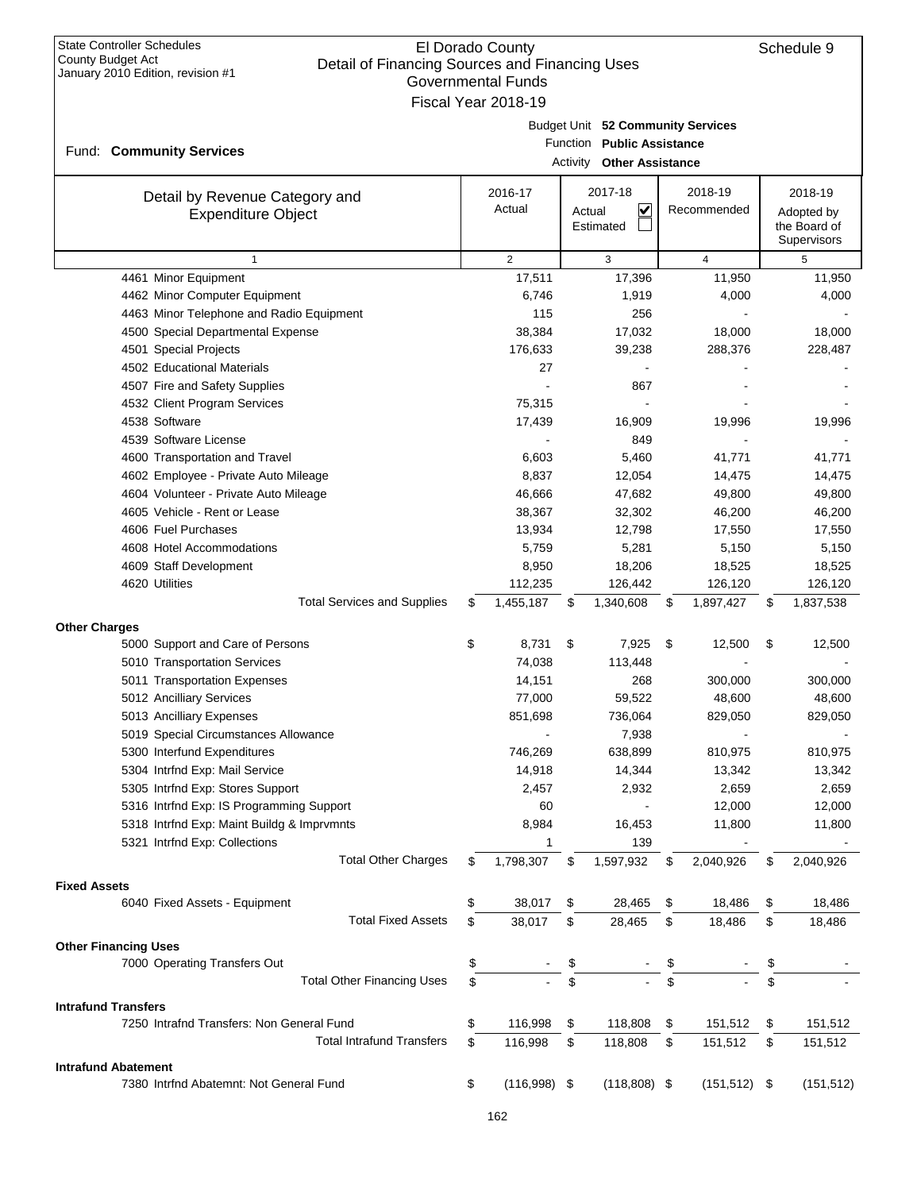State Controller Schedules
County Budget Act
January 2010 Edition, revision #1

# El Dorado County
## Detail of Financing Sources and Financing Uses
### Governmental Funds
### Fiscal Year 2018-19

Schedule 9

Fund: **Community Services**

Budget Unit **52 Community Services**
Function **Public Assistance**
Activity **Other Assistance**

| Detail by Revenue Category and Expenditure Object | 2016-17 Actual | 2017-18 Actual ☑ Estimated ☐ | 2018-19 Recommended | 2018-19 Adopted by the Board of Supervisors |
|---|---|---|---|---|
| 1 | 2 | 3 | 4 | 5 |
| 4461 Minor Equipment | 17,511 | 17,396 | 11,950 | 11,950 |
| 4462 Minor Computer Equipment | 6,746 | 1,919 | 4,000 | 4,000 |
| 4463 Minor Telephone and Radio Equipment | 115 | 256 | - | - |
| 4500 Special Departmental Expense | 38,384 | 17,032 | 18,000 | 18,000 |
| 4501 Special Projects | 176,633 | 39,238 | 288,376 | 228,487 |
| 4502 Educational Materials | 27 | - | - | - |
| 4507 Fire and Safety Supplies | - | 867 | - | - |
| 4532 Client Program Services | 75,315 | - | - | - |
| 4538 Software | 17,439 | 16,909 | 19,996 | 19,996 |
| 4539 Software License | - | 849 | - | - |
| 4600 Transportation and Travel | 6,603 | 5,460 | 41,771 | 41,771 |
| 4602 Employee - Private Auto Mileage | 8,837 | 12,054 | 14,475 | 14,475 |
| 4604 Volunteer - Private Auto Mileage | 46,666 | 47,682 | 49,800 | 49,800 |
| 4605 Vehicle - Rent or Lease | 38,367 | 32,302 | 46,200 | 46,200 |
| 4606 Fuel Purchases | 13,934 | 12,798 | 17,550 | 17,550 |
| 4608 Hotel Accommodations | 5,759 | 5,281 | 5,150 | 5,150 |
| 4609 Staff Development | 8,950 | 18,206 | 18,525 | 18,525 |
| 4620 Utilities | 112,235 | 126,442 | 126,120 | 126,120 |
| Total Services and Supplies | $ 1,455,187 | $ 1,340,608 | $ 1,897,427 | $ 1,837,538 |
| **Other Charges** | | | | |
| 5000 Support and Care of Persons | $ 8,731 | $ 7,925 | $ 12,500 | $ 12,500 |
| 5010 Transportation Services | 74,038 | 113,448 | - | - |
| 5011 Transportation Expenses | 14,151 | 268 | 300,000 | 300,000 |
| 5012 Ancilliary Services | 77,000 | 59,522 | 48,600 | 48,600 |
| 5013 Ancilliary Expenses | 851,698 | 736,064 | 829,050 | 829,050 |
| 5019 Special Circumstances Allowance | - | 7,938 | - | - |
| 5300 Interfund Expenditures | 746,269 | 638,899 | 810,975 | 810,975 |
| 5304 Intrfnd Exp: Mail Service | 14,918 | 14,344 | 13,342 | 13,342 |
| 5305 Intrfnd Exp: Stores Support | 2,457 | 2,932 | 2,659 | 2,659 |
| 5316 Intrfnd Exp: IS Programming Support | 60 | - | 12,000 | 12,000 |
| 5318 Intrfnd Exp: Maint Buildg & Imprvmnts | 8,984 | 16,453 | 11,800 | 11,800 |
| 5321 Intrfnd Exp: Collections | 1 | 139 | - | - |
| Total Other Charges | $ 1,798,307 | $ 1,597,932 | $ 2,040,926 | $ 2,040,926 |
| **Fixed Assets** | | | | |
| 6040 Fixed Assets - Equipment | $ 38,017 | $ 28,465 | $ 18,486 | $ 18,486 |
| Total Fixed Assets | $ 38,017 | $ 28,465 | $ 18,486 | $ 18,486 |
| **Other Financing Uses** | | | | |
| 7000 Operating Transfers Out | $ - | $ - | $ - | $ - |
| Total Other Financing Uses | $ - | $ - | $ - | $ - |
| **Intrafund Transfers** | | | | |
| 7250 Intrafnd Transfers: Non General Fund | $ 116,998 | $ 118,808 | $ 151,512 | $ 151,512 |
| Total Intrafund Transfers | $ 116,998 | $ 118,808 | $ 151,512 | $ 151,512 |
| **Intrafund Abatement** | | | | |
| 7380 Intrfnd Abatemnt: Not General Fund | $ (116,998) | $ (118,808) | $ (151,512) | $ (151,512) |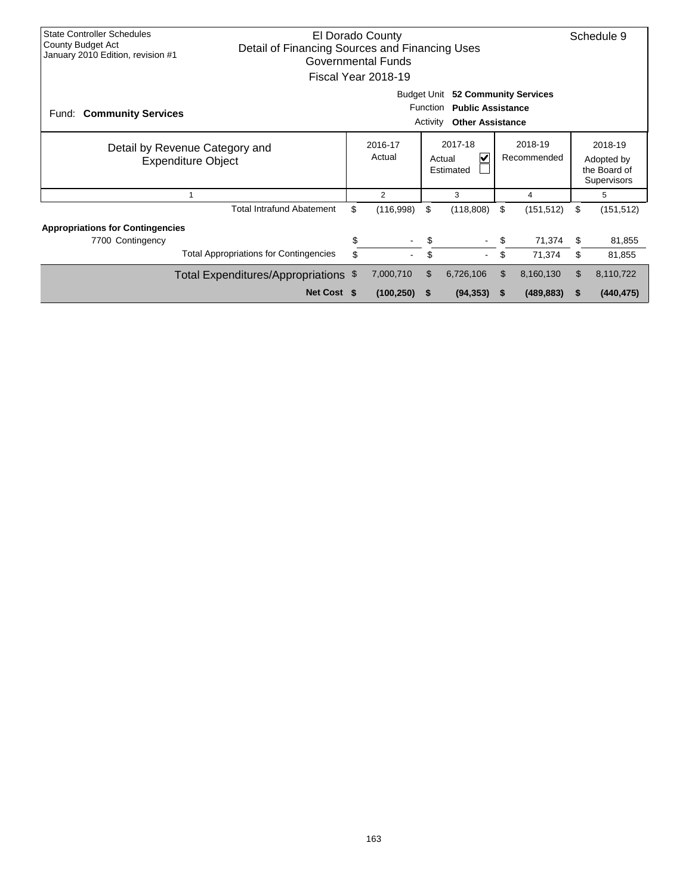State Controller Schedules
County Budget Act
January 2010 Edition, revision #1

# El Dorado County
## Detail of Financing Sources and Financing Uses
### Governmental Funds
### Fiscal Year 2018-19

Schedule 9

Fund: **Community Services**

Budget Unit **52 Community Services**
Function **Public Assistance**
Activity **Other Assistance**

| Detail by Revenue Category and Expenditure Object | 2016-17 Actual | 2017-18 Actual ☑ Estimated ☐ | 2018-19 Recommended | 2018-19 Adopted by the Board of Supervisors |
|---|---|---|---|---|
| 1 | 2 | 3 | 4 | 5 |
| Total Intrafund Abatement | $ (116,998) | $ (118,808) | $ (151,512) | $ (151,512) |
| **Appropriations for Contingencies** | | | | |
| 7700 Contingency | $ - | $ - | $ 71,374 | $ 81,855 |
| Total Appropriations for Contingencies | $ - | $ - | $ 71,374 | $ 81,855 |
| Total Expenditures/Appropriations | $ 7,000,710 | $ 6,726,106 | $ 8,160,130 | $ 8,110,722 |
| **Net Cost** | **$ (100,250)** | **$ (94,353)** | **$ (489,883)** | **$ (440,475)** |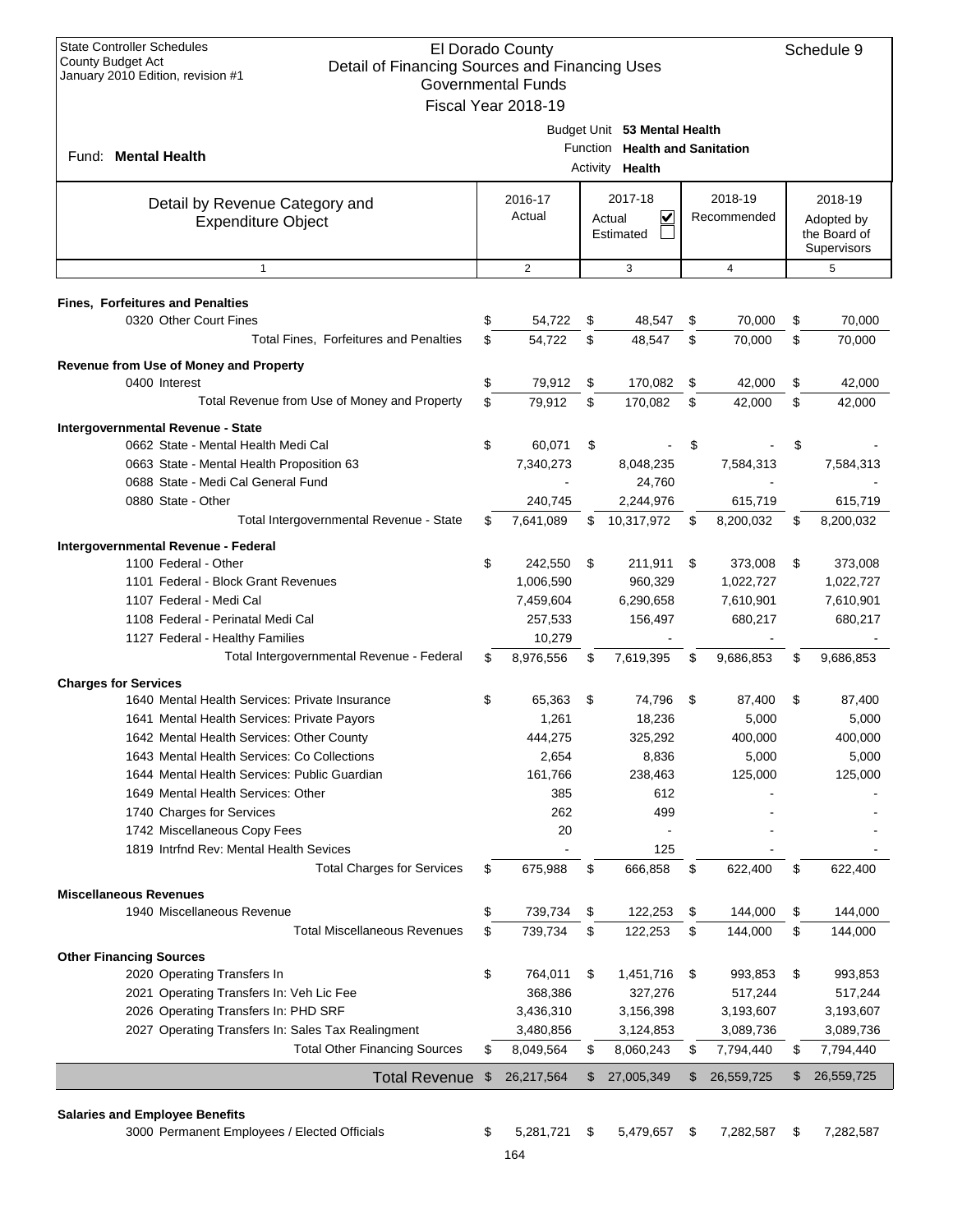State Controller Schedules
County Budget Act
January 2010 Edition, revision #1

El Dorado County
Detail of Financing Sources and Financing Uses
Governmental Funds
Fiscal Year 2018-19

Schedule 9

Fund: **Mental Health**

Budget Unit **53 Mental Health**
Function **Health and Sanitation**
Activity **Health**

| Detail by Revenue Category and Expenditure Object | 2016-17 Actual | 2017-18 Actual ☑ Estimated ☐ | 2018-19 Recommended | 2018-19 Adopted by the Board of Supervisors |
|---|---|---|---|---|
| 1 | 2 | 3 | 4 | 5 |
| **Fines, Forfeitures and Penalties** | | | | |
| 0320 Other Court Fines | $ 54,722 | $ 48,547 | $ 70,000 | $ 70,000 |
| Total Fines, Forfeitures and Penalties | $ 54,722 | $ 48,547 | $ 70,000 | $ 70,000 |
| **Revenue from Use of Money and Property** | | | | |
| 0400 Interest | $ 79,912 | $ 170,082 | $ 42,000 | $ 42,000 |
| Total Revenue from Use of Money and Property | $ 79,912 | $ 170,082 | $ 42,000 | $ 42,000 |
| **Intergovernmental Revenue - State** | | | | |
| 0662 State - Mental Health Medi Cal | $ 60,071 | $ - | $ - | $ - |
| 0663 State - Mental Health Proposition 63 | 7,340,273 | 8,048,235 | 7,584,313 | 7,584,313 |
| 0688 State - Medi Cal General Fund | - | 24,760 | - | - |
| 0880 State - Other | 240,745 | 2,244,976 | 615,719 | 615,719 |
| Total Intergovernmental Revenue - State | $ 7,641,089 | $ 10,317,972 | $ 8,200,032 | $ 8,200,032 |
| **Intergovernmental Revenue - Federal** | | | | |
| 1100 Federal - Other | $ 242,550 | $ 211,911 | $ 373,008 | $ 373,008 |
| 1101 Federal - Block Grant Revenues | 1,006,590 | 960,329 | 1,022,727 | 1,022,727 |
| 1107 Federal - Medi Cal | 7,459,604 | 6,290,658 | 7,610,901 | 7,610,901 |
| 1108 Federal - Perinatal Medi Cal | 257,533 | 156,497 | 680,217 | 680,217 |
| 1127 Federal - Healthy Families | 10,279 | - | - | - |
| Total Intergovernmental Revenue - Federal | $ 8,976,556 | $ 7,619,395 | $ 9,686,853 | $ 9,686,853 |
| **Charges for Services** | | | | |
| 1640 Mental Health Services: Private Insurance | $ 65,363 | $ 74,796 | $ 87,400 | $ 87,400 |
| 1641 Mental Health Services: Private Payors | 1,261 | 18,236 | 5,000 | 5,000 |
| 1642 Mental Health Services: Other County | 444,275 | 325,292 | 400,000 | 400,000 |
| 1643 Mental Health Services: Co Collections | 2,654 | 8,836 | 5,000 | 5,000 |
| 1644 Mental Health Services: Public Guardian | 161,766 | 238,463 | 125,000 | 125,000 |
| 1649 Mental Health Services: Other | 385 | 612 | - | - |
| 1740 Charges for Services | 262 | 499 | - | - |
| 1742 Miscellaneous Copy Fees | 20 | - | - | - |
| 1819 Intrfnd Rev: Mental Health Sevices | - | 125 | - | - |
| Total Charges for Services | $ 675,988 | $ 666,858 | $ 622,400 | $ 622,400 |
| **Miscellaneous Revenues** | | | | |
| 1940 Miscellaneous Revenue | $ 739,734 | $ 122,253 | $ 144,000 | $ 144,000 |
| Total Miscellaneous Revenues | $ 739,734 | $ 122,253 | $ 144,000 | $ 144,000 |
| **Other Financing Sources** | | | | |
| 2020 Operating Transfers In | $ 764,011 | $ 1,451,716 | $ 993,853 | $ 993,853 |
| 2021 Operating Transfers In: Veh Lic Fee | 368,386 | 327,276 | 517,244 | 517,244 |
| 2026 Operating Transfers In: PHD SRF | 3,436,310 | 3,156,398 | 3,193,607 | 3,193,607 |
| 2027 Operating Transfers In: Sales Tax Realingment | 3,480,856 | 3,124,853 | 3,089,736 | 3,089,736 |
| Total Other Financing Sources | $ 8,049,564 | $ 8,060,243 | $ 7,794,440 | $ 7,794,440 |
| **Total Revenue** | $ 26,217,564 | $ 27,005,349 | $ 26,559,725 | $ 26,559,725 |
| **Salaries and Employee Benefits** | | | | |
| 3000 Permanent Employees / Elected Officials | $ 5,281,721 | $ 5,479,657 | $ 7,282,587 | $ 7,282,587 |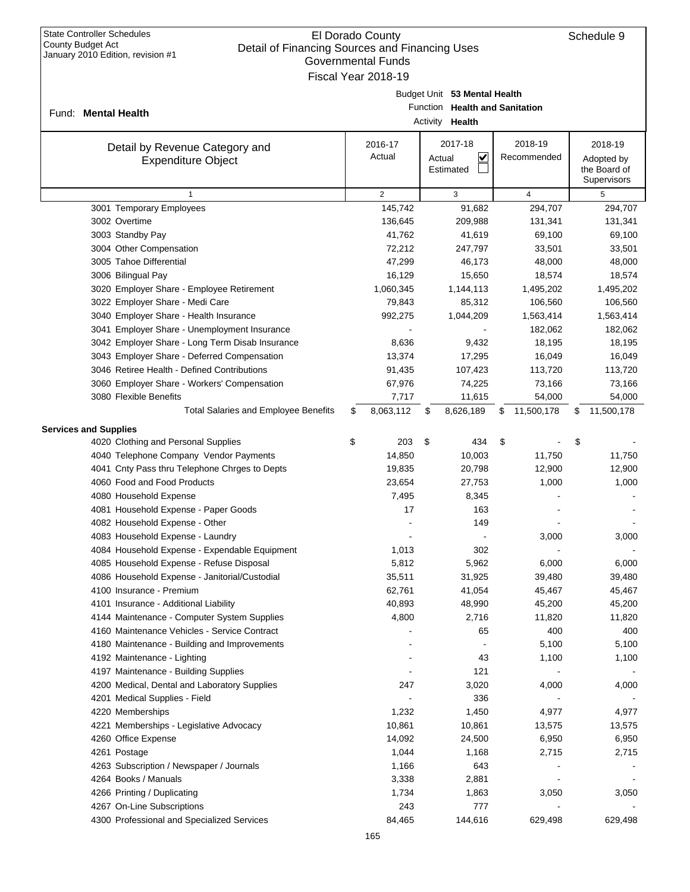State Controller Schedules
County Budget Act
January 2010 Edition, revision #1

# El Dorado County
## Detail of Financing Sources and Financing Uses
### Governmental Funds
### Fiscal Year 2018-19

Schedule 9

Fund: **Mental Health**

Budget Unit **53 Mental Health**
Function **Health and Sanitation**
Activity **Health**

| Detail by Revenue Category and Expenditure Object | 2016-17 Actual | 2017-18 Actual ☑ Estimated ☐ | 2018-19 Recommended | 2018-19 Adopted by the Board of Supervisors |
|---|---|---|---|---|
| 1 | 2 | 3 | 4 | 5 |
| 3001 Temporary Employees | 145,742 | 91,682 | 294,707 | 294,707 |
| 3002 Overtime | 136,645 | 209,988 | 131,341 | 131,341 |
| 3003 Standby Pay | 41,762 | 41,619 | 69,100 | 69,100 |
| 3004 Other Compensation | 72,212 | 247,797 | 33,501 | 33,501 |
| 3005 Tahoe Differential | 47,299 | 46,173 | 48,000 | 48,000 |
| 3006 Bilingual Pay | 16,129 | 15,650 | 18,574 | 18,574 |
| 3020 Employer Share - Employee Retirement | 1,060,345 | 1,144,113 | 1,495,202 | 1,495,202 |
| 3022 Employer Share - Medi Care | 79,843 | 85,312 | 106,560 | 106,560 |
| 3040 Employer Share - Health Insurance | 992,275 | 1,044,209 | 1,563,414 | 1,563,414 |
| 3041 Employer Share - Unemployment Insurance | - | - | 182,062 | 182,062 |
| 3042 Employer Share - Long Term Disab Insurance | 8,636 | 9,432 | 18,195 | 18,195 |
| 3043 Employer Share - Deferred Compensation | 13,374 | 17,295 | 16,049 | 16,049 |
| 3046 Retiree Health - Defined Contributions | 91,435 | 107,423 | 113,720 | 113,720 |
| 3060 Employer Share - Workers' Compensation | 67,976 | 74,225 | 73,166 | 73,166 |
| 3080 Flexible Benefits | 7,717 | 11,615 | 54,000 | 54,000 |
| Total Salaries and Employee Benefits | $ 8,063,112 | $ 8,626,189 | $ 11,500,178 | $ 11,500,178 |
| **Services and Supplies** | | | | |
| 4020 Clothing and Personal Supplies | $ 203 | $ 434 | $ - | $ - |
| 4040 Telephone Company Vendor Payments | 14,850 | 10,003 | 11,750 | 11,750 |
| 4041 Cnty Pass thru Telephone Chrges to Depts | 19,835 | 20,798 | 12,900 | 12,900 |
| 4060 Food and Food Products | 23,654 | 27,753 | 1,000 | 1,000 |
| 4080 Household Expense | 7,495 | 8,345 | - | - |
| 4081 Household Expense - Paper Goods | 17 | 163 | - | - |
| 4082 Household Expense - Other | - | 149 | - | - |
| 4083 Household Expense - Laundry | - | - | 3,000 | 3,000 |
| 4084 Household Expense - Expendable Equipment | 1,013 | 302 | - | - |
| 4085 Household Expense - Refuse Disposal | 5,812 | 5,962 | 6,000 | 6,000 |
| 4086 Household Expense - Janitorial/Custodial | 35,511 | 31,925 | 39,480 | 39,480 |
| 4100 Insurance - Premium | 62,761 | 41,054 | 45,467 | 45,467 |
| 4101 Insurance - Additional Liability | 40,893 | 48,990 | 45,200 | 45,200 |
| 4144 Maintenance - Computer System Supplies | 4,800 | 2,716 | 11,820 | 11,820 |
| 4160 Maintenance Vehicles - Service Contract | - | 65 | 400 | 400 |
| 4180 Maintenance - Building and Improvements | - | - | 5,100 | 5,100 |
| 4192 Maintenance - Lighting | - | 43 | 1,100 | 1,100 |
| 4197 Maintenance - Building Supplies | - | 121 | - | - |
| 4200 Medical, Dental and Laboratory Supplies | 247 | 3,020 | 4,000 | 4,000 |
| 4201 Medical Supplies - Field | - | 336 | - | - |
| 4220 Memberships | 1,232 | 1,450 | 4,977 | 4,977 |
| 4221 Memberships - Legislative Advocacy | 10,861 | 10,861 | 13,575 | 13,575 |
| 4260 Office Expense | 14,092 | 24,500 | 6,950 | 6,950 |
| 4261 Postage | 1,044 | 1,168 | 2,715 | 2,715 |
| 4263 Subscription / Newspaper / Journals | 1,166 | 643 | - | - |
| 4264 Books / Manuals | 3,338 | 2,881 | - | - |
| 4266 Printing / Duplicating | 1,734 | 1,863 | 3,050 | 3,050 |
| 4267 On-Line Subscriptions | 243 | 777 | - | - |
| 4300 Professional and Specialized Services | 84,465 | 144,616 | 629,498 | 629,498 |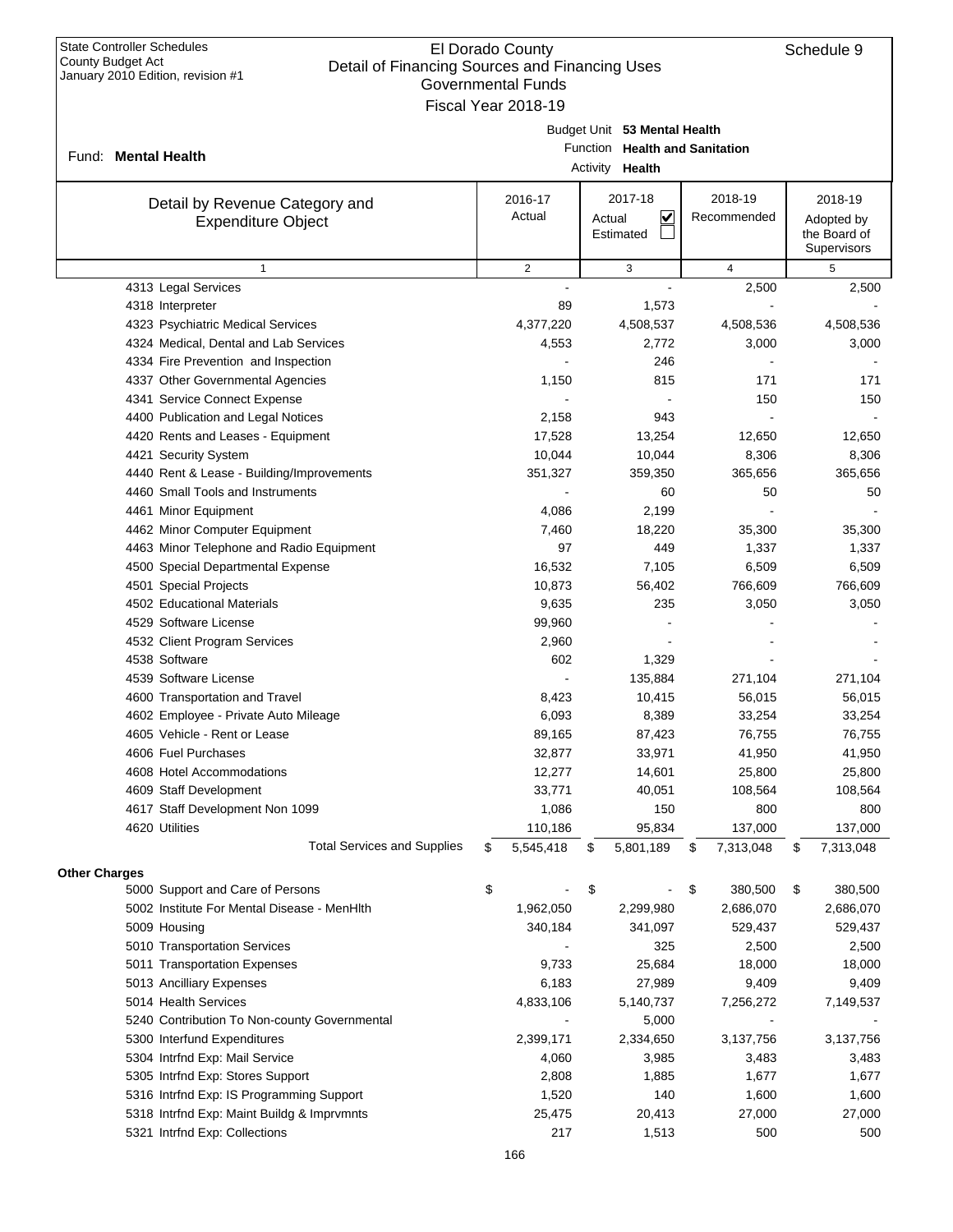State Controller Schedules
County Budget Act
January 2010 Edition, revision #1

# El Dorado County
## Detail of Financing Sources and Financing Uses
### Governmental Funds
### Fiscal Year 2018-19

Schedule 9

Fund: **Mental Health**

Budget Unit **53 Mental Health**
Function **Health and Sanitation**
Activity **Health**

| Detail by Revenue Category and Expenditure Object | 2016-17 Actual | 2017-18 Actual ☑ Estimated ☐ | 2018-19 Recommended | 2018-19 Adopted by the Board of Supervisors |
|---|---|---|---|---|
| 1 | 2 | 3 | 4 | 5 |
| 4313 Legal Services | - | - | 2,500 | 2,500 |
| 4318 Interpreter | 89 | 1,573 | - | - |
| 4323 Psychiatric Medical Services | 4,377,220 | 4,508,537 | 4,508,536 | 4,508,536 |
| 4324 Medical, Dental and Lab Services | 4,553 | 2,772 | 3,000 | 3,000 |
| 4334 Fire Prevention and Inspection | - | 246 | - | - |
| 4337 Other Governmental Agencies | 1,150 | 815 | 171 | 171 |
| 4341 Service Connect Expense | - | - | 150 | 150 |
| 4400 Publication and Legal Notices | 2,158 | 943 | - | - |
| 4420 Rents and Leases - Equipment | 17,528 | 13,254 | 12,650 | 12,650 |
| 4421 Security System | 10,044 | 10,044 | 8,306 | 8,306 |
| 4440 Rent & Lease - Building/Improvements | 351,327 | 359,350 | 365,656 | 365,656 |
| 4460 Small Tools and Instruments | - | 60 | 50 | 50 |
| 4461 Minor Equipment | 4,086 | 2,199 | - | - |
| 4462 Minor Computer Equipment | 7,460 | 18,220 | 35,300 | 35,300 |
| 4463 Minor Telephone and Radio Equipment | 97 | 449 | 1,337 | 1,337 |
| 4500 Special Departmental Expense | 16,532 | 7,105 | 6,509 | 6,509 |
| 4501 Special Projects | 10,873 | 56,402 | 766,609 | 766,609 |
| 4502 Educational Materials | 9,635 | 235 | 3,050 | 3,050 |
| 4529 Software License | 99,960 | - | - | - |
| 4532 Client Program Services | 2,960 | - | - | - |
| 4538 Software | 602 | 1,329 | - | - |
| 4539 Software License | - | 135,884 | 271,104 | 271,104 |
| 4600 Transportation and Travel | 8,423 | 10,415 | 56,015 | 56,015 |
| 4602 Employee - Private Auto Mileage | 6,093 | 8,389 | 33,254 | 33,254 |
| 4605 Vehicle - Rent or Lease | 89,165 | 87,423 | 76,755 | 76,755 |
| 4606 Fuel Purchases | 32,877 | 33,971 | 41,950 | 41,950 |
| 4608 Hotel Accommodations | 12,277 | 14,601 | 25,800 | 25,800 |
| 4609 Staff Development | 33,771 | 40,051 | 108,564 | 108,564 |
| 4617 Staff Development Non 1099 | 1,086 | 150 | 800 | 800 |
| 4620 Utilities | 110,186 | 95,834 | 137,000 | 137,000 |
| Total Services and Supplies | $ 5,545,418 | $ 5,801,189 | $ 7,313,048 | $ 7,313,048 |
| **Other Charges** | | | | |
| 5000 Support and Care of Persons | $ - | $ - | $ 380,500 | $ 380,500 |
| 5002 Institute For Mental Disease - MenHlth | 1,962,050 | 2,299,980 | 2,686,070 | 2,686,070 |
| 5009 Housing | 340,184 | 341,097 | 529,437 | 529,437 |
| 5010 Transportation Services | - | 325 | 2,500 | 2,500 |
| 5011 Transportation Expenses | 9,733 | 25,684 | 18,000 | 18,000 |
| 5013 Ancilliary Expenses | 6,183 | 27,989 | 9,409 | 9,409 |
| 5014 Health Services | 4,833,106 | 5,140,737 | 7,256,272 | 7,149,537 |
| 5240 Contribution To Non-county Governmental | - | 5,000 | - | - |
| 5300 Interfund Expenditures | 2,399,171 | 2,334,650 | 3,137,756 | 3,137,756 |
| 5304 Intrfnd Exp: Mail Service | 4,060 | 3,985 | 3,483 | 3,483 |
| 5305 Intrfnd Exp: Stores Support | 2,808 | 1,885 | 1,677 | 1,677 |
| 5316 Intrfnd Exp: IS Programming Support | 1,520 | 140 | 1,600 | 1,600 |
| 5318 Intrfnd Exp: Maint Buildg & Imprvmnts | 25,475 | 20,413 | 27,000 | 27,000 |
| 5321 Intrfnd Exp: Collections | 217 | 1,513 | 500 | 500 |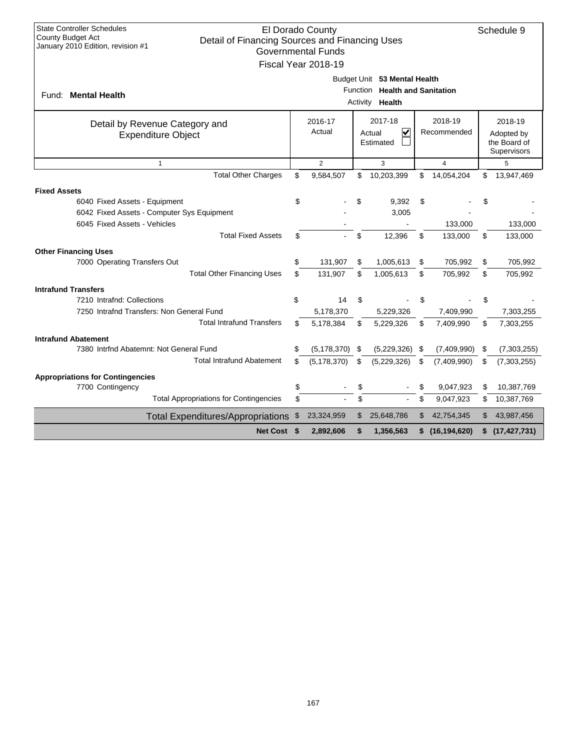State Controller Schedules
County Budget Act
January 2010 Edition, revision #1

# El Dorado County
## Detail of Financing Sources and Financing Uses
### Governmental Funds
### Fiscal Year 2018-19

Schedule 9

Fund: **Mental Health**

Budget Unit **53 Mental Health**
Function **Health and Sanitation**
Activity **Health**

| Detail by Revenue Category and Expenditure Object | 2016-17 Actual | 2017-18 Actual ☑ Estimated ☐ | 2018-19 Recommended | 2018-19 Adopted by the Board of Supervisors |
|---|---|---|---|---|
| 1 | 2 | 3 | 4 | 5 |
| Total Other Charges | $ 9,584,507 | $ 10,203,399 | $ 14,054,204 | $ 13,947,469 |
| **Fixed Assets** | | | | |
| 6040 Fixed Assets - Equipment | $ - | $ 9,392 | $ - | $ - |
| 6042 Fixed Assets - Computer Sys Equipment | - | 3,005 | - | - |
| 6045 Fixed Assets - Vehicles | - | - | 133,000 | 133,000 |
| Total Fixed Assets | $ - | $ 12,396 | $ 133,000 | $ 133,000 |
| **Other Financing Uses** | | | | |
| 7000 Operating Transfers Out | $ 131,907 | $ 1,005,613 | $ 705,992 | $ 705,992 |
| Total Other Financing Uses | $ 131,907 | $ 1,005,613 | $ 705,992 | $ 705,992 |
| **Intrafund Transfers** | | | | |
| 7210 Intrafnd: Collections | $ 14 | $ - | $ - | $ - |
| 7250 Intrafnd Transfers: Non General Fund | 5,178,370 | 5,229,326 | 7,409,990 | 7,303,255 |
| Total Intrafund Transfers | $ 5,178,384 | $ 5,229,326 | $ 7,409,990 | $ 7,303,255 |
| **Intrafund Abatement** | | | | |
| 7380 Intrfnd Abatemnt: Not General Fund | $ (5,178,370) | $ (5,229,326) | $ (7,409,990) | $ (7,303,255) |
| Total Intrafund Abatement | $ (5,178,370) | $ (5,229,326) | $ (7,409,990) | $ (7,303,255) |
| **Appropriations for Contingencies** | | | | |
| 7700 Contingency | $ - | $ - | $ 9,047,923 | $ 10,387,769 |
| Total Appropriations for Contingencies | $ - | $ - | $ 9,047,923 | $ 10,387,769 |
| Total Expenditures/Appropriations | $ 23,324,959 | $ 25,648,786 | $ 42,754,345 | $ 43,987,456 |
| **Net Cost** | **$ 2,892,606** | **$ 1,356,563** | **$ (16,194,620)** | **$ (17,427,731)** |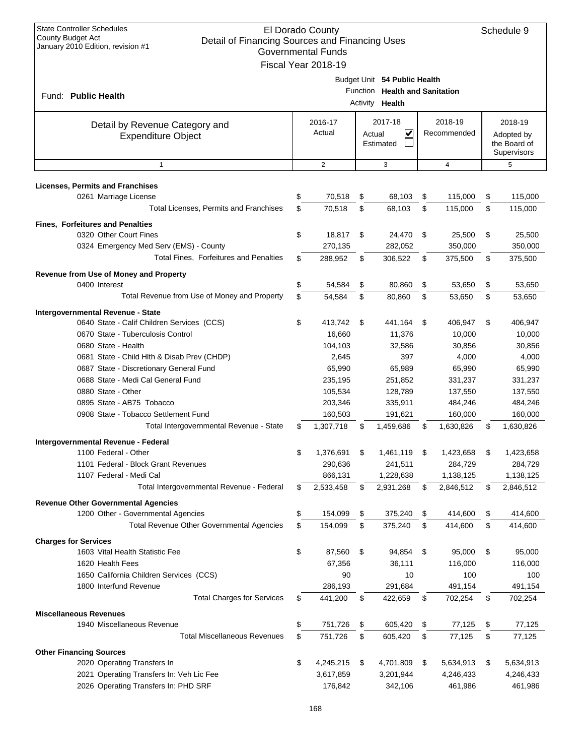State Controller Schedules
County Budget Act
January 2010 Edition, revision #1

# El Dorado County
## Detail of Financing Sources and Financing Uses
### Governmental Funds
### Fiscal Year 2018-19

Schedule 9

Fund: **Public Health**

Budget Unit **54 Public Health**
Function **Health and Sanitation**
Activity **Health**

| Detail by Revenue Category and Expenditure Object | 2016-17 Actual | 2017-18 Actual ☑ Estimated ☐ | 2018-19 Recommended | 2018-19 Adopted by the Board of Supervisors |
|---|---|---|---|---|
| 1 | 2 | 3 | 4 | 5 |
| **Licenses, Permits and Franchises** | | | | |
| 0261 Marriage License | $ 70,518 | $ 68,103 | $ 115,000 | $ 115,000 |
| Total Licenses, Permits and Franchises | $ 70,518 | $ 68,103 | $ 115,000 | $ 115,000 |
| **Fines, Forfeitures and Penalties** | | | | |
| 0320 Other Court Fines | $ 18,817 | $ 24,470 | $ 25,500 | $ 25,500 |
| 0324 Emergency Med Serv (EMS) - County | 270,135 | 282,052 | 350,000 | 350,000 |
| Total Fines, Forfeitures and Penalties | $ 288,952 | $ 306,522 | $ 375,500 | $ 375,500 |
| **Revenue from Use of Money and Property** | | | | |
| 0400 Interest | $ 54,584 | $ 80,860 | $ 53,650 | $ 53,650 |
| Total Revenue from Use of Money and Property | $ 54,584 | $ 80,860 | $ 53,650 | $ 53,650 |
| **Intergovernmental Revenue - State** | | | | |
| 0640 State - Calif Children Services (CCS) | $ 413,742 | $ 441,164 | $ 406,947 | $ 406,947 |
| 0670 State - Tuberculosis Control | 16,660 | 11,376 | 10,000 | 10,000 |
| 0680 State - Health | 104,103 | 32,586 | 30,856 | 30,856 |
| 0681 State - Child Hlth & Disab Prev (CHDP) | 2,645 | 397 | 4,000 | 4,000 |
| 0687 State - Discretionary General Fund | 65,990 | 65,989 | 65,990 | 65,990 |
| 0688 State - Medi Cal General Fund | 235,195 | 251,852 | 331,237 | 331,237 |
| 0880 State - Other | 105,534 | 128,789 | 137,550 | 137,550 |
| 0895 State - AB75 Tobacco | 203,346 | 335,911 | 484,246 | 484,246 |
| 0908 State - Tobacco Settlement Fund | 160,503 | 191,621 | 160,000 | 160,000 |
| Total Intergovernmental Revenue - State | $ 1,307,718 | $ 1,459,686 | $ 1,630,826 | $ 1,630,826 |
| **Intergovernmental Revenue - Federal** | | | | |
| 1100 Federal - Other | $ 1,376,691 | $ 1,461,119 | $ 1,423,658 | $ 1,423,658 |
| 1101 Federal - Block Grant Revenues | 290,636 | 241,511 | 284,729 | 284,729 |
| 1107 Federal - Medi Cal | 866,131 | 1,228,638 | 1,138,125 | 1,138,125 |
| Total Intergovernmental Revenue - Federal | $ 2,533,458 | $ 2,931,268 | $ 2,846,512 | $ 2,846,512 |
| **Revenue Other Governmental Agencies** | | | | |
| 1200 Other - Governmental Agencies | $ 154,099 | $ 375,240 | $ 414,600 | $ 414,600 |
| Total Revenue Other Governmental Agencies | $ 154,099 | $ 375,240 | $ 414,600 | $ 414,600 |
| **Charges for Services** | | | | |
| 1603 Vital Health Statistic Fee | $ 87,560 | $ 94,854 | $ 95,000 | $ 95,000 |
| 1620 Health Fees | 67,356 | 36,111 | 116,000 | 116,000 |
| 1650 California Children Services (CCS) | 90 | 10 | 100 | 100 |
| 1800 Interfund Revenue | 286,193 | 291,684 | 491,154 | 491,154 |
| Total Charges for Services | $ 441,200 | $ 422,659 | $ 702,254 | $ 702,254 |
| **Miscellaneous Revenues** | | | | |
| 1940 Miscellaneous Revenue | $ 751,726 | $ 605,420 | $ 77,125 | $ 77,125 |
| Total Miscellaneous Revenues | $ 751,726 | $ 605,420 | $ 77,125 | $ 77,125 |
| **Other Financing Sources** | | | | |
| 2020 Operating Transfers In | $ 4,245,215 | $ 4,701,809 | $ 5,634,913 | $ 5,634,913 |
| 2021 Operating Transfers In: Veh Lic Fee | 3,617,859 | 3,201,944 | 4,246,433 | 4,246,433 |
| 2026 Operating Transfers In: PHD SRF | 176,842 | 342,106 | 461,986 | 461,986 |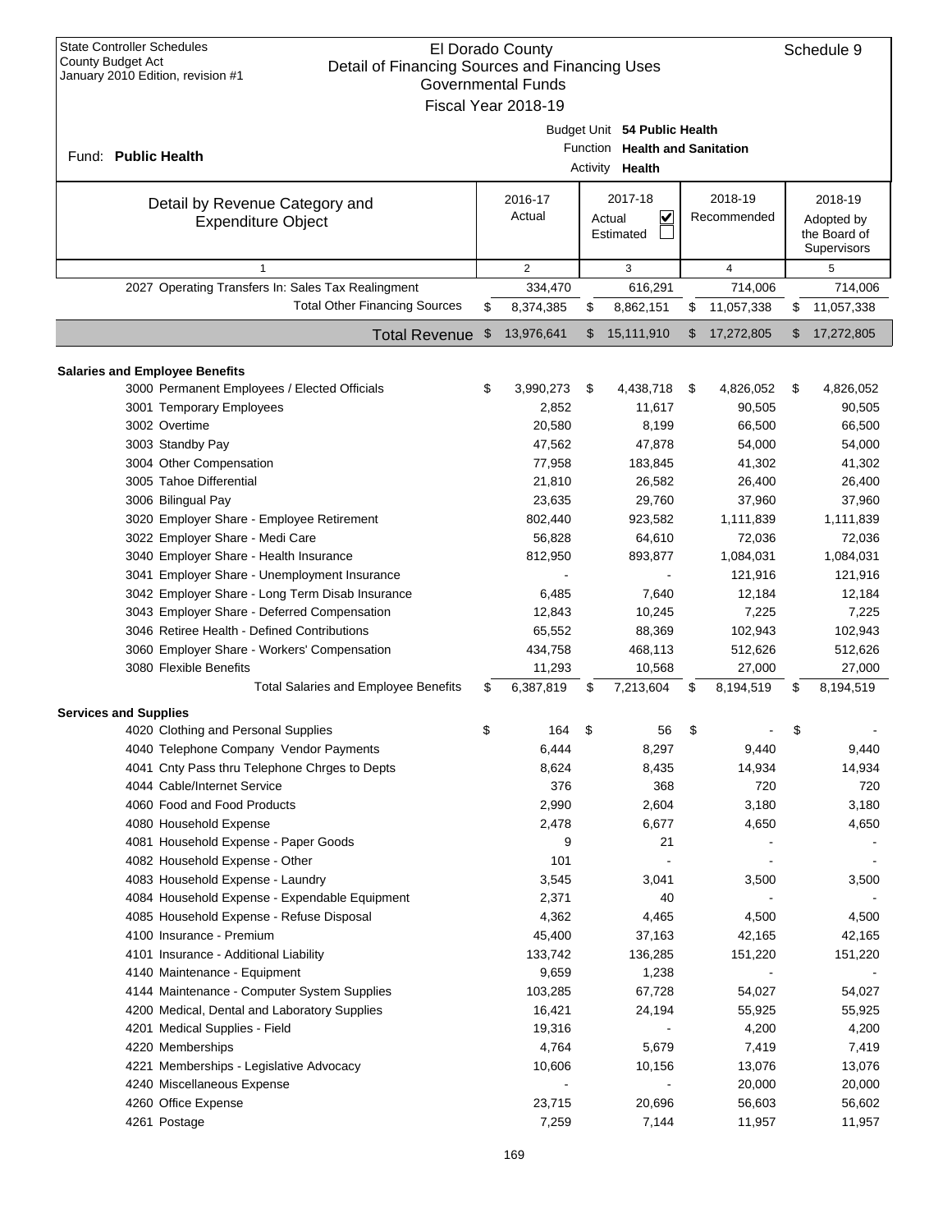State Controller Schedules
County Budget Act
January 2010 Edition, revision #1

# El Dorado County
## Detail of Financing Sources and Financing Uses
### Governmental Funds
### Fiscal Year 2018-19

Schedule 9

Fund: **Public Health**

Budget Unit **54 Public Health**
Function **Health and Sanitation**
Activity **Health**

| Detail by Revenue Category and Expenditure Object | 2016-17 Actual | 2017-18 Actual ☑ Estimated ☐ | 2018-19 Recommended | 2018-19 Adopted by the Board of Supervisors |
|---|---|---|---|---|
| 1 | 2 | 3 | 4 | 5 |
| 2027 Operating Transfers In: Sales Tax Realingment | 334,470 | 616,291 | 714,006 | 714,006 |
| Total Other Financing Sources | $ 8,374,385 | $ 8,862,151 | $ 11,057,338 | $ 11,057,338 |
| **Total Revenue** | $ 13,976,641 | $ 15,111,910 | $ 17,272,805 | $ 17,272,805 |
| **Salaries and Employee Benefits** | | | | |
| 3000 Permanent Employees / Elected Officials | $ 3,990,273 | $ 4,438,718 | $ 4,826,052 | $ 4,826,052 |
| 3001 Temporary Employees | 2,852 | 11,617 | 90,505 | 90,505 |
| 3002 Overtime | 20,580 | 8,199 | 66,500 | 66,500 |
| 3003 Standby Pay | 47,562 | 47,878 | 54,000 | 54,000 |
| 3004 Other Compensation | 77,958 | 183,845 | 41,302 | 41,302 |
| 3005 Tahoe Differential | 21,810 | 26,582 | 26,400 | 26,400 |
| 3006 Bilingual Pay | 23,635 | 29,760 | 37,960 | 37,960 |
| 3020 Employer Share - Employee Retirement | 802,440 | 923,582 | 1,111,839 | 1,111,839 |
| 3022 Employer Share - Medi Care | 56,828 | 64,610 | 72,036 | 72,036 |
| 3040 Employer Share - Health Insurance | 812,950 | 893,877 | 1,084,031 | 1,084,031 |
| 3041 Employer Share - Unemployment Insurance | - | - | 121,916 | 121,916 |
| 3042 Employer Share - Long Term Disab Insurance | 6,485 | 7,640 | 12,184 | 12,184 |
| 3043 Employer Share - Deferred Compensation | 12,843 | 10,245 | 7,225 | 7,225 |
| 3046 Retiree Health - Defined Contributions | 65,552 | 88,369 | 102,943 | 102,943 |
| 3060 Employer Share - Workers' Compensation | 434,758 | 468,113 | 512,626 | 512,626 |
| 3080 Flexible Benefits | 11,293 | 10,568 | 27,000 | 27,000 |
| Total Salaries and Employee Benefits | $ 6,387,819 | $ 7,213,604 | $ 8,194,519 | $ 8,194,519 |
| **Services and Supplies** | | | | |
| 4020 Clothing and Personal Supplies | $ 164 | $ 56 | $ - | $ - |
| 4040 Telephone Company Vendor Payments | 6,444 | 8,297 | 9,440 | 9,440 |
| 4041 Cnty Pass thru Telephone Chrges to Depts | 8,624 | 8,435 | 14,934 | 14,934 |
| 4044 Cable/Internet Service | 376 | 368 | 720 | 720 |
| 4060 Food and Food Products | 2,990 | 2,604 | 3,180 | 3,180 |
| 4080 Household Expense | 2,478 | 6,677 | 4,650 | 4,650 |
| 4081 Household Expense - Paper Goods | 9 | 21 | - | - |
| 4082 Household Expense - Other | 101 | - | - | - |
| 4083 Household Expense - Laundry | 3,545 | 3,041 | 3,500 | 3,500 |
| 4084 Household Expense - Expendable Equipment | 2,371 | 40 | - | - |
| 4085 Household Expense - Refuse Disposal | 4,362 | 4,465 | 4,500 | 4,500 |
| 4100 Insurance - Premium | 45,400 | 37,163 | 42,165 | 42,165 |
| 4101 Insurance - Additional Liability | 133,742 | 136,285 | 151,220 | 151,220 |
| 4140 Maintenance - Equipment | 9,659 | 1,238 | - | - |
| 4144 Maintenance - Computer System Supplies | 103,285 | 67,728 | 54,027 | 54,027 |
| 4200 Medical, Dental and Laboratory Supplies | 16,421 | 24,194 | 55,925 | 55,925 |
| 4201 Medical Supplies - Field | 19,316 | - | 4,200 | 4,200 |
| 4220 Memberships | 4,764 | 5,679 | 7,419 | 7,419 |
| 4221 Memberships - Legislative Advocacy | 10,606 | 10,156 | 13,076 | 13,076 |
| 4240 Miscellaneous Expense | - | - | 20,000 | 20,000 |
| 4260 Office Expense | 23,715 | 20,696 | 56,603 | 56,602 |
| 4261 Postage | 7,259 | 7,144 | 11,957 | 11,957 |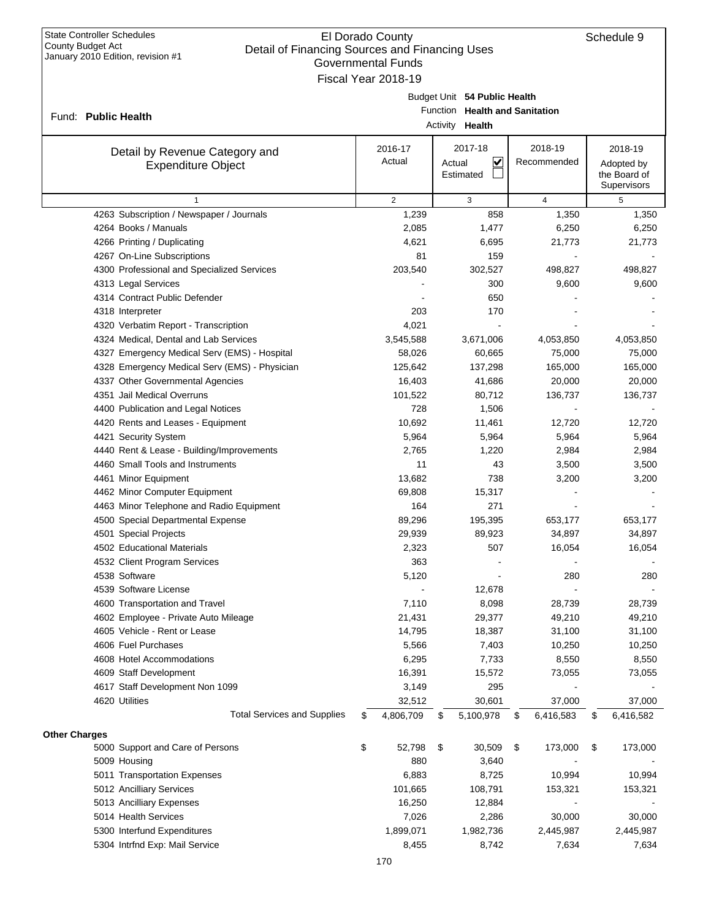State Controller Schedules
County Budget Act
January 2010 Edition, revision #1

# El Dorado County
## Detail of Financing Sources and Financing Uses
### Governmental Funds
Fiscal Year 2018-19

Schedule 9

Fund: **Public Health**

Budget Unit **54 Public Health**
Function **Health and Sanitation**
Activity **Health**

| Detail by Revenue Category and Expenditure Object | 2016-17 Actual | 2017-18 Actual ☑ Estimated ☐ | 2018-19 Recommended | 2018-19 Adopted by the Board of Supervisors |
|---|---|---|---|---|
| 1 | 2 | 3 | 4 | 5 |
| 4263 Subscription / Newspaper / Journals | 1,239 | 858 | 1,350 | 1,350 |
| 4264 Books / Manuals | 2,085 | 1,477 | 6,250 | 6,250 |
| 4266 Printing / Duplicating | 4,621 | 6,695 | 21,773 | 21,773 |
| 4267 On-Line Subscriptions | 81 | 159 | - | - |
| 4300 Professional and Specialized Services | 203,540 | 302,527 | 498,827 | 498,827 |
| 4313 Legal Services | - | 300 | 9,600 | 9,600 |
| 4314 Contract Public Defender | - | 650 | - | - |
| 4318 Interpreter | 203 | 170 | - | - |
| 4320 Verbatim Report - Transcription | 4,021 | - | - | - |
| 4324 Medical, Dental and Lab Services | 3,545,588 | 3,671,006 | 4,053,850 | 4,053,850 |
| 4327 Emergency Medical Serv (EMS) - Hospital | 58,026 | 60,665 | 75,000 | 75,000 |
| 4328 Emergency Medical Serv (EMS) - Physician | 125,642 | 137,298 | 165,000 | 165,000 |
| 4337 Other Governmental Agencies | 16,403 | 41,686 | 20,000 | 20,000 |
| 4351 Jail Medical Overruns | 101,522 | 80,712 | 136,737 | 136,737 |
| 4400 Publication and Legal Notices | 728 | 1,506 | - | - |
| 4420 Rents and Leases - Equipment | 10,692 | 11,461 | 12,720 | 12,720 |
| 4421 Security System | 5,964 | 5,964 | 5,964 | 5,964 |
| 4440 Rent & Lease - Building/Improvements | 2,765 | 1,220 | 2,984 | 2,984 |
| 4460 Small Tools and Instruments | 11 | 43 | 3,500 | 3,500 |
| 4461 Minor Equipment | 13,682 | 738 | 3,200 | 3,200 |
| 4462 Minor Computer Equipment | 69,808 | 15,317 | - | - |
| 4463 Minor Telephone and Radio Equipment | 164 | 271 | - | - |
| 4500 Special Departmental Expense | 89,296 | 195,395 | 653,177 | 653,177 |
| 4501 Special Projects | 29,939 | 89,923 | 34,897 | 34,897 |
| 4502 Educational Materials | 2,323 | 507 | 16,054 | 16,054 |
| 4532 Client Program Services | 363 | - | - | - |
| 4538 Software | 5,120 | - | 280 | 280 |
| 4539 Software License | - | 12,678 | - | - |
| 4600 Transportation and Travel | 7,110 | 8,098 | 28,739 | 28,739 |
| 4602 Employee - Private Auto Mileage | 21,431 | 29,377 | 49,210 | 49,210 |
| 4605 Vehicle - Rent or Lease | 14,795 | 18,387 | 31,100 | 31,100 |
| 4606 Fuel Purchases | 5,566 | 7,403 | 10,250 | 10,250 |
| 4608 Hotel Accommodations | 6,295 | 7,733 | 8,550 | 8,550 |
| 4609 Staff Development | 16,391 | 15,572 | 73,055 | 73,055 |
| 4617 Staff Development Non 1099 | 3,149 | 295 | - | - |
| 4620 Utilities | 32,512 | 30,601 | 37,000 | 37,000 |
| Total Services and Supplies | $ 4,806,709 | $ 5,100,978 | $ 6,416,583 | $ 6,416,582 |
| **Other Charges** | | | | |
| 5000 Support and Care of Persons | $ 52,798 | $ 30,509 | $ 173,000 | $ 173,000 |
| 5009 Housing | 880 | 3,640 | - | - |
| 5011 Transportation Expenses | 6,883 | 8,725 | 10,994 | 10,994 |
| 5012 Ancilliary Services | 101,665 | 108,791 | 153,321 | 153,321 |
| 5013 Ancilliary Expenses | 16,250 | 12,884 | - | - |
| 5014 Health Services | 7,026 | 2,286 | 30,000 | 30,000 |
| 5300 Interfund Expenditures | 1,899,071 | 1,982,736 | 2,445,987 | 2,445,987 |
| 5304 Intrfnd Exp: Mail Service | 8,455 | 8,742 | 7,634 | 7,634 |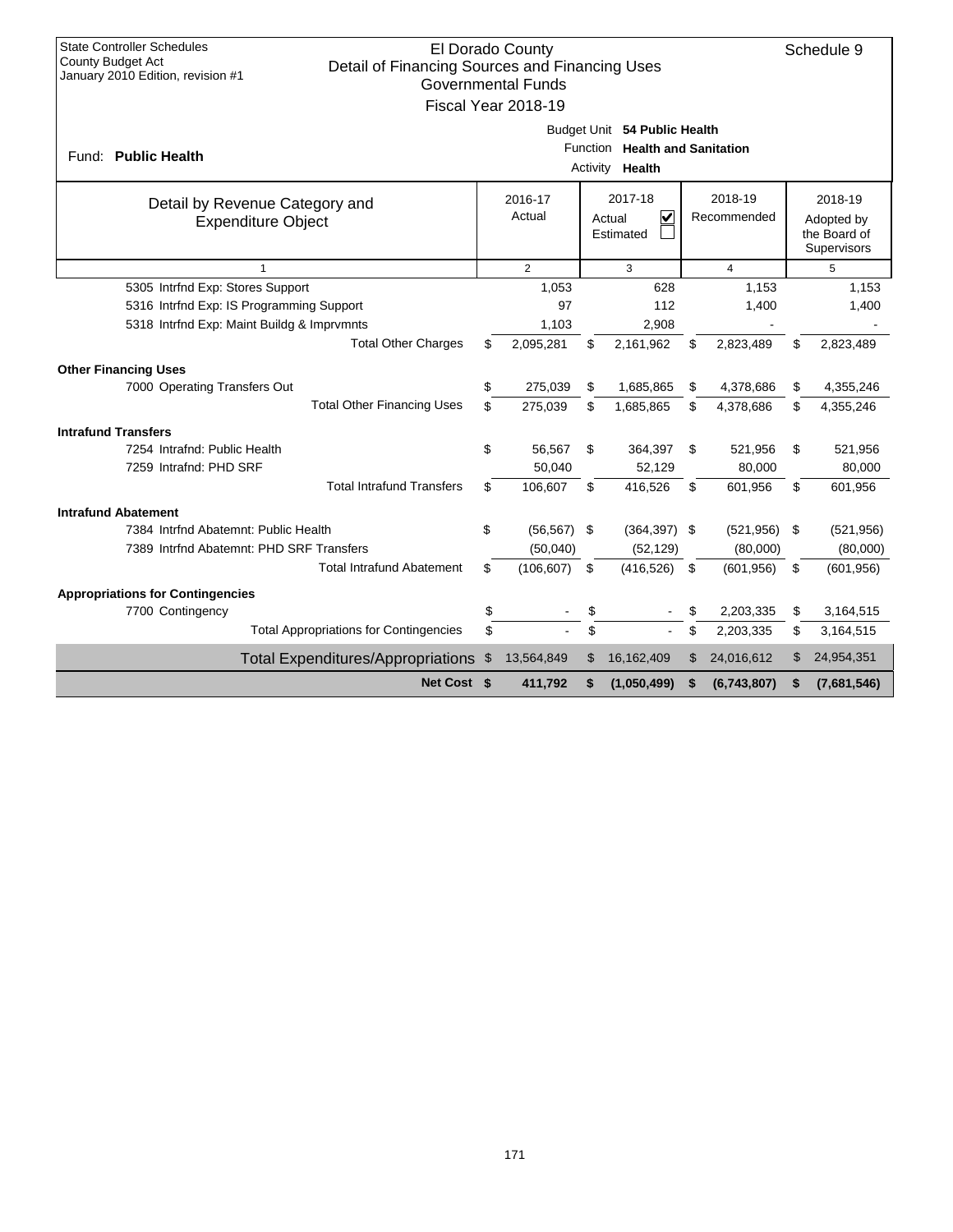State Controller Schedules
County Budget Act
January 2010 Edition, revision #1

# El Dorado County
## Detail of Financing Sources and Financing Uses
### Governmental Funds
### Fiscal Year 2018-19

Schedule 9

Fund: **Public Health**

Budget Unit **54 Public Health**
Function **Health and Sanitation**
Activity **Health**

| Detail by Revenue Category and Expenditure Object | 2016-17 Actual | 2017-18 Actual ☑ Estimated ☐ | 2018-19 Recommended | 2018-19 Adopted by the Board of Supervisors |
|---|---|---|---|---|
| 1 | 2 | 3 | 4 | 5 |
| 5305 Intrfnd Exp: Stores Support | 1,053 | 628 | 1,153 | 1,153 |
| 5316 Intrfnd Exp: IS Programming Support | 97 | 112 | 1,400 | 1,400 |
| 5318 Intrfnd Exp: Maint Buildg & Imprvmnts | 1,103 | 2,908 | - | - |
| Total Other Charges | $ 2,095,281 | $ 2,161,962 | $ 2,823,489 | $ 2,823,489 |
| **Other Financing Uses** | | | | |
| 7000 Operating Transfers Out | $ 275,039 | $ 1,685,865 | $ 4,378,686 | $ 4,355,246 |
| Total Other Financing Uses | $ 275,039 | $ 1,685,865 | $ 4,378,686 | $ 4,355,246 |
| **Intrafund Transfers** | | | | |
| 7254 Intrafnd: Public Health | $ 56,567 | $ 364,397 | $ 521,956 | $ 521,956 |
| 7259 Intrafnd: PHD SRF | 50,040 | 52,129 | 80,000 | 80,000 |
| Total Intrafund Transfers | $ 106,607 | $ 416,526 | $ 601,956 | $ 601,956 |
| **Intrafund Abatement** | | | | |
| 7384 Intrfnd Abatemnt: Public Health | $ (56,567) | $ (364,397) | $ (521,956) | $ (521,956) |
| 7389 Intrfnd Abatemnt: PHD SRF Transfers | (50,040) | (52,129) | (80,000) | (80,000) |
| Total Intrafund Abatement | $ (106,607) | $ (416,526) | $ (601,956) | $ (601,956) |
| **Appropriations for Contingencies** | | | | |
| 7700 Contingency | $ - | $ - | $ 2,203,335 | $ 3,164,515 |
| Total Appropriations for Contingencies | $ - | $ - | $ 2,203,335 | $ 3,164,515 |
| Total Expenditures/Appropriations | $ 13,564,849 | $ 16,162,409 | $ 24,016,612 | $ 24,954,351 |
| **Net Cost** | **$ 411,792** | **$ (1,050,499)** | **$ (6,743,807)** | **$ (7,681,546)** |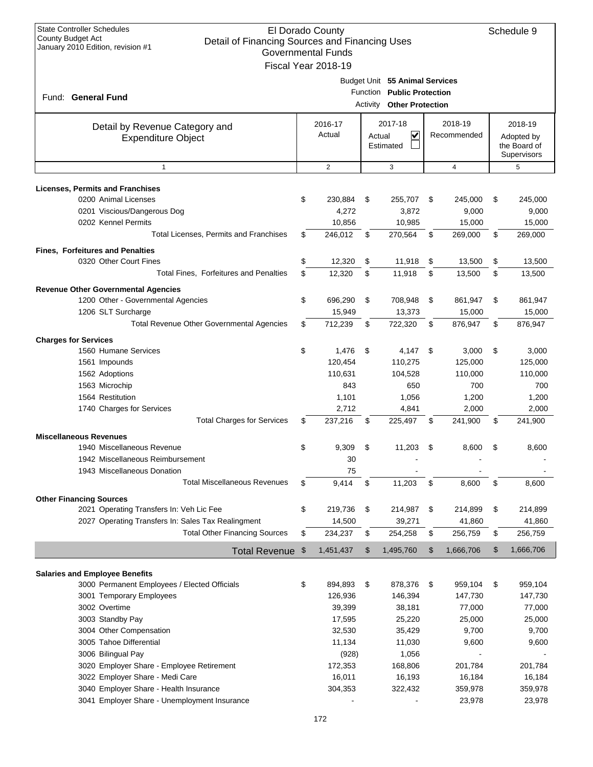State Controller Schedules
County Budget Act
January 2010 Edition, revision #1

# El Dorado County
## Detail of Financing Sources and Financing Uses
### Governmental Funds
### Fiscal Year 2018-19

Schedule 9

Fund: **General Fund**

Budget Unit **55 Animal Services**
Function **Public Protection**
Activity **Other Protection**

| Detail by Revenue Category and Expenditure Object | 2016-17 Actual | 2017-18 Actual ☑ Estimated ☐ | 2018-19 Recommended | 2018-19 Adopted by the Board of Supervisors |
|---|---|---|---|---|
| 1 | 2 | 3 | 4 | 5 |
| **Licenses, Permits and Franchises** | | | | |
| 0200 Animal Licenses | $ 230,884 | $ 255,707 | $ 245,000 | $ 245,000 |
| 0201 Viscious/Dangerous Dog | 4,272 | 3,872 | 9,000 | 9,000 |
| 0202 Kennel Permits | 10,856 | 10,985 | 15,000 | 15,000 |
| Total Licenses, Permits and Franchises | $ 246,012 | $ 270,564 | $ 269,000 | $ 269,000 |
| **Fines, Forfeitures and Penalties** | | | | |
| 0320 Other Court Fines | $ 12,320 | $ 11,918 | $ 13,500 | $ 13,500 |
| Total Fines, Forfeitures and Penalties | $ 12,320 | $ 11,918 | $ 13,500 | $ 13,500 |
| **Revenue Other Governmental Agencies** | | | | |
| 1200 Other - Governmental Agencies | $ 696,290 | $ 708,948 | $ 861,947 | $ 861,947 |
| 1206 SLT Surcharge | 15,949 | 13,373 | 15,000 | 15,000 |
| Total Revenue Other Governmental Agencies | $ 712,239 | $ 722,320 | $ 876,947 | $ 876,947 |
| **Charges for Services** | | | | |
| 1560 Humane Services | $ 1,476 | $ 4,147 | $ 3,000 | $ 3,000 |
| 1561 Impounds | 120,454 | 110,275 | 125,000 | 125,000 |
| 1562 Adoptions | 110,631 | 104,528 | 110,000 | 110,000 |
| 1563 Microchip | 843 | 650 | 700 | 700 |
| 1564 Restitution | 1,101 | 1,056 | 1,200 | 1,200 |
| 1740 Charges for Services | 2,712 | 4,841 | 2,000 | 2,000 |
| Total Charges for Services | $ 237,216 | $ 225,497 | $ 241,900 | $ 241,900 |
| **Miscellaneous Revenues** | | | | |
| 1940 Miscellaneous Revenue | $ 9,309 | $ 11,203 | $ 8,600 | $ 8,600 |
| 1942 Miscellaneous Reimbursement | 30 | - | - | - |
| 1943 Miscellaneous Donation | 75 | - | - | - |
| Total Miscellaneous Revenues | $ 9,414 | $ 11,203 | $ 8,600 | $ 8,600 |
| **Other Financing Sources** | | | | |
| 2021 Operating Transfers In: Veh Lic Fee | $ 219,736 | $ 214,987 | $ 214,899 | $ 214,899 |
| 2027 Operating Transfers In: Sales Tax Realingment | 14,500 | 39,271 | 41,860 | 41,860 |
| Total Other Financing Sources | $ 234,237 | $ 254,258 | $ 256,759 | $ 256,759 |
| **Total Revenue** | $ 1,451,437 | $ 1,495,760 | $ 1,666,706 | $ 1,666,706 |
| **Salaries and Employee Benefits** | | | | |
| 3000 Permanent Employees / Elected Officials | $ 894,893 | $ 878,376 | $ 959,104 | $ 959,104 |
| 3001 Temporary Employees | 126,936 | 146,394 | 147,730 | 147,730 |
| 3002 Overtime | 39,399 | 38,181 | 77,000 | 77,000 |
| 3003 Standby Pay | 17,595 | 25,220 | 25,000 | 25,000 |
| 3004 Other Compensation | 32,530 | 35,429 | 9,700 | 9,700 |
| 3005 Tahoe Differential | 11,134 | 11,030 | 9,600 | 9,600 |
| 3006 Bilingual Pay | (928) | 1,056 | - | - |
| 3020 Employer Share - Employee Retirement | 172,353 | 168,806 | 201,784 | 201,784 |
| 3022 Employer Share - Medi Care | 16,011 | 16,193 | 16,184 | 16,184 |
| 3040 Employer Share - Health Insurance | 304,353 | 322,432 | 359,978 | 359,978 |
| 3041 Employer Share - Unemployment Insurance | - | - | 23,978 | 23,978 |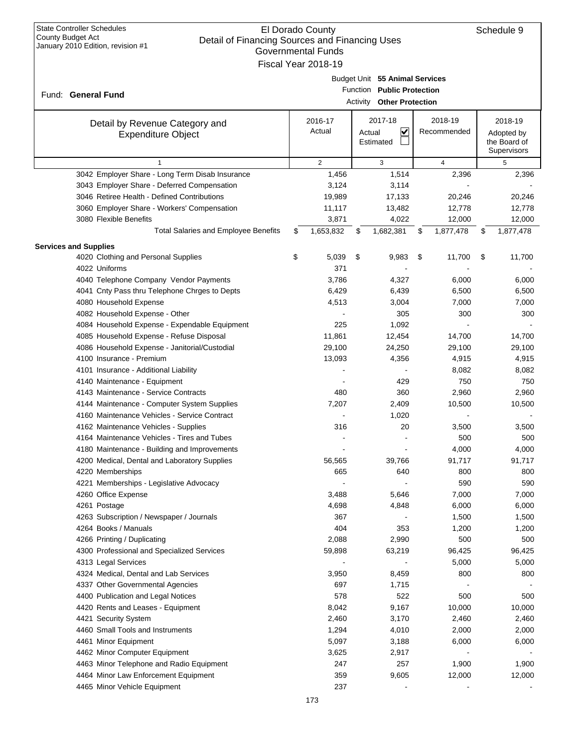State Controller Schedules
County Budget Act
January 2010 Edition, revision #1

# El Dorado County
## Detail of Financing Sources and Financing Uses
### Governmental Funds
### Fiscal Year 2018-19

Schedule 9

Fund: **General Fund**

Budget Unit **55 Animal Services**
Function **Public Protection**
Activity **Other Protection**

| Detail by Revenue Category and Expenditure Object | 2016-17 Actual | 2017-18 Actual ☑ Estimated ☐ | 2018-19 Recommended | 2018-19 Adopted by the Board of Supervisors |
|---|---|---|---|---|
| 1 | 2 | 3 | 4 | 5 |
| 3042 Employer Share - Long Term Disab Insurance | 1,456 | 1,514 | 2,396 | 2,396 |
| 3043 Employer Share - Deferred Compensation | 3,124 | 3,114 | - | - |
| 3046 Retiree Health - Defined Contributions | 19,989 | 17,133 | 20,246 | 20,246 |
| 3060 Employer Share - Workers' Compensation | 11,117 | 13,482 | 12,778 | 12,778 |
| 3080 Flexible Benefits | 3,871 | 4,022 | 12,000 | 12,000 |
| Total Salaries and Employee Benefits | $ 1,653,832 | $ 1,682,381 | $ 1,877,478 | $ 1,877,478 |
| **Services and Supplies** | | | | |
| 4020 Clothing and Personal Supplies | $ 5,039 | $ 9,983 | $ 11,700 | $ 11,700 |
| 4022 Uniforms | 371 | - | - | - |
| 4040 Telephone Company Vendor Payments | 3,786 | 4,327 | 6,000 | 6,000 |
| 4041 Cnty Pass thru Telephone Chrges to Depts | 6,429 | 6,439 | 6,500 | 6,500 |
| 4080 Household Expense | 4,513 | 3,004 | 7,000 | 7,000 |
| 4082 Household Expense - Other | - | 305 | 300 | 300 |
| 4084 Household Expense - Expendable Equipment | 225 | 1,092 | - | - |
| 4085 Household Expense - Refuse Disposal | 11,861 | 12,454 | 14,700 | 14,700 |
| 4086 Household Expense - Janitorial/Custodial | 29,100 | 24,250 | 29,100 | 29,100 |
| 4100 Insurance - Premium | 13,093 | 4,356 | 4,915 | 4,915 |
| 4101 Insurance - Additional Liability | - | - | 8,082 | 8,082 |
| 4140 Maintenance - Equipment | - | 429 | 750 | 750 |
| 4143 Maintenance - Service Contracts | 480 | 360 | 2,960 | 2,960 |
| 4144 Maintenance - Computer System Supplies | 7,207 | 2,409 | 10,500 | 10,500 |
| 4160 Maintenance Vehicles - Service Contract | - | 1,020 | - | - |
| 4162 Maintenance Vehicles - Supplies | 316 | 20 | 3,500 | 3,500 |
| 4164 Maintenance Vehicles - Tires and Tubes | - | - | 500 | 500 |
| 4180 Maintenance - Building and Improvements | - | - | 4,000 | 4,000 |
| 4200 Medical, Dental and Laboratory Supplies | 56,565 | 39,766 | 91,717 | 91,717 |
| 4220 Memberships | 665 | 640 | 800 | 800 |
| 4221 Memberships - Legislative Advocacy | - | - | 590 | 590 |
| 4260 Office Expense | 3,488 | 5,646 | 7,000 | 7,000 |
| 4261 Postage | 4,698 | 4,848 | 6,000 | 6,000 |
| 4263 Subscription / Newspaper / Journals | 367 | - | 1,500 | 1,500 |
| 4264 Books / Manuals | 404 | 353 | 1,200 | 1,200 |
| 4266 Printing / Duplicating | 2,088 | 2,990 | 500 | 500 |
| 4300 Professional and Specialized Services | 59,898 | 63,219 | 96,425 | 96,425 |
| 4313 Legal Services | - | - | 5,000 | 5,000 |
| 4324 Medical, Dental and Lab Services | 3,950 | 8,459 | 800 | 800 |
| 4337 Other Governmental Agencies | 697 | 1,715 | - | - |
| 4400 Publication and Legal Notices | 578 | 522 | 500 | 500 |
| 4420 Rents and Leases - Equipment | 8,042 | 9,167 | 10,000 | 10,000 |
| 4421 Security System | 2,460 | 3,170 | 2,460 | 2,460 |
| 4460 Small Tools and Instruments | 1,294 | 4,010 | 2,000 | 2,000 |
| 4461 Minor Equipment | 5,097 | 3,188 | 6,000 | 6,000 |
| 4462 Minor Computer Equipment | 3,625 | 2,917 | - | - |
| 4463 Minor Telephone and Radio Equipment | 247 | 257 | 1,900 | 1,900 |
| 4464 Minor Law Enforcement Equipment | 359 | 9,605 | 12,000 | 12,000 |
| 4465 Minor Vehicle Equipment | 237 | - | - | - |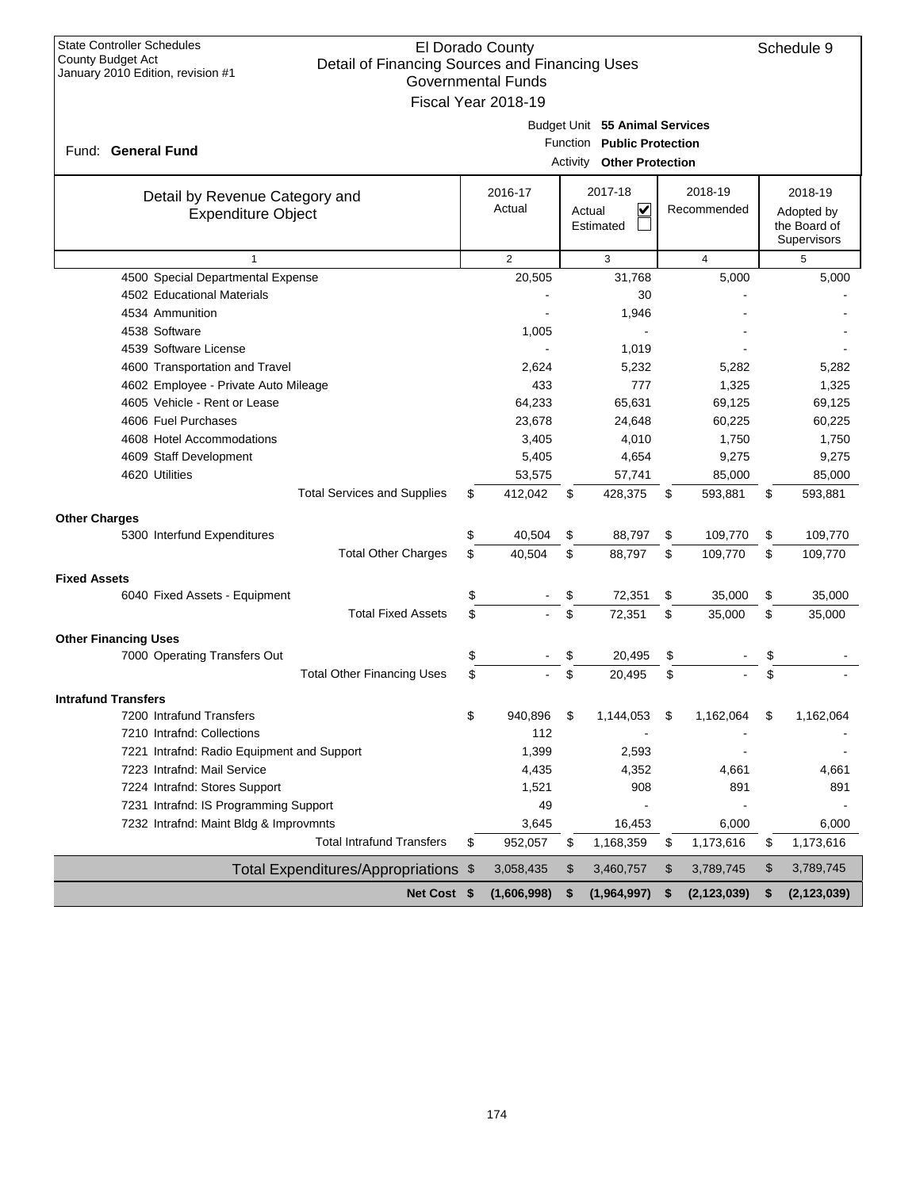State Controller Schedules
County Budget Act
January 2010 Edition, revision #1

# El Dorado County
## Detail of Financing Sources and Financing Uses
### Governmental Funds
### Fiscal Year 2018-19

Schedule 9

Fund: **General Fund**

Budget Unit **55 Animal Services**
Function **Public Protection**
Activity **Other Protection**

| Detail by Revenue Category and Expenditure Object | 2016-17 Actual | 2017-18 Actual ☑ Estimated ☐ | 2018-19 Recommended | 2018-19 Adopted by the Board of Supervisors |
|---|---|---|---|---|
| 1 | 2 | 3 | 4 | 5 |
| 4500 Special Departmental Expense | 20,505 | 31,768 | 5,000 | 5,000 |
| 4502 Educational Materials | - | 30 | - | - |
| 4534 Ammunition | - | 1,946 | - | - |
| 4538 Software | 1,005 | - | - | - |
| 4539 Software License | - | 1,019 | - | - |
| 4600 Transportation and Travel | 2,624 | 5,232 | 5,282 | 5,282 |
| 4602 Employee - Private Auto Mileage | 433 | 777 | 1,325 | 1,325 |
| 4605 Vehicle - Rent or Lease | 64,233 | 65,631 | 69,125 | 69,125 |
| 4606 Fuel Purchases | 23,678 | 24,648 | 60,225 | 60,225 |
| 4608 Hotel Accommodations | 3,405 | 4,010 | 1,750 | 1,750 |
| 4609 Staff Development | 5,405 | 4,654 | 9,275 | 9,275 |
| 4620 Utilities | 53,575 | 57,741 | 85,000 | 85,000 |
| Total Services and Supplies | $ 412,042 | $ 428,375 | $ 593,881 | $ 593,881 |
| **Other Charges** | | | | |
| 5300 Interfund Expenditures | $ 40,504 | $ 88,797 | $ 109,770 | $ 109,770 |
| Total Other Charges | $ 40,504 | $ 88,797 | $ 109,770 | $ 109,770 |
| **Fixed Assets** | | | | |
| 6040 Fixed Assets - Equipment | $ - | $ 72,351 | $ 35,000 | $ 35,000 |
| Total Fixed Assets | $ - | $ 72,351 | $ 35,000 | $ 35,000 |
| **Other Financing Uses** | | | | |
| 7000 Operating Transfers Out | $ - | $ 20,495 | $ - | $ - |
| Total Other Financing Uses | $ - | $ 20,495 | $ - | $ - |
| **Intrafund Transfers** | | | | |
| 7200 Intrafund Transfers | $ 940,896 | $ 1,144,053 | $ 1,162,064 | $ 1,162,064 |
| 7210 Intrafnd: Collections | 112 | - | - | - |
| 7221 Intrafnd: Radio Equipment and Support | 1,399 | 2,593 | - | - |
| 7223 Intrafnd: Mail Service | 4,435 | 4,352 | 4,661 | 4,661 |
| 7224 Intrafnd: Stores Support | 1,521 | 908 | 891 | 891 |
| 7231 Intrafnd: IS Programming Support | 49 | - | - | - |
| 7232 Intrafnd: Maint Bldg & Improvmnts | 3,645 | 16,453 | 6,000 | 6,000 |
| Total Intrafund Transfers | $ 952,057 | $ 1,168,359 | $ 1,173,616 | $ 1,173,616 |
| Total Expenditures/Appropriations | $ 3,058,435 | $ 3,460,757 | $ 3,789,745 | $ 3,789,745 |
| **Net Cost** | **$ (1,606,998)** | **$ (1,964,997)** | **$ (2,123,039)** | **$ (2,123,039)** |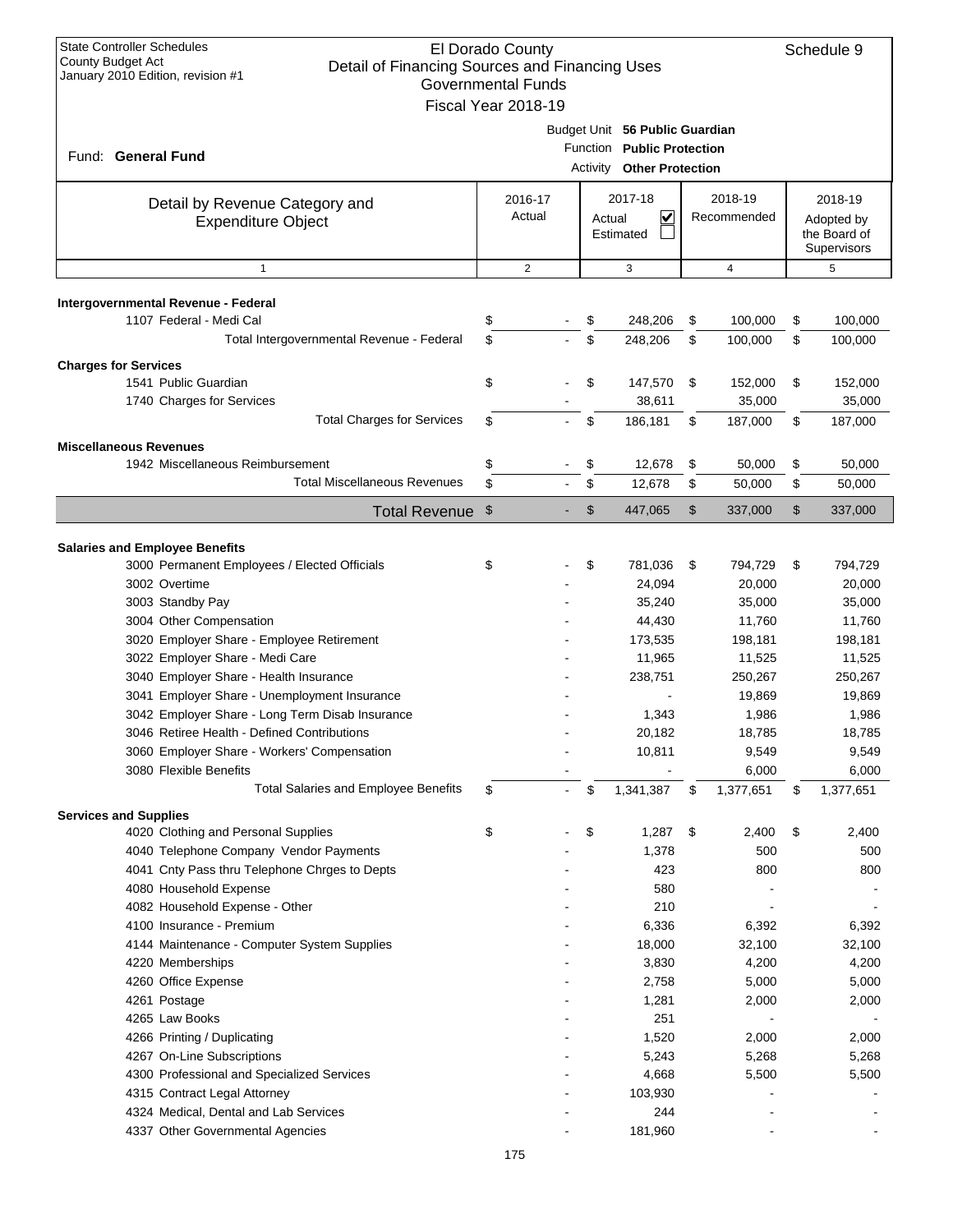State Controller Schedules
County Budget Act
January 2010 Edition, revision #1

# El Dorado County
## Detail of Financing Sources and Financing Uses
### Governmental Funds
### Fiscal Year 2018-19

Schedule 9

Fund: **General Fund**

Budget Unit **56 Public Guardian**
Function **Public Protection**
Activity **Other Protection**

| Detail by Revenue Category and Expenditure Object | 2016-17 Actual | 2017-18 Actual ☑ Estimated ☐ | 2018-19 Recommended | 2018-19 Adopted by the Board of Supervisors |
|---|---|---|---|---|
| 1 | 2 | 3 | 4 | 5 |
| **Intergovernmental Revenue - Federal** | | | | |
| 1107 Federal - Medi Cal | $ - | $ 248,206 | $ 100,000 | $ 100,000 |
| Total Intergovernmental Revenue - Federal | $ - | $ 248,206 | $ 100,000 | $ 100,000 |
| **Charges for Services** | | | | |
| 1541 Public Guardian | $ - | $ 147,570 | $ 152,000 | $ 152,000 |
| 1740 Charges for Services | - | 38,611 | 35,000 | 35,000 |
| Total Charges for Services | $ - | $ 186,181 | $ 187,000 | $ 187,000 |
| **Miscellaneous Revenues** | | | | |
| 1942 Miscellaneous Reimbursement | $ - | $ 12,678 | $ 50,000 | $ 50,000 |
| Total Miscellaneous Revenues | $ - | $ 12,678 | $ 50,000 | $ 50,000 |
| **Total Revenue** | $ - | $ 447,065 | $ 337,000 | $ 337,000 |
| **Salaries and Employee Benefits** | | | | |
| 3000 Permanent Employees / Elected Officials | $ - | $ 781,036 | $ 794,729 | $ 794,729 |
| 3002 Overtime | - | 24,094 | 20,000 | 20,000 |
| 3003 Standby Pay | - | 35,240 | 35,000 | 35,000 |
| 3004 Other Compensation | - | 44,430 | 11,760 | 11,760 |
| 3020 Employer Share - Employee Retirement | - | 173,535 | 198,181 | 198,181 |
| 3022 Employer Share - Medi Care | - | 11,965 | 11,525 | 11,525 |
| 3040 Employer Share - Health Insurance | - | 238,751 | 250,267 | 250,267 |
| 3041 Employer Share - Unemployment Insurance | - | - | 19,869 | 19,869 |
| 3042 Employer Share - Long Term Disab Insurance | - | 1,343 | 1,986 | 1,986 |
| 3046 Retiree Health - Defined Contributions | - | 20,182 | 18,785 | 18,785 |
| 3060 Employer Share - Workers' Compensation | - | 10,811 | 9,549 | 9,549 |
| 3080 Flexible Benefits | - | - | 6,000 | 6,000 |
| Total Salaries and Employee Benefits | $ - | $ 1,341,387 | $ 1,377,651 | $ 1,377,651 |
| **Services and Supplies** | | | | |
| 4020 Clothing and Personal Supplies | $ - | $ 1,287 | $ 2,400 | $ 2,400 |
| 4040 Telephone Company Vendor Payments | - | 1,378 | 500 | 500 |
| 4041 Cnty Pass thru Telephone Chrges to Depts | - | 423 | 800 | 800 |
| 4080 Household Expense | - | 580 | - | - |
| 4082 Household Expense - Other | - | 210 | - | - |
| 4100 Insurance - Premium | - | 6,336 | 6,392 | 6,392 |
| 4144 Maintenance - Computer System Supplies | - | 18,000 | 32,100 | 32,100 |
| 4220 Memberships | - | 3,830 | 4,200 | 4,200 |
| 4260 Office Expense | - | 2,758 | 5,000 | 5,000 |
| 4261 Postage | - | 1,281 | 2,000 | 2,000 |
| 4265 Law Books | - | 251 | - | - |
| 4266 Printing / Duplicating | - | 1,520 | 2,000 | 2,000 |
| 4267 On-Line Subscriptions | - | 5,243 | 5,268 | 5,268 |
| 4300 Professional and Specialized Services | - | 4,668 | 5,500 | 5,500 |
| 4315 Contract Legal Attorney | - | 103,930 | - | - |
| 4324 Medical, Dental and Lab Services | - | 244 | - | - |
| 4337 Other Governmental Agencies | - | 181,960 | - | - |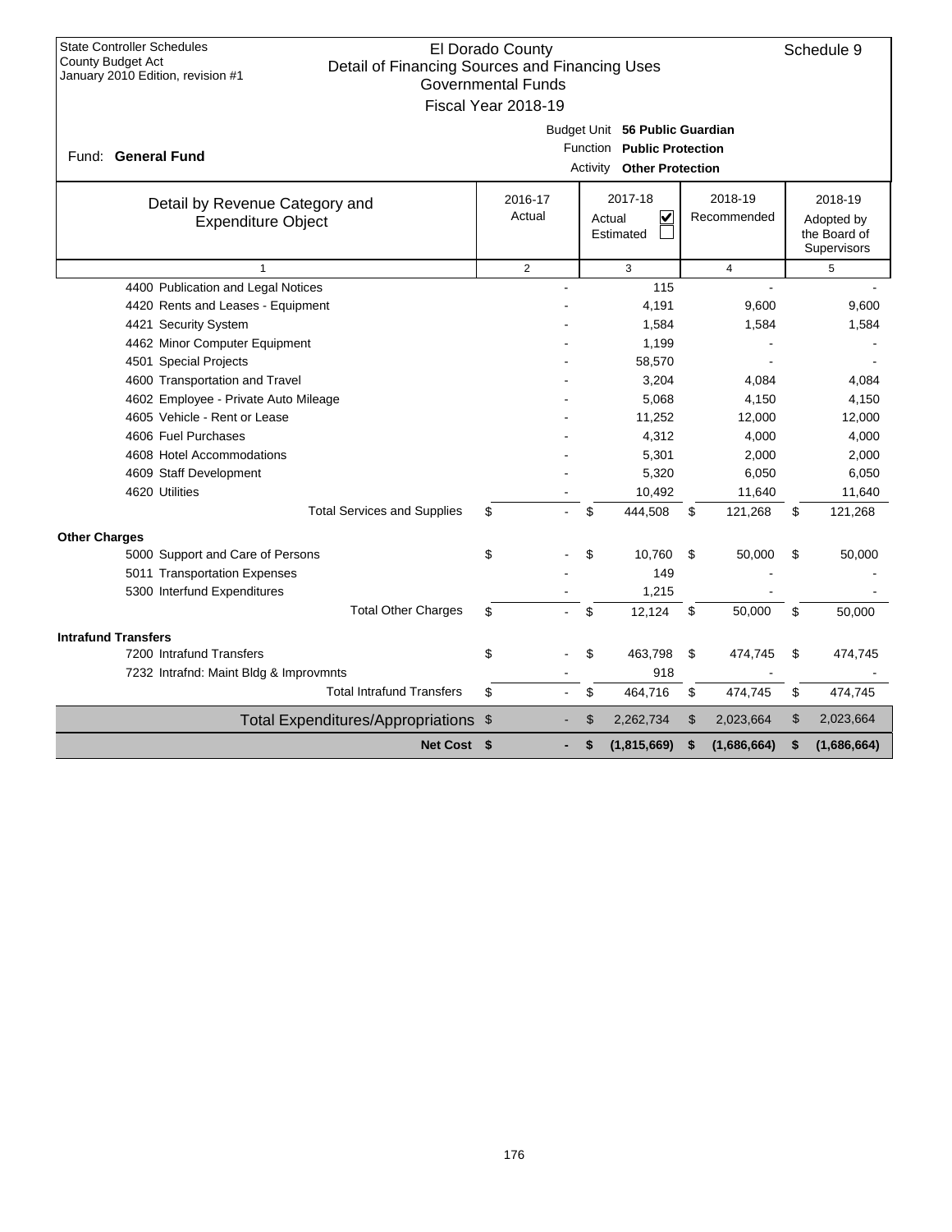State Controller Schedules
County Budget Act
January 2010 Edition, revision #1

El Dorado County
Detail of Financing Sources and Financing Uses
Governmental Funds
Fiscal Year 2018-19

Schedule 9

Fund: **General Fund**

Budget Unit **56 Public Guardian**
Function **Public Protection**
Activity **Other Protection**

| Detail by Revenue Category and Expenditure Object | 2016-17 Actual | 2017-18 Actual ☑ Estimated ☐ | 2018-19 Recommended | 2018-19 Adopted by the Board of Supervisors |
|---|---|---|---|---|
| 1 | 2 | 3 | 4 | 5 |
| 4400 Publication and Legal Notices | - | 115 | - | - |
| 4420 Rents and Leases - Equipment | - | 4,191 | 9,600 | 9,600 |
| 4421 Security System | - | 1,584 | 1,584 | 1,584 |
| 4462 Minor Computer Equipment | - | 1,199 | - | - |
| 4501 Special Projects | - | 58,570 | - | - |
| 4600 Transportation and Travel | - | 3,204 | 4,084 | 4,084 |
| 4602 Employee - Private Auto Mileage | - | 5,068 | 4,150 | 4,150 |
| 4605 Vehicle - Rent or Lease | - | 11,252 | 12,000 | 12,000 |
| 4606 Fuel Purchases | - | 4,312 | 4,000 | 4,000 |
| 4608 Hotel Accommodations | - | 5,301 | 2,000 | 2,000 |
| 4609 Staff Development | - | 5,320 | 6,050 | 6,050 |
| 4620 Utilities | - | 10,492 | 11,640 | 11,640 |
| Total Services and Supplies | $ - | $ 444,508 | $ 121,268 | $ 121,268 |
| **Other Charges** | | | | |
| 5000 Support and Care of Persons | $ - | $ 10,760 | $ 50,000 | $ 50,000 |
| 5011 Transportation Expenses | - | 149 | - | - |
| 5300 Interfund Expenditures | - | 1,215 | - | - |
| Total Other Charges | $ - | $ 12,124 | $ 50,000 | $ 50,000 |
| **Intrafund Transfers** | | | | |
| 7200 Intrafund Transfers | $ - | $ 463,798 | $ 474,745 | $ 474,745 |
| 7232 Intrafnd: Maint Bldg & Improvmnts | - | 918 | - | - |
| Total Intrafund Transfers | $ - | $ 464,716 | $ 474,745 | $ 474,745 |
| Total Expenditures/Appropriations | $ - | $ 2,262,734 | $ 2,023,664 | $ 2,023,664 |
| **Net Cost** | **$ -** | **$ (1,815,669)** | **$ (1,686,664)** | **$ (1,686,664)** |